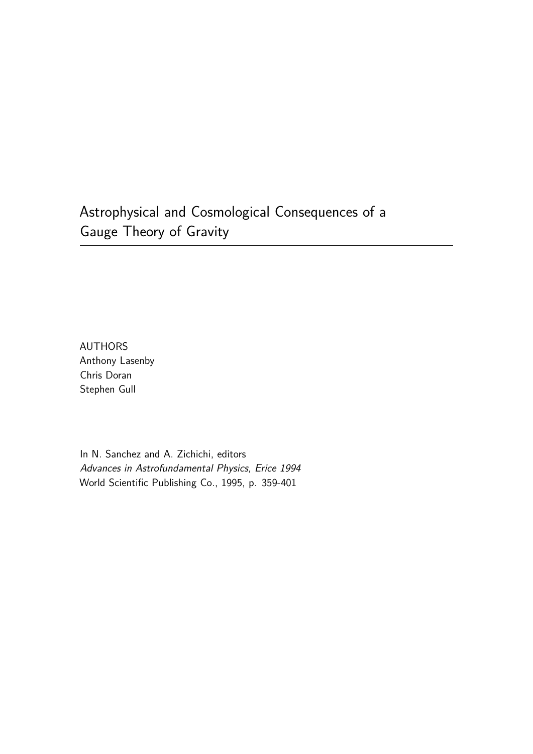# Astrophysical and Cosmological Consequences of a Gauge Theory of Gravity

AUTHORS
Anthony Lasenby
Chris Doran
Stephen Gull

In N. Sanchez and A. Zichichi, editors
*Advances in Astrofundamental Physics, Erice 1994*
World Scientific Publishing Co., 1995, p. 359-401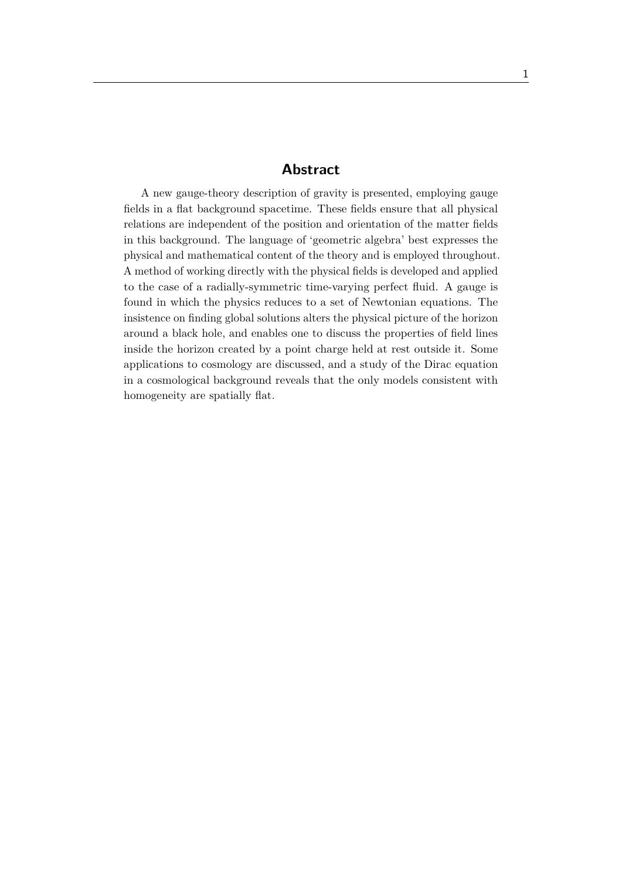## Abstract

A new gauge-theory description of gravity is presented, employing gauge fields in a flat background spacetime. These fields ensure that all physical relations are independent of the position and orientation of the matter fields in this background. The language of 'geometric algebra' best expresses the physical and mathematical content of the theory and is employed throughout. A method of working directly with the physical fields is developed and applied to the case of a radially-symmetric time-varying perfect fluid. A gauge is found in which the physics reduces to a set of Newtonian equations. The insistence on finding global solutions alters the physical picture of the horizon around a black hole, and enables one to discuss the properties of field lines inside the horizon created by a point charge held at rest outside it. Some applications to cosmology are discussed, and a study of the Dirac equation in a cosmological background reveals that the only models consistent with homogeneity are spatially flat.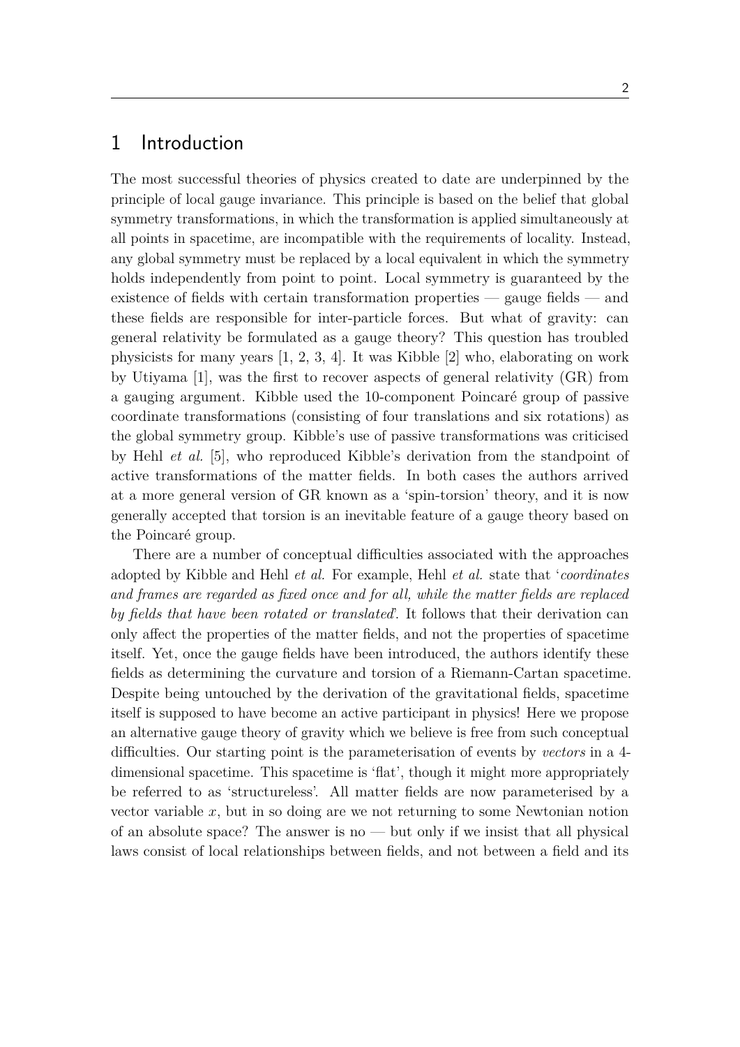# 1 Introduction

The most successful theories of physics created to date are underpinned by the principle of local gauge invariance. This principle is based on the belief that global symmetry transformations, in which the transformation is applied simultaneously at all points in spacetime, are incompatible with the requirements of locality. Instead, any global symmetry must be replaced by a local equivalent in which the symmetry holds independently from point to point. Local symmetry is guaranteed by the existence of fields with certain transformation properties — gauge fields — and these fields are responsible for inter-particle forces. But what of gravity: can general relativity be formulated as a gauge theory? This question has troubled physicists for many years [1, 2, 3, 4]. It was Kibble [2] who, elaborating on work by Utiyama [1], was the first to recover aspects of general relativity (GR) from a gauging argument. Kibble used the 10-component Poincaré group of passive coordinate transformations (consisting of four translations and six rotations) as the global symmetry group. Kibble's use of passive transformations was criticised by Hehl *et al.* [5], who reproduced Kibble's derivation from the standpoint of active transformations of the matter fields. In both cases the authors arrived at a more general version of GR known as a 'spin-torsion' theory, and it is now generally accepted that torsion is an inevitable feature of a gauge theory based on the Poincaré group.

There are a number of conceptual difficulties associated with the approaches adopted by Kibble and Hehl *et al.* For example, Hehl *et al.* state that '*coordinates and frames are regarded as fixed once and for all, while the matter fields are replaced by fields that have been rotated or translated*'. It follows that their derivation can only affect the properties of the matter fields, and not the properties of spacetime itself. Yet, once the gauge fields have been introduced, the authors identify these fields as determining the curvature and torsion of a Riemann-Cartan spacetime. Despite being untouched by the derivation of the gravitational fields, spacetime itself is supposed to have become an active participant in physics! Here we propose an alternative gauge theory of gravity which we believe is free from such conceptual difficulties. Our starting point is the parameterisation of events by *vectors* in a 4-dimensional spacetime. This spacetime is 'flat', though it might more appropriately be referred to as 'structureless'. All matter fields are now parameterised by a vector variable $x$, but in so doing are we not returning to some Newtonian notion of an absolute space? The answer is no — but only if we insist that all physical laws consist of local relationships between fields, and not between a field and its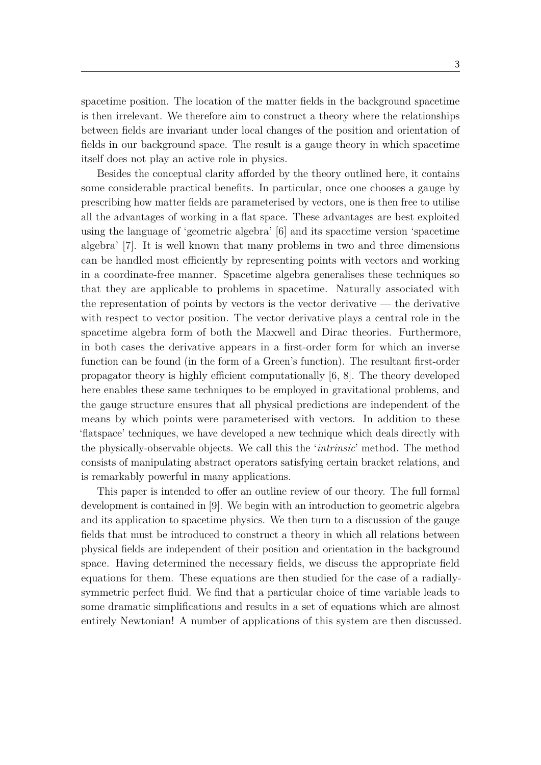spacetime position. The location of the matter fields in the background spacetime is then irrelevant. We therefore aim to construct a theory where the relationships between fields are invariant under local changes of the position and orientation of fields in our background space. The result is a gauge theory in which spacetime itself does not play an active role in physics.

Besides the conceptual clarity afforded by the theory outlined here, it contains some considerable practical benefits. In particular, once one chooses a gauge by prescribing how matter fields are parameterised by vectors, one is then free to utilise all the advantages of working in a flat space. These advantages are best exploited using the language of 'geometric algebra' [6] and its spacetime version 'spacetime algebra' [7]. It is well known that many problems in two and three dimensions can be handled most efficiently by representing points with vectors and working in a coordinate-free manner. Spacetime algebra generalises these techniques so that they are applicable to problems in spacetime. Naturally associated with the representation of points by vectors is the vector derivative — the derivative with respect to vector position. The vector derivative plays a central role in the spacetime algebra form of both the Maxwell and Dirac theories. Furthermore, in both cases the derivative appears in a first-order form for which an inverse function can be found (in the form of a Green's function). The resultant first-order propagator theory is highly efficient computationally [6, 8]. The theory developed here enables these same techniques to be employed in gravitational problems, and the gauge structure ensures that all physical predictions are independent of the means by which points were parameterised with vectors. In addition to these 'flatspace' techniques, we have developed a new technique which deals directly with the physically-observable objects. We call this the '*intrinsic*' method. The method consists of manipulating abstract operators satisfying certain bracket relations, and is remarkably powerful in many applications.

This paper is intended to offer an outline review of our theory. The full formal development is contained in [9]. We begin with an introduction to geometric algebra and its application to spacetime physics. We then turn to a discussion of the gauge fields that must be introduced to construct a theory in which all relations between physical fields are independent of their position and orientation in the background space. Having determined the necessary fields, we discuss the appropriate field equations for them. These equations are then studied for the case of a radially-symmetric perfect fluid. We find that a particular choice of time variable leads to some dramatic simplifications and results in a set of equations which are almost entirely Newtonian! A number of applications of this system are then discussed.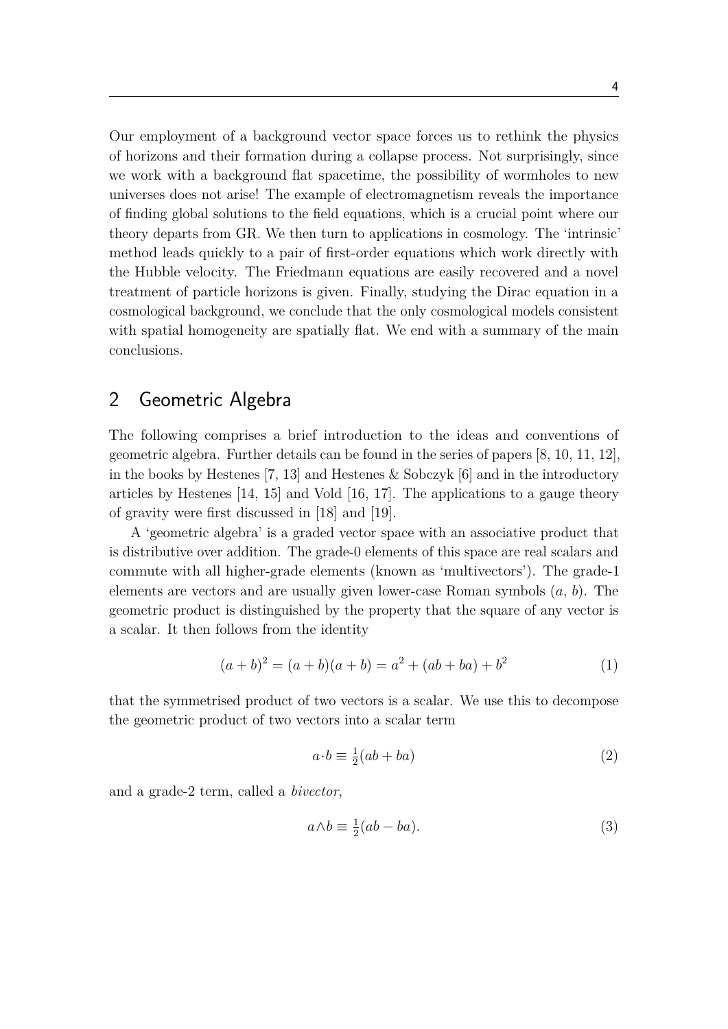Our employment of a background vector space forces us to rethink the physics of horizons and their formation during a collapse process. Not surprisingly, since we work with a background flat spacetime, the possibility of wormholes to new universes does not arise! The example of electromagnetism reveals the importance of finding global solutions to the field equations, which is a crucial point where our theory departs from GR. We then turn to applications in cosmology. The 'intrinsic' method leads quickly to a pair of first-order equations which work directly with the Hubble velocity. The Friedmann equations are easily recovered and a novel treatment of particle horizons is given. Finally, studying the Dirac equation in a cosmological background, we conclude that the only cosmological models consistent with spatial homogeneity are spatially flat. We end with a summary of the main conclusions.

## 2 Geometric Algebra

The following comprises a brief introduction to the ideas and conventions of geometric algebra. Further details can be found in the series of papers [8, 10, 11, 12], in the books by Hestenes [7, 13] and Hestenes & Sobczyk [6] and in the introductory articles by Hestenes [14, 15] and Vold [16, 17]. The applications to a gauge theory of gravity were first discussed in [18] and [19].

A 'geometric algebra' is a graded vector space with an associative product that is distributive over addition. The grade-0 elements of this space are real scalars and commute with all higher-grade elements (known as 'multivectors'). The grade-1 elements are vectors and are usually given lower-case Roman symbols ($a$, $b$). The geometric product is distinguished by the property that the square of any vector is a scalar. It then follows from the identity

$$(a+b)^2 = (a+b)(a+b) = a^2 + (ab+ba) + b^2 \tag{1}$$

that the symmetrised product of two vectors is a scalar. We use this to decompose the geometric product of two vectors into a scalar term

$$a\cdot b \equiv \tfrac{1}{2}(ab+ba) \tag{2}$$

and a grade-2 term, called a *bivector*,

$$a\wedge b \equiv \tfrac{1}{2}(ab-ba). \tag{3}$$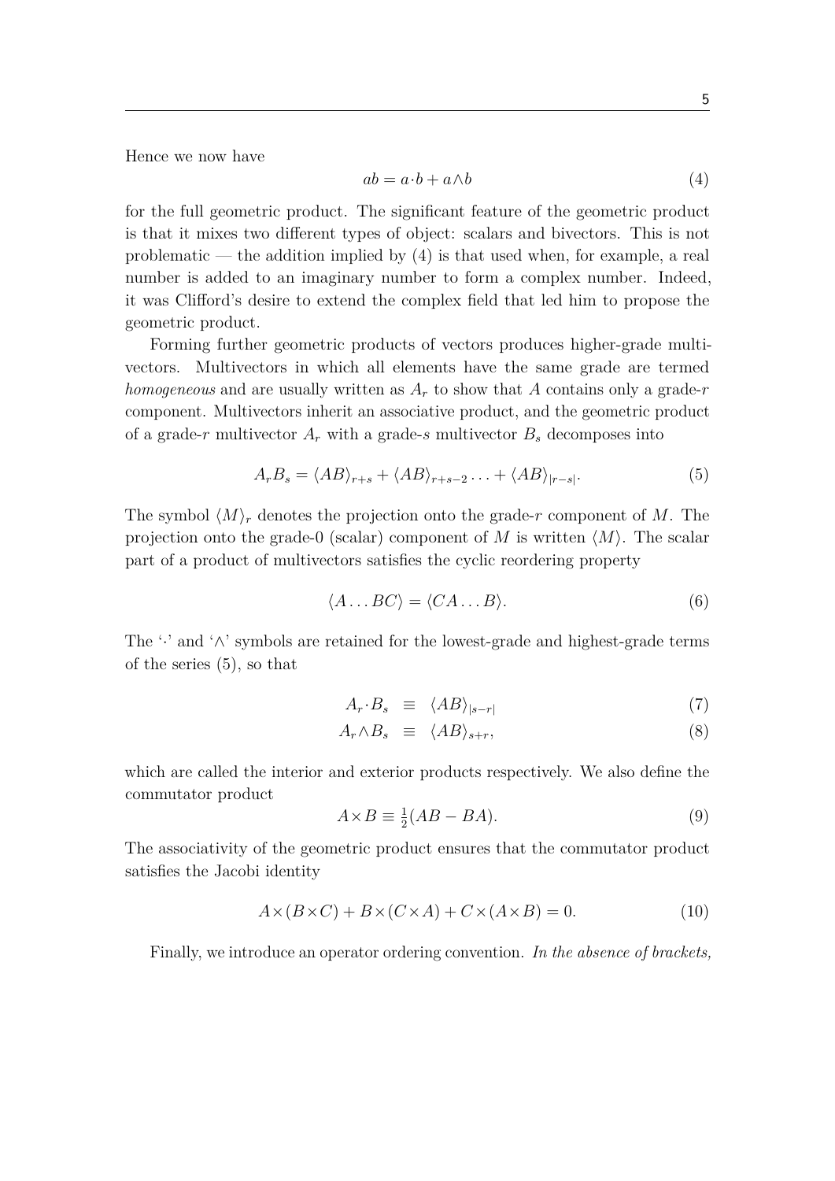Hence we now have

$$ab = a\cdot b + a\wedge b \tag{4}$$

for the full geometric product. The significant feature of the geometric product is that it mixes two different types of object: scalars and bivectors. This is not problematic — the addition implied by (4) is that used when, for example, a real number is added to an imaginary number to form a complex number. Indeed, it was Clifford's desire to extend the complex field that led him to propose the geometric product.

Forming further geometric products of vectors produces higher-grade multivectors. Multivectors in which all elements have the same grade are termed *homogeneous* and are usually written as $A_r$ to show that $A$ contains only a grade-$r$ component. Multivectors inherit an associative product, and the geometric product of a grade-$r$ multivector $A_r$ with a grade-$s$ multivector $B_s$ decomposes into

$$A_r B_s = \langle AB\rangle_{r+s} + \langle AB\rangle_{r+s-2} \ldots + \langle AB\rangle_{|r-s|}. \tag{5}$$

The symbol $\langle M\rangle_r$ denotes the projection onto the grade-$r$ component of $M$. The projection onto the grade-0 (scalar) component of $M$ is written $\langle M\rangle$. The scalar part of a product of multivectors satisfies the cyclic reordering property

$$\langle A\ldots BC\rangle = \langle CA\ldots B\rangle. \tag{6}$$

The '$\cdot$' and '$\wedge$' symbols are retained for the lowest-grade and highest-grade terms of the series (5), so that

$$A_r\cdot B_s \equiv \langle AB\rangle_{|s-r|} \tag{7}$$

$$A_r\wedge B_s \equiv \langle AB\rangle_{s+r}, \tag{8}$$

which are called the interior and exterior products respectively. We also define the commutator product

$$A\times B \equiv \tfrac{1}{2}(AB - BA). \tag{9}$$

The associativity of the geometric product ensures that the commutator product satisfies the Jacobi identity

$$A\times(B\times C) + B\times(C\times A) + C\times(A\times B) = 0. \tag{10}$$

Finally, we introduce an operator ordering convention. *In the absence of brackets,*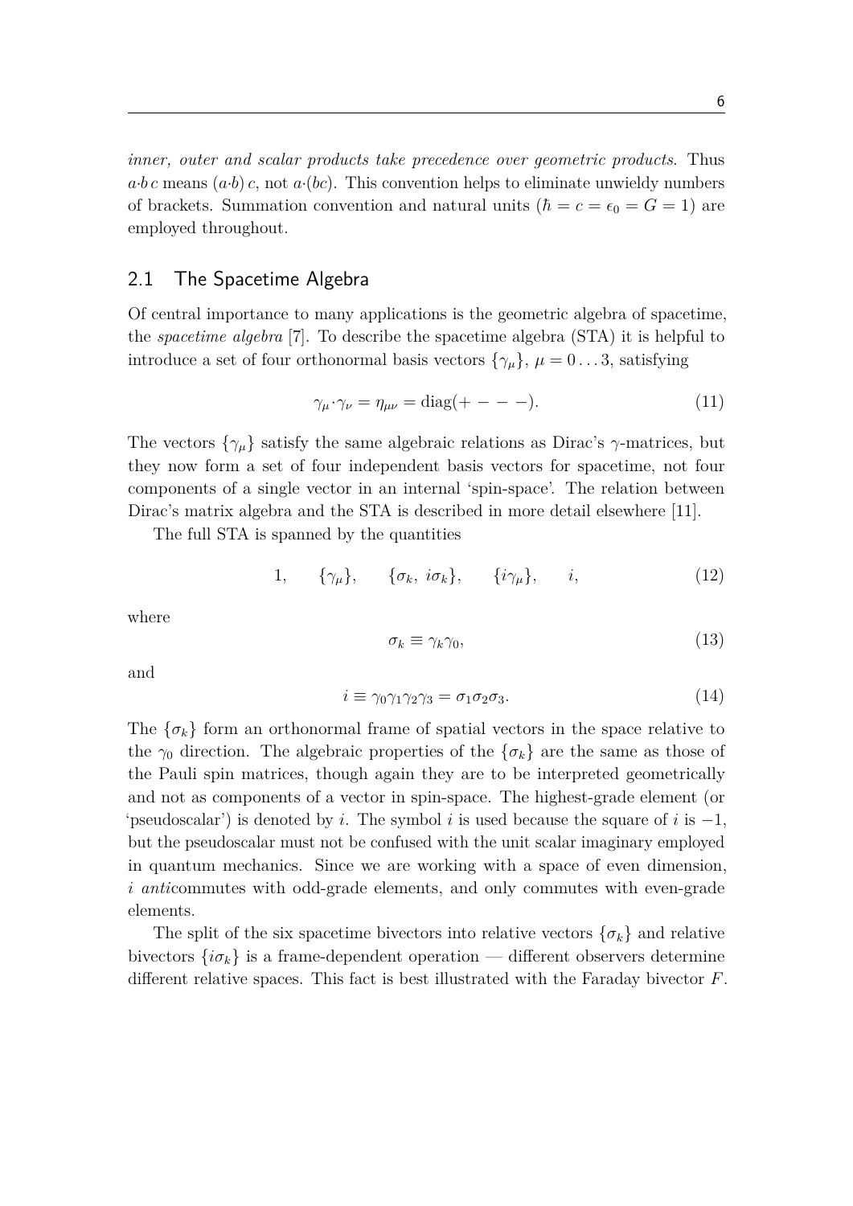*inner, outer and scalar products take precedence over geometric products*. Thus $a{\cdot}b\,c$ means $(a{\cdot}b)\,c$, not $a{\cdot}(bc)$. This convention helps to eliminate unwieldy numbers of brackets. Summation convention and natural units ($\hbar = c = \epsilon_0 = G = 1$) are employed throughout.

## 2.1 The Spacetime Algebra

Of central importance to many applications is the geometric algebra of spacetime, the *spacetime algebra* [7]. To describe the spacetime algebra (STA) it is helpful to introduce a set of four orthonormal basis vectors $\{\gamma_\mu\}$, $\mu = 0 \dots 3$, satisfying

$$\gamma_\mu {\cdot} \gamma_\nu = \eta_{\mu\nu} = \mathrm{diag}(+ - - -). \tag{11}$$

The vectors $\{\gamma_\mu\}$ satisfy the same algebraic relations as Dirac's $\gamma$-matrices, but they now form a set of four independent basis vectors for spacetime, not four components of a single vector in an internal 'spin-space'. The relation between Dirac's matrix algebra and the STA is described in more detail elsewhere [11].

The full STA is spanned by the quantities

$$1, \qquad \{\gamma_\mu\}, \qquad \{\sigma_k,\ i\sigma_k\}, \qquad \{i\gamma_\mu\}, \qquad i, \tag{12}$$

where

$$\sigma_k \equiv \gamma_k \gamma_0, \tag{13}$$

and

$$i \equiv \gamma_0\gamma_1\gamma_2\gamma_3 = \sigma_1\sigma_2\sigma_3. \tag{14}$$

The $\{\sigma_k\}$ form an orthonormal frame of spatial vectors in the space relative to the $\gamma_0$ direction. The algebraic properties of the $\{\sigma_k\}$ are the same as those of the Pauli spin matrices, though again they are to be interpreted geometrically and not as components of a vector in spin-space. The highest-grade element (or 'pseudoscalar') is denoted by $i$. The symbol $i$ is used because the square of $i$ is $-1$, but the pseudoscalar must not be confused with the unit scalar imaginary employed in quantum mechanics. Since we are working with a space of even dimension, $i$ *anti*commutes with odd-grade elements, and only commutes with even-grade elements.

The split of the six spacetime bivectors into relative vectors $\{\sigma_k\}$ and relative bivectors $\{i\sigma_k\}$ is a frame-dependent operation — different observers determine different relative spaces. This fact is best illustrated with the Faraday bivector $F$.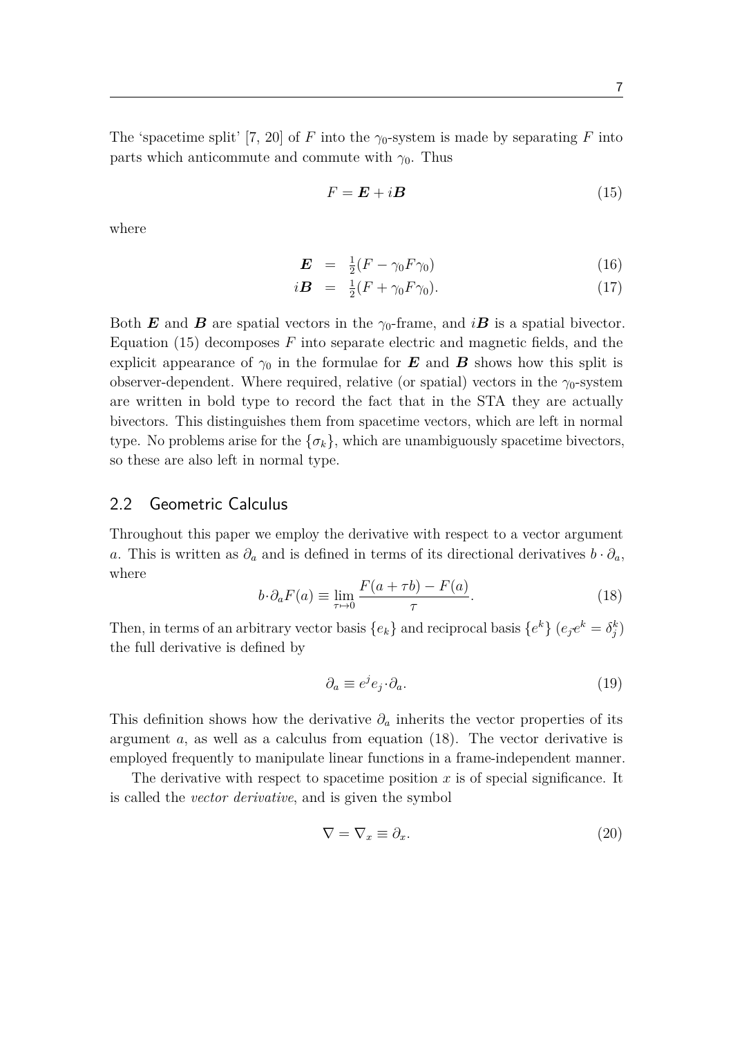The 'spacetime split' [7, 20] of $F$ into the $\gamma_0$-system is made by separating $F$ into parts which anticommute and commute with $\gamma_0$. Thus

$$F = \boldsymbol{E} + i\boldsymbol{B} \tag{15}$$

where

$$\boldsymbol{E} = \tfrac{1}{2}(F - \gamma_0 F \gamma_0) \tag{16}$$

$$i\boldsymbol{B} = \tfrac{1}{2}(F + \gamma_0 F \gamma_0). \tag{17}$$

Both $\boldsymbol{E}$ and $\boldsymbol{B}$ are spatial vectors in the $\gamma_0$-frame, and $i\boldsymbol{B}$ is a spatial bivector. Equation (15) decomposes $F$ into separate electric and magnetic fields, and the explicit appearance of $\gamma_0$ in the formulae for $\boldsymbol{E}$ and $\boldsymbol{B}$ shows how this split is observer-dependent. Where required, relative (or spatial) vectors in the $\gamma_0$-system are written in bold type to record the fact that in the STA they are actually bivectors. This distinguishes them from spacetime vectors, which are left in normal type. No problems arise for the $\{\sigma_k\}$, which are unambiguously spacetime bivectors, so these are also left in normal type.

## 2.2 Geometric Calculus

Throughout this paper we employ the derivative with respect to a vector argument $a$. This is written as $\partial_a$ and is defined in terms of its directional derivatives $b \cdot \partial_a$, where

$$b \cdot \partial_a F(a) \equiv \lim_{\tau \mapsto 0} \frac{F(a + \tau b) - F(a)}{\tau}. \tag{18}$$

Then, in terms of an arbitrary vector basis $\{e_k\}$ and reciprocal basis $\{e^k\}$ ($e_j e^k = \delta_j^k$) the full derivative is defined by

$$\partial_a \equiv e^j e_j \cdot \partial_a. \tag{19}$$

This definition shows how the derivative $\partial_a$ inherits the vector properties of its argument $a$, as well as a calculus from equation (18). The vector derivative is employed frequently to manipulate linear functions in a frame-independent manner.

The derivative with respect to spacetime position $x$ is of special significance. It is called the *vector derivative*, and is given the symbol

$$\nabla = \nabla_x \equiv \partial_x. \tag{20}$$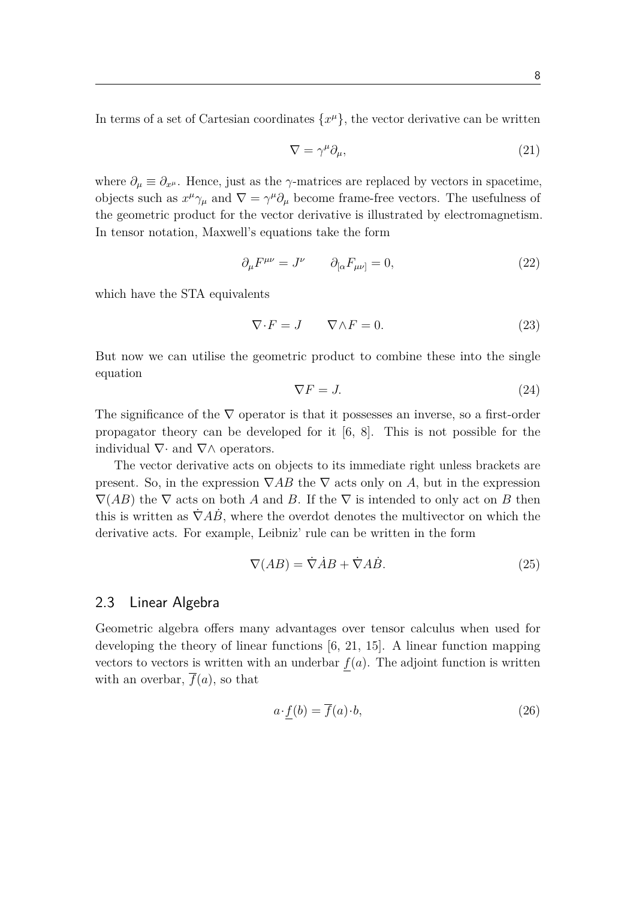In terms of a set of Cartesian coordinates $\{x^\mu\}$, the vector derivative can be written

$$\nabla = \gamma^\mu \partial_\mu, \tag{21}$$

where $\partial_\mu \equiv \partial_{x^\mu}$. Hence, just as the $\gamma$-matrices are replaced by vectors in spacetime, objects such as $x^\mu \gamma_\mu$ and $\nabla = \gamma^\mu \partial_\mu$ become frame-free vectors. The usefulness of the geometric product for the vector derivative is illustrated by electromagnetism. In tensor notation, Maxwell's equations take the form

$$\partial_\mu F^{\mu\nu} = J^\nu \qquad \partial_{[\alpha} F_{\mu\nu]} = 0, \tag{22}$$

which have the STA equivalents

$$\nabla \cdot F = J \qquad \nabla \wedge F = 0. \tag{23}$$

But now we can utilise the geometric product to combine these into the single equation

$$\nabla F = J. \tag{24}$$

The significance of the $\nabla$ operator is that it possesses an inverse, so a first-order propagator theory can be developed for it [6, 8]. This is not possible for the individual $\nabla \cdot$ and $\nabla \wedge$ operators.

The vector derivative acts on objects to its immediate right unless brackets are present. So, in the expression $\nabla AB$ the $\nabla$ acts only on $A$, but in the expression $\nabla(AB)$ the $\nabla$ acts on both $A$ and $B$. If the $\nabla$ is intended to only act on $B$ then this is written as $\dot{\nabla} A \dot{B}$, where the overdot denotes the multivector on which the derivative acts. For example, Leibniz' rule can be written in the form

$$\nabla(AB) = \dot{\nabla} \dot{A} B + \dot{\nabla} A \dot{B}. \tag{25}$$

## 2.3 Linear Algebra

Geometric algebra offers many advantages over tensor calculus when used for developing the theory of linear functions [6, 21, 15]. A linear function mapping vectors to vectors is written with an underbar $\underline{f}(a)$. The adjoint function is written with an overbar, $\overline{f}(a)$, so that

$$a \cdot \underline{f}(b) = \overline{f}(a) \cdot b, \tag{26}$$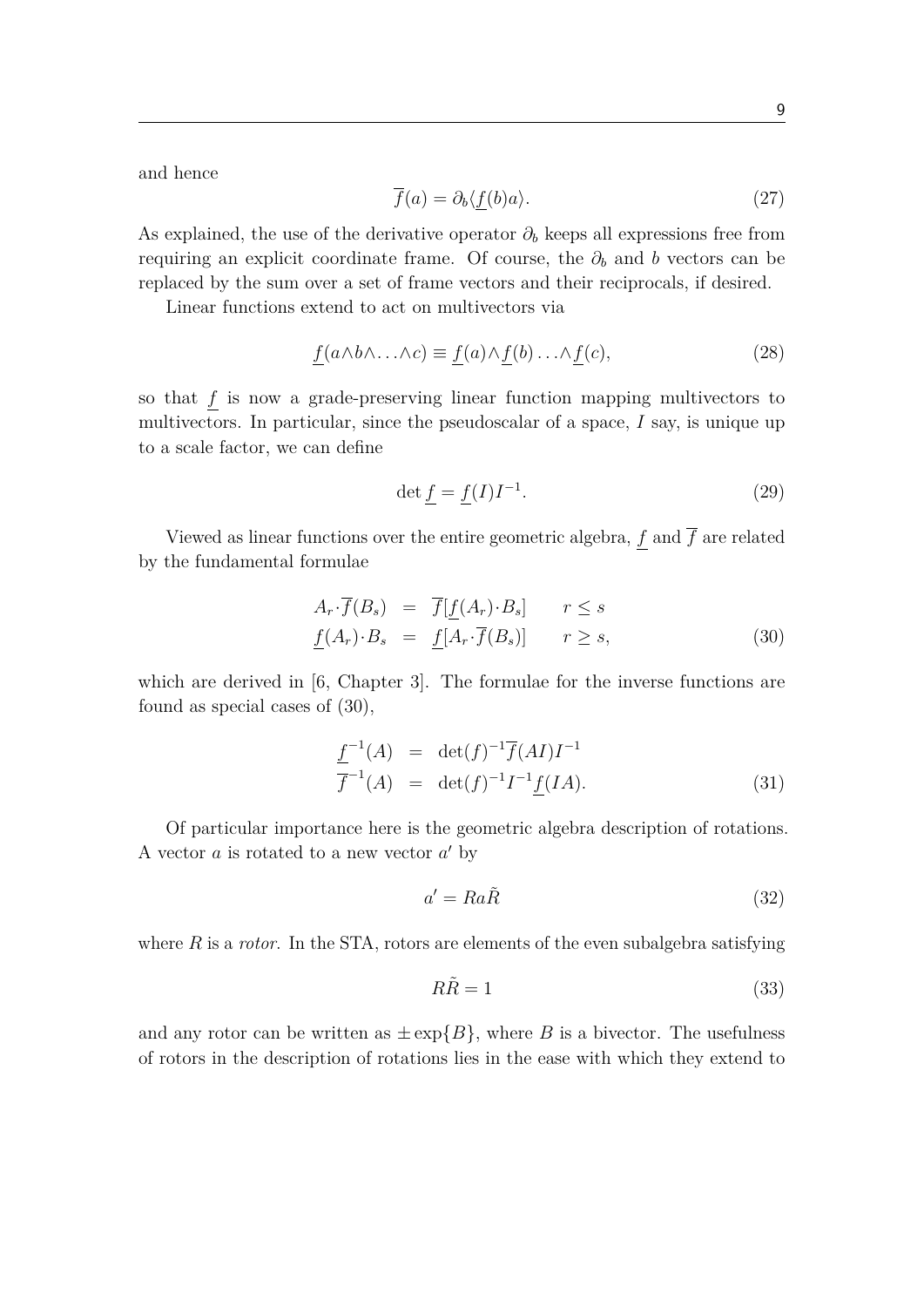and hence

$$\overline{f}(a) = \partial_b \langle \underline{f}(b) a \rangle. \tag{27}$$

As explained, the use of the derivative operator $\partial_b$ keeps all expressions free from requiring an explicit coordinate frame. Of course, the $\partial_b$ and $b$ vectors can be replaced by the sum over a set of frame vectors and their reciprocals, if desired.

Linear functions extend to act on multivectors via

$$\underline{f}(a\wedge b\wedge \ldots \wedge c) \equiv \underline{f}(a)\wedge \underline{f}(b) \ldots \wedge \underline{f}(c), \tag{28}$$

so that $\underline{f}$ is now a grade-preserving linear function mapping multivectors to multivectors. In particular, since the pseudoscalar of a space, $I$ say, is unique up to a scale factor, we can define

$$\det \underline{f} = \underline{f}(I) I^{-1}. \tag{29}$$

Viewed as linear functions over the entire geometric algebra, $\underline{f}$ and $\overline{f}$ are related by the fundamental formulae

$$\begin{aligned} A_r \cdot \overline{f}(B_s) &= \overline{f}[\underline{f}(A_r) \cdot B_s] \qquad r \leq s \\ \underline{f}(A_r) \cdot B_s &= \underline{f}[A_r \cdot \overline{f}(B_s)] \qquad r \geq s, \end{aligned} \tag{30}$$

which are derived in [6, Chapter 3]. The formulae for the inverse functions are found as special cases of (30),

$$\begin{aligned} \underline{f}^{-1}(A) &= \det(f)^{-1} \overline{f}(AI) I^{-1} \\ \overline{f}^{-1}(A) &= \det(f)^{-1} I^{-1} \underline{f}(IA). \end{aligned} \tag{31}$$

Of particular importance here is the geometric algebra description of rotations. A vector $a$ is rotated to a new vector $a'$ by

$$a' = R a \tilde{R} \tag{32}$$

where $R$ is a *rotor*. In the STA, rotors are elements of the even subalgebra satisfying

$$R\tilde{R} = 1 \tag{33}$$

and any rotor can be written as $\pm \exp\{B\}$, where $B$ is a bivector. The usefulness of rotors in the description of rotations lies in the ease with which they extend to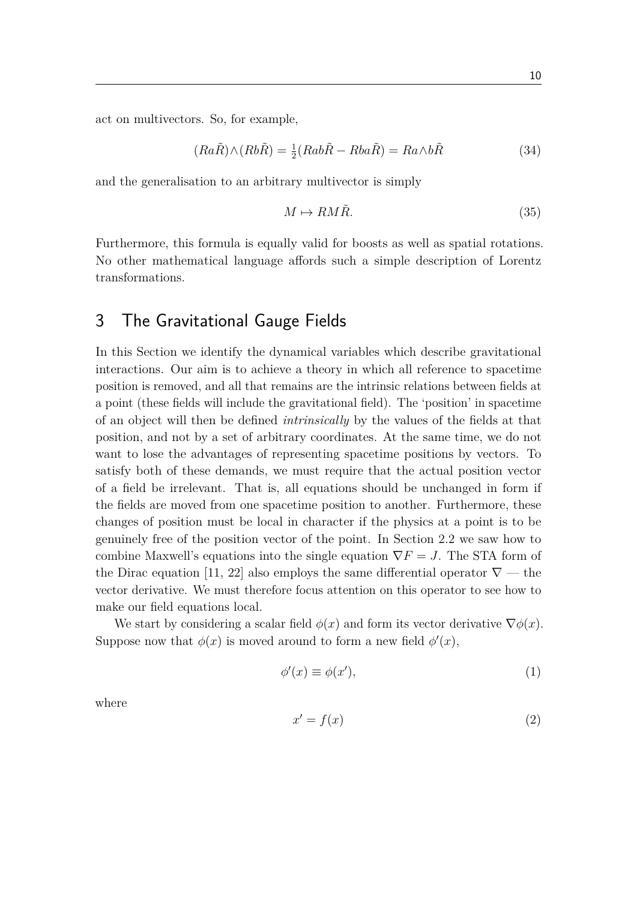act on multivectors. So, for example,

$$(Ra\tilde{R})\wedge(Rb\tilde{R}) = \tfrac{1}{2}(Rab\tilde{R} - Rba\tilde{R}) = Ra\wedge b\tilde{R} \tag{34}$$

and the generalisation to an arbitrary multivector is simply

$$M \mapsto RM\tilde{R}. \tag{35}$$

Furthermore, this formula is equally valid for boosts as well as spatial rotations. No other mathematical language affords such a simple description of Lorentz transformations.

## 3 The Gravitational Gauge Fields

In this Section we identify the dynamical variables which describe gravitational interactions. Our aim is to achieve a theory in which all reference to spacetime position is removed, and all that remains are the intrinsic relations between fields at a point (these fields will include the gravitational field). The 'position' in spacetime of an object will then be defined *intrinsically* by the values of the fields at that position, and not by a set of arbitrary coordinates. At the same time, we do not want to lose the advantages of representing spacetime positions by vectors. To satisfy both of these demands, we must require that the actual position vector of a field be irrelevant. That is, all equations should be unchanged in form if the fields are moved from one spacetime position to another. Furthermore, these changes of position must be local in character if the physics at a point is to be genuinely free of the position vector of the point. In Section 2.2 we saw how to combine Maxwell's equations into the single equation $\nabla F = J$. The STA form of the Dirac equation [11, 22] also employs the same differential operator $\nabla$ — the vector derivative. We must therefore focus attention on this operator to see how to make our field equations local.

We start by considering a scalar field $\phi(x)$ and form its vector derivative $\nabla\phi(x)$. Suppose now that $\phi(x)$ is moved around to form a new field $\phi'(x)$,

$$\phi'(x) \equiv \phi(x'), \tag{1}$$

where

$$x' = f(x) \tag{2}$$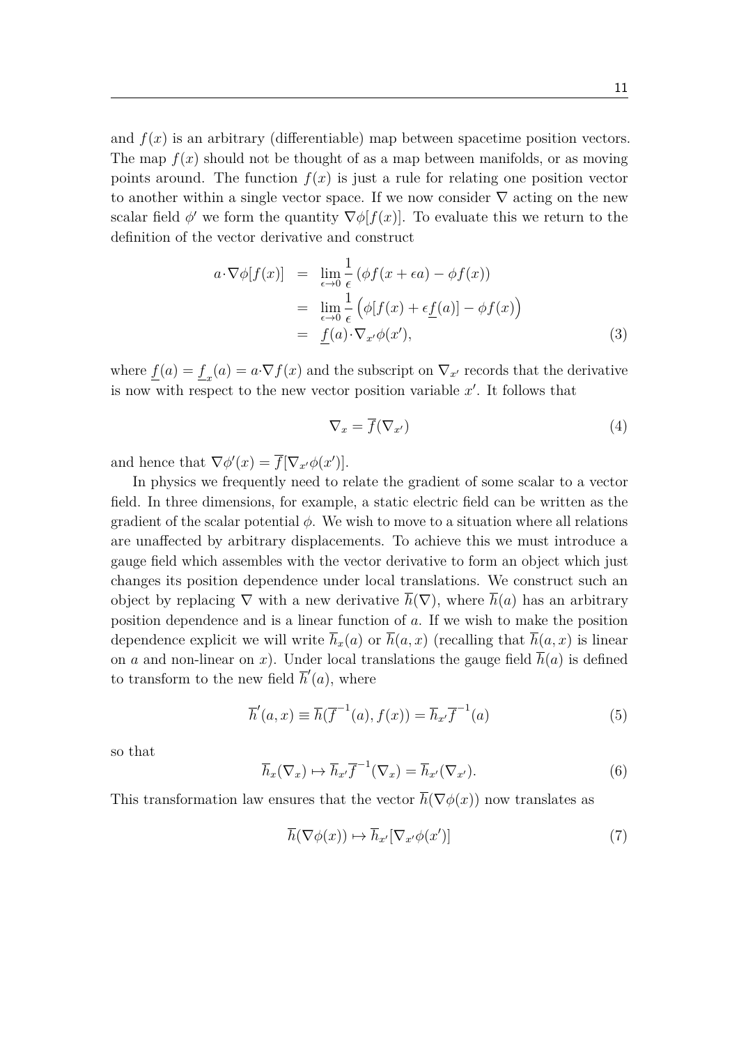and $f(x)$ is an arbitrary (differentiable) map between spacetime position vectors. The map $f(x)$ should not be thought of as a map between manifolds, or as moving points around. The function $f(x)$ is just a rule for relating one position vector to another within a single vector space. If we now consider $\nabla$ acting on the new scalar field $\phi'$ we form the quantity $\nabla\phi[f(x)]$. To evaluate this we return to the definition of the vector derivative and construct

$$
\begin{aligned}
a\cdot\nabla\phi[f(x)] &= \lim_{\epsilon\to 0}\frac{1}{\epsilon}\left(\phi f(x+\epsilon a) - \phi f(x)\right) \\
&= \lim_{\epsilon\to 0}\frac{1}{\epsilon}\Big(\phi[f(x)+\epsilon\underline{f}(a)] - \phi f(x)\Big) \\
&= \underline{f}(a)\cdot\nabla_{x'}\phi(x'),
\end{aligned}
\tag{3}
$$

where $\underline{f}(a) = \underline{f}_x(a) = a\cdot\nabla f(x)$ and the subscript on $\nabla_{x'}$ records that the derivative is now with respect to the new vector position variable $x'$. It follows that

$$
\nabla_x = \overline{f}(\nabla_{x'}) \tag{4}
$$

and hence that $\nabla\phi'(x) = \overline{f}[\nabla_{x'}\phi(x')]$.

In physics we frequently need to relate the gradient of some scalar to a vector field. In three dimensions, for example, a static electric field can be written as the gradient of the scalar potential $\phi$. We wish to move to a situation where all relations are unaffected by arbitrary displacements. To achieve this we must introduce a gauge field which assembles with the vector derivative to form an object which just changes its position dependence under local translations. We construct such an object by replacing $\nabla$ with a new derivative $\overline{h}(\nabla)$, where $\overline{h}(a)$ has an arbitrary position dependence and is a linear function of $a$. If we wish to make the position dependence explicit we will write $\overline{h}_x(a)$ or $\overline{h}(a,x)$ (recalling that $\overline{h}(a,x)$ is linear on $a$ and non-linear on $x$). Under local translations the gauge field $\overline{h}(a)$ is defined to transform to the new field $\overline{h}'(a)$, where

$$
\overline{h}'(a,x) \equiv \overline{h}(\overline{f}^{-1}(a), f(x)) = \overline{h}_{x'}\overline{f}^{-1}(a) \tag{5}
$$

so that

$$
\overline{h}_x(\nabla_x) \mapsto \overline{h}_{x'}\overline{f}^{-1}(\nabla_x) = \overline{h}_{x'}(\nabla_{x'}). \tag{6}
$$

This transformation law ensures that the vector $\overline{h}(\nabla\phi(x))$ now translates as

$$
\overline{h}(\nabla\phi(x)) \mapsto \overline{h}_{x'}[\nabla_{x'}\phi(x')] \tag{7}
$$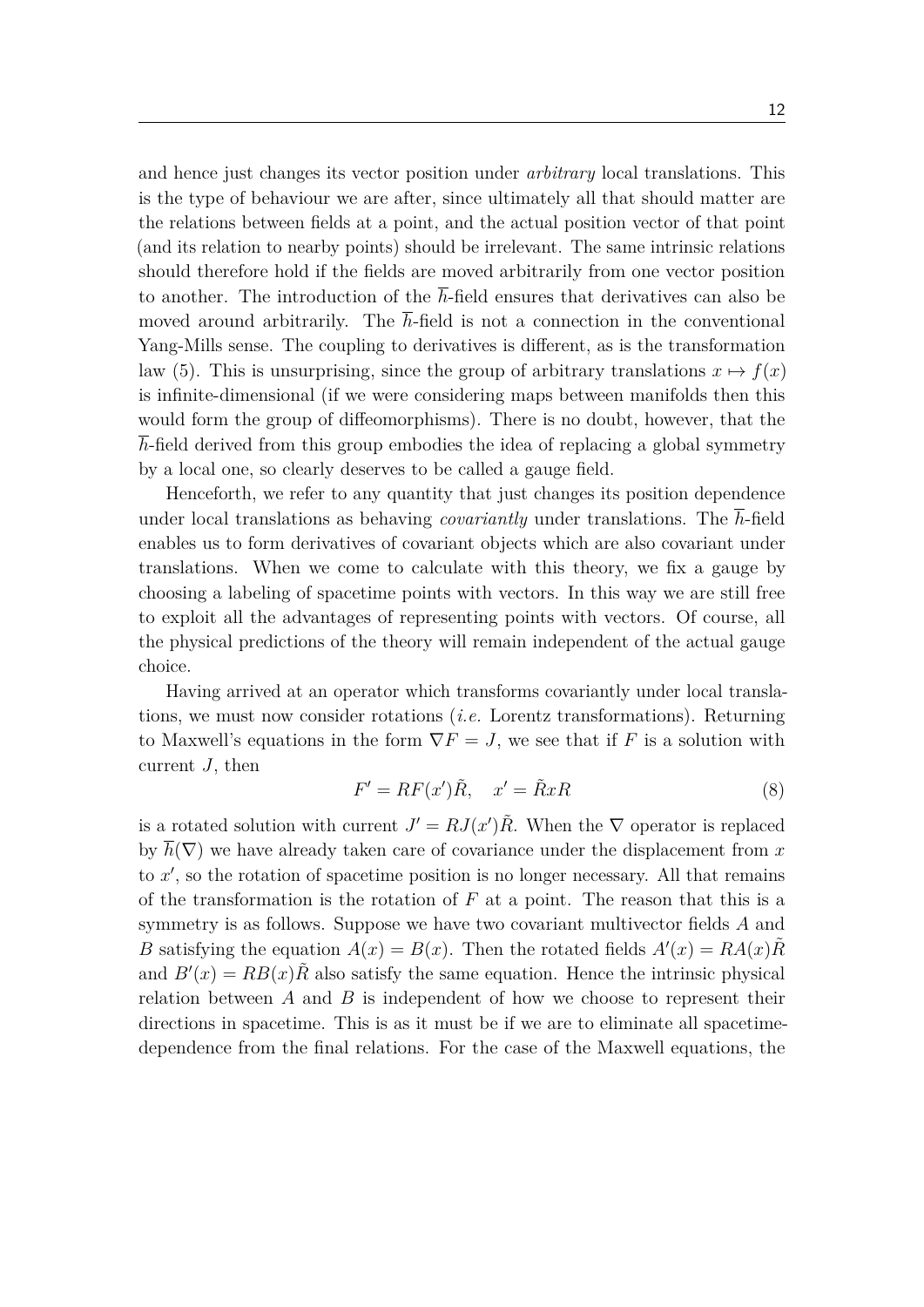and hence just changes its vector position under *arbitrary* local translations. This is the type of behaviour we are after, since ultimately all that should matter are the relations between fields at a point, and the actual position vector of that point (and its relation to nearby points) should be irrelevant. The same intrinsic relations should therefore hold if the fields are moved arbitrarily from one vector position to another. The introduction of the $\overline{h}$-field ensures that derivatives can also be moved around arbitrarily. The $\overline{h}$-field is not a connection in the conventional Yang-Mills sense. The coupling to derivatives is different, as is the transformation law (5). This is unsurprising, since the group of arbitrary translations $x \mapsto f(x)$ is infinite-dimensional (if we were considering maps between manifolds then this would form the group of diffeomorphisms). There is no doubt, however, that the $\overline{h}$-field derived from this group embodies the idea of replacing a global symmetry by a local one, so clearly deserves to be called a gauge field.

Henceforth, we refer to any quantity that just changes its position dependence under local translations as behaving *covariantly* under translations. The $\overline{h}$-field enables us to form derivatives of covariant objects which are also covariant under translations. When we come to calculate with this theory, we fix a gauge by choosing a labeling of spacetime points with vectors. In this way we are still free to exploit all the advantages of representing points with vectors. Of course, all the physical predictions of the theory will remain independent of the actual gauge choice.

Having arrived at an operator which transforms covariantly under local translations, we must now consider rotations (*i.e.* Lorentz transformations). Returning to Maxwell's equations in the form $\nabla F = J$, we see that if $F$ is a solution with current $J$, then

$$F' = RF(x')\tilde{R}, \quad x' = \tilde{R}xR \tag{8}$$

is a rotated solution with current $J' = RJ(x')\tilde{R}$. When the $\nabla$ operator is replaced by $\overline{h}(\nabla)$ we have already taken care of covariance under the displacement from $x$ to $x'$, so the rotation of spacetime position is no longer necessary. All that remains of the transformation is the rotation of $F$ at a point. The reason that this is a symmetry is as follows. Suppose we have two covariant multivector fields $A$ and $B$ satisfying the equation $A(x) = B(x)$. Then the rotated fields $A'(x) = RA(x)\tilde{R}$ and $B'(x) = RB(x)\tilde{R}$ also satisfy the same equation. Hence the intrinsic physical relation between $A$ and $B$ is independent of how we choose to represent their directions in spacetime. This is as it must be if we are to eliminate all spacetime-dependence from the final relations. For the case of the Maxwell equations, the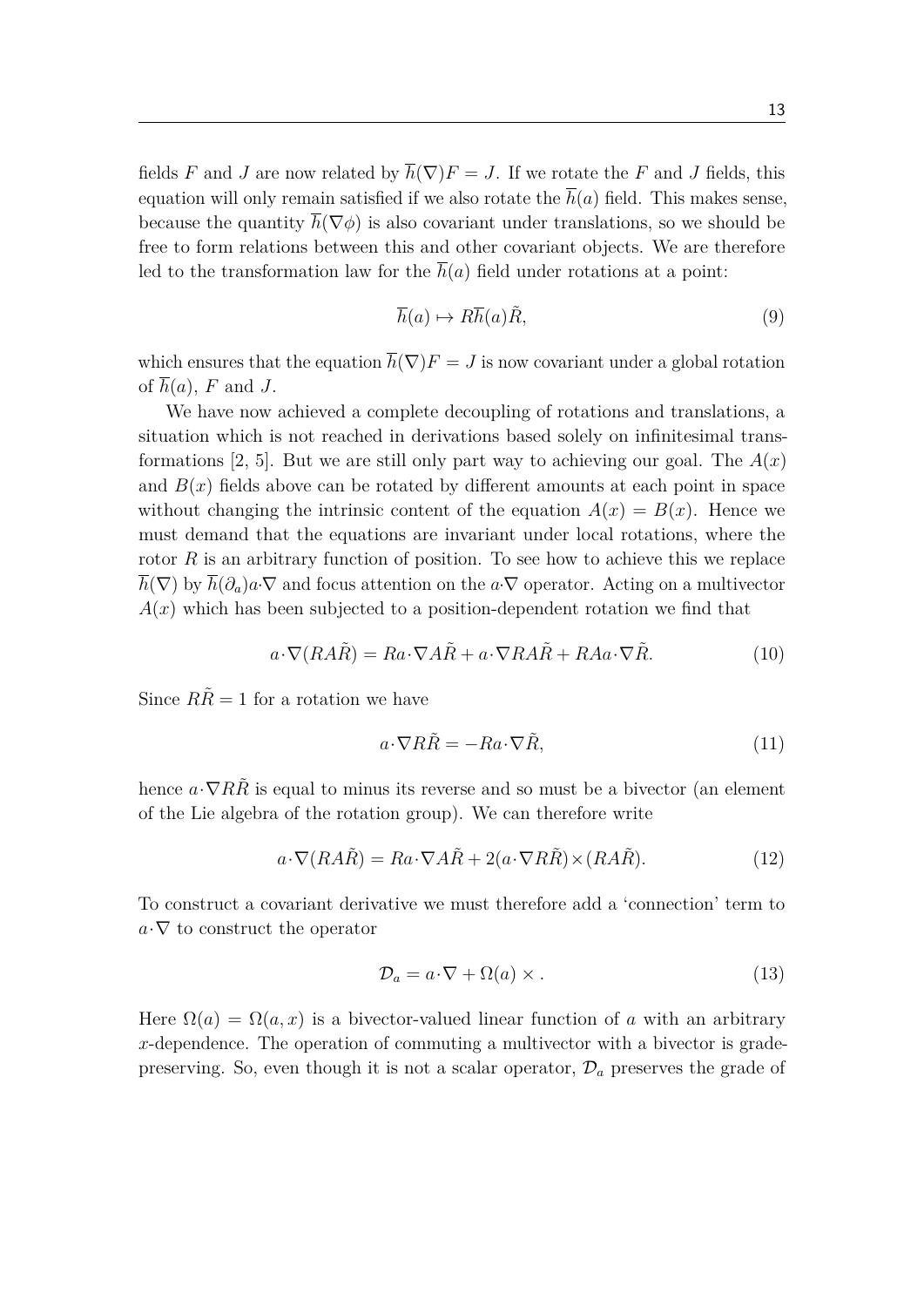fields $F$ and $J$ are now related by $\overline{h}(\nabla)F = J$. If we rotate the $F$ and $J$ fields, this equation will only remain satisfied if we also rotate the $\overline{h}(a)$ field. This makes sense, because the quantity $\overline{h}(\nabla\phi)$ is also covariant under translations, so we should be free to form relations between this and other covariant objects. We are therefore led to the transformation law for the $\overline{h}(a)$ field under rotations at a point:

$$\overline{h}(a) \mapsto R\overline{h}(a)\tilde{R}, \tag{9}$$

which ensures that the equation $\overline{h}(\nabla)F = J$ is now covariant under a global rotation of $\overline{h}(a)$, $F$ and $J$.

We have now achieved a complete decoupling of rotations and translations, a situation which is not reached in derivations based solely on infinitesimal transformations [2, 5]. But we are still only part way to achieving our goal. The $A(x)$ and $B(x)$ fields above can be rotated by different amounts at each point in space without changing the intrinsic content of the equation $A(x) = B(x)$. Hence we must demand that the equations are invariant under local rotations, where the rotor $R$ is an arbitrary function of position. To see how to achieve this we replace $\overline{h}(\nabla)$ by $\overline{h}(\partial_a)a\cdot\nabla$ and focus attention on the $a\cdot\nabla$ operator. Acting on a multivector $A(x)$ which has been subjected to a position-dependent rotation we find that

$$a\cdot\nabla(RA\tilde{R}) = Ra\cdot\nabla A\tilde{R} + a\cdot\nabla RA\tilde{R} + RAa\cdot\nabla\tilde{R}. \tag{10}$$

Since $R\tilde{R} = 1$ for a rotation we have

$$a\cdot\nabla R\tilde{R} = -Ra\cdot\nabla\tilde{R}, \tag{11}$$

hence $a\cdot\nabla R\tilde{R}$ is equal to minus its reverse and so must be a bivector (an element of the Lie algebra of the rotation group). We can therefore write

$$a\cdot\nabla(RA\tilde{R}) = Ra\cdot\nabla A\tilde{R} + 2(a\cdot\nabla R\tilde{R})\times(RA\tilde{R}). \tag{12}$$

To construct a covariant derivative we must therefore add a 'connection' term to $a\cdot\nabla$ to construct the operator

$$\mathcal{D}_a = a\cdot\nabla + \Omega(a)\times. \tag{13}$$

Here $\Omega(a) = \Omega(a, x)$ is a bivector-valued linear function of $a$ with an arbitrary $x$-dependence. The operation of commuting a multivector with a bivector is grade-preserving. So, even though it is not a scalar operator, $\mathcal{D}_a$ preserves the grade of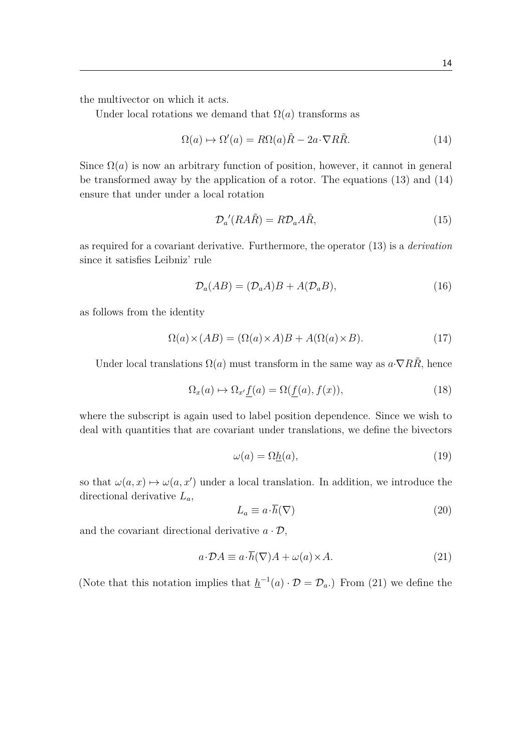the multivector on which it acts.

Under local rotations we demand that $\Omega(a)$ transforms as

$$\Omega(a) \mapsto \Omega'(a) = R\Omega(a)\tilde{R} - 2a\cdot\nabla R\tilde{R}. \tag{14}$$

Since $\Omega(a)$ is now an arbitrary function of position, however, it cannot in general be transformed away by the application of a rotor. The equations (13) and (14) ensure that under under a local rotation

$$\mathcal{D}_a{}'(RA\tilde{R}) = R\mathcal{D}_a A\tilde{R}, \tag{15}$$

as required for a covariant derivative. Furthermore, the operator (13) is a *derivation* since it satisfies Leibniz' rule

$$\mathcal{D}_a(AB) = (\mathcal{D}_a A)B + A(\mathcal{D}_a B), \tag{16}$$

as follows from the identity

$$\Omega(a)\times(AB) = (\Omega(a)\times A)B + A(\Omega(a)\times B). \tag{17}$$

Under local translations $\Omega(a)$ must transform in the same way as $a\cdot\nabla R\tilde{R}$, hence

$$\Omega_x(a) \mapsto \Omega_{x'}\underline{f}(a) = \Omega(\underline{f}(a), f(x)), \tag{18}$$

where the subscript is again used to label position dependence. Since we wish to deal with quantities that are covariant under translations, we define the bivectors

$$\omega(a) = \Omega\underline{h}(a), \tag{19}$$

so that $\omega(a,x) \mapsto \omega(a,x')$ under a local translation. In addition, we introduce the directional derivative $L_a$,

$$L_a \equiv a\cdot\overline{h}(\nabla) \tag{20}$$

and the covariant directional derivative $a\cdot\mathcal{D}$,

$$a\cdot\mathcal{D}A \equiv a\cdot\overline{h}(\nabla)A + \omega(a)\times A. \tag{21}$$

(Note that this notation implies that $\underline{h}^{-1}(a)\cdot\mathcal{D} = \mathcal{D}_a$.) From (21) we define the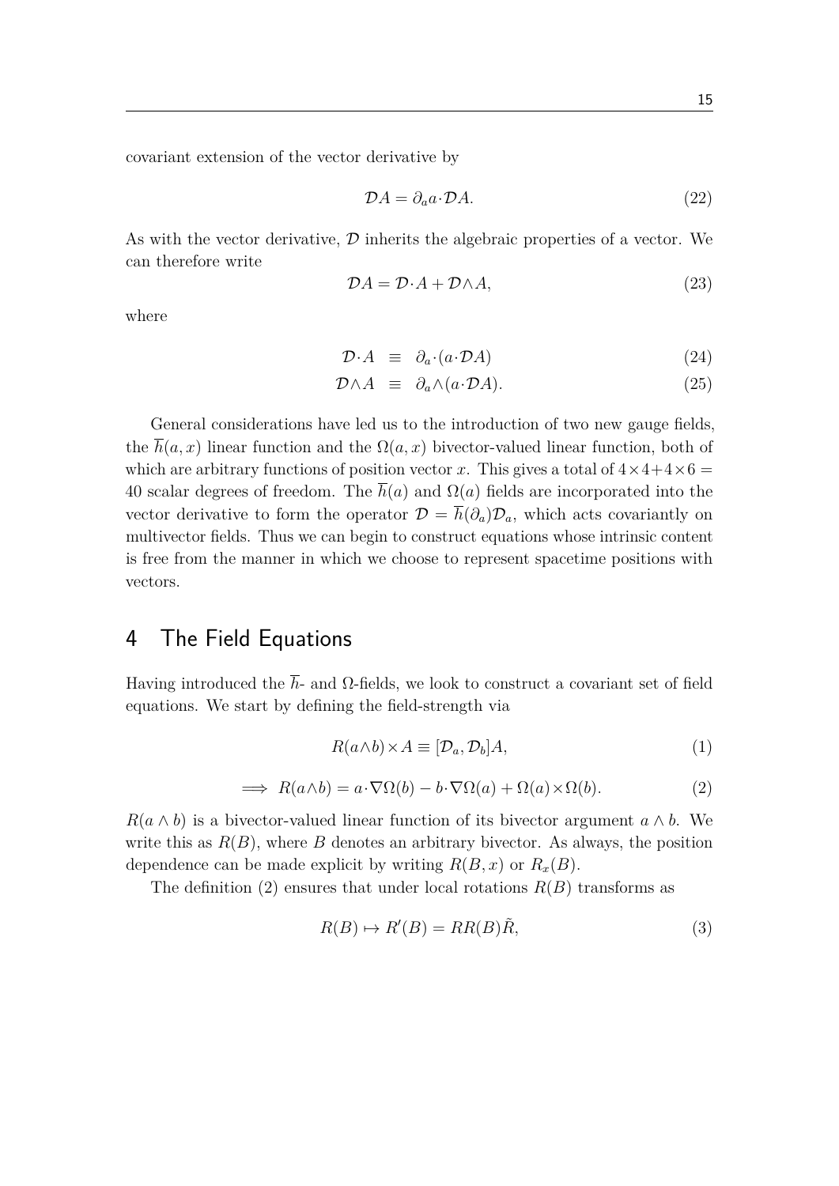covariant extension of the vector derivative by

$$\mathcal{D}A = \partial_a a\cdot\mathcal{D}A. \tag{22}$$

As with the vector derivative, $\mathcal{D}$ inherits the algebraic properties of a vector. We can therefore write

$$\mathcal{D}A = \mathcal{D}\cdot A + \mathcal{D}\wedge A, \tag{23}$$

where

$$\mathcal{D}\cdot A \equiv \partial_a\cdot(a\cdot\mathcal{D}A) \tag{24}$$

$$\mathcal{D}\wedge A \equiv \partial_a\wedge(a\cdot\mathcal{D}A). \tag{25}$$

General considerations have led us to the introduction of two new gauge fields, the $\overline{h}(a,x)$ linear function and the $\Omega(a,x)$ bivector-valued linear function, both of which are arbitrary functions of position vector $x$. This gives a total of $4\times4+4\times6 = 40$ scalar degrees of freedom. The $\overline{h}(a)$ and $\Omega(a)$ fields are incorporated into the vector derivative to form the operator $\mathcal{D} = \overline{h}(\partial_a)\mathcal{D}_a$, which acts covariantly on multivector fields. Thus we can begin to construct equations whose intrinsic content is free from the manner in which we choose to represent spacetime positions with vectors.

## 4 The Field Equations

Having introduced the $\overline{h}$- and $\Omega$-fields, we look to construct a covariant set of field equations. We start by defining the field-strength via

$$R(a\wedge b)\times A \equiv [\mathcal{D}_a, \mathcal{D}_b]A, \tag{1}$$

$$\implies R(a\wedge b) = a\cdot\nabla\Omega(b) - b\cdot\nabla\Omega(a) + \Omega(a)\times\Omega(b). \tag{2}$$

$R(a\wedge b)$ is a bivector-valued linear function of its bivector argument $a\wedge b$. We write this as $R(B)$, where $B$ denotes an arbitrary bivector. As always, the position dependence can be made explicit by writing $R(B,x)$ or $R_x(B)$.

The definition (2) ensures that under local rotations $R(B)$ transforms as

$$R(B) \mapsto R'(B) = RR(B)\tilde{R}, \tag{3}$$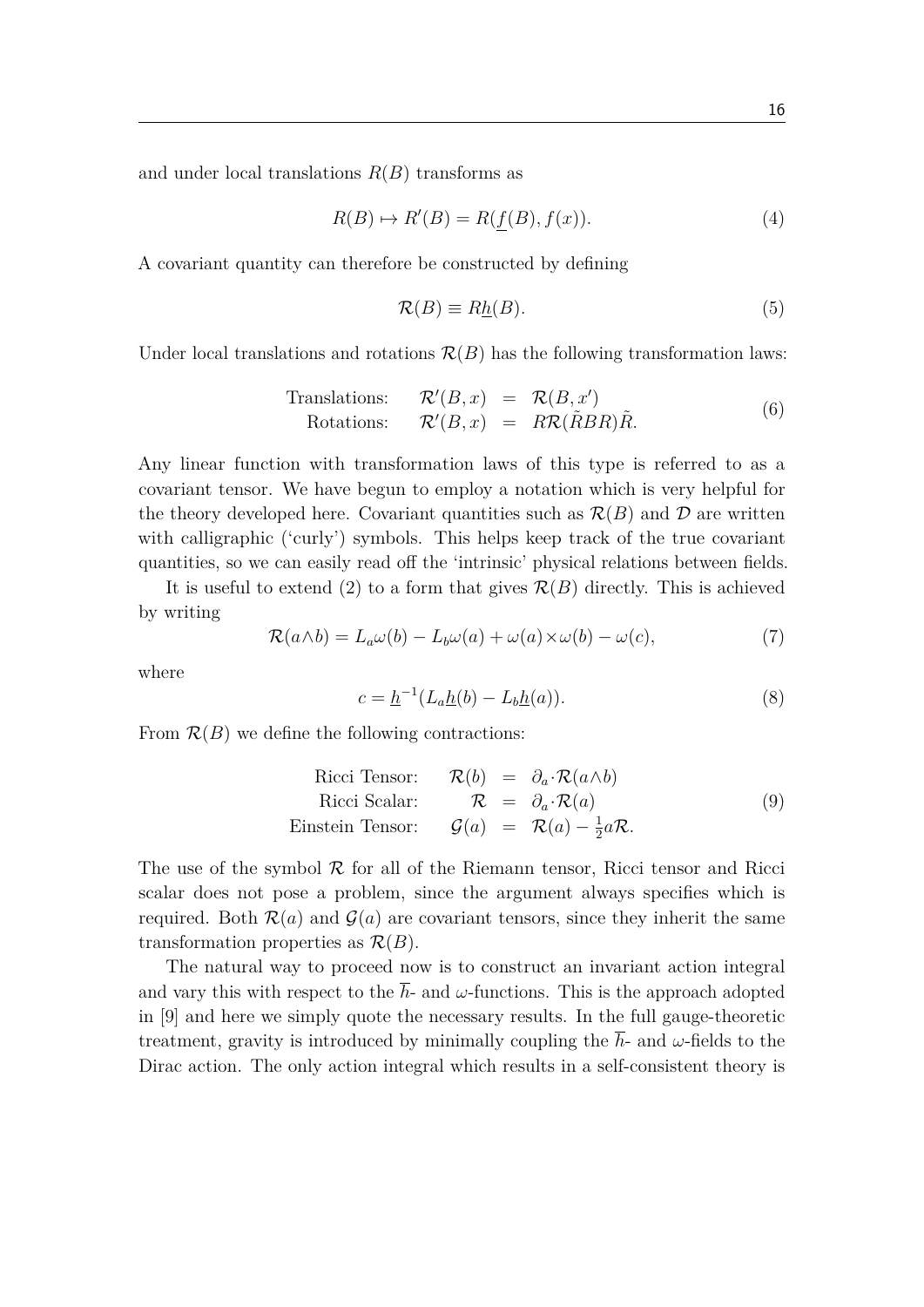and under local translations $R(B)$ transforms as

$$R(B) \mapsto R'(B) = R(\underline{f}(B), f(x)). \tag{4}$$

A covariant quantity can therefore be constructed by defining

$$\mathcal{R}(B) \equiv R\underline{h}(B). \tag{5}$$

Under local translations and rotations $\mathcal{R}(B)$ has the following transformation laws:

$$\begin{array}{rrcl} \text{Translations:} & \mathcal{R}'(B,x) & = & \mathcal{R}(B,x') \\ \text{Rotations:} & \mathcal{R}'(B,x) & = & R\mathcal{R}(\tilde{R}BR)\tilde{R}. \end{array} \tag{6}$$

Any linear function with transformation laws of this type is referred to as a covariant tensor. We have begun to employ a notation which is very helpful for the theory developed here. Covariant quantities such as $\mathcal{R}(B)$ and $\mathcal{D}$ are written with calligraphic ('curly') symbols. This helps keep track of the true covariant quantities, so we can easily read off the 'intrinsic' physical relations between fields.

It is useful to extend (2) to a form that gives $\mathcal{R}(B)$ directly. This is achieved by writing

$$\mathcal{R}(a\wedge b) = L_a\omega(b) - L_b\omega(a) + \omega(a)\times\omega(b) - \omega(c), \tag{7}$$

where

$$c = \underline{h}^{-1}(L_a\underline{h}(b) - L_b\underline{h}(a)). \tag{8}$$

From $\mathcal{R}(B)$ we define the following contractions:

$$\begin{array}{rrcl} \text{Ricci Tensor:} & \mathcal{R}(b) & = & \partial_a\cdot\mathcal{R}(a\wedge b) \\ \text{Ricci Scalar:} & \mathcal{R} & = & \partial_a\cdot\mathcal{R}(a) \\ \text{Einstein Tensor:} & \mathcal{G}(a) & = & \mathcal{R}(a) - \frac{1}{2}a\mathcal{R}. \end{array} \tag{9}$$

The use of the symbol $\mathcal{R}$ for all of the Riemann tensor, Ricci tensor and Ricci scalar does not pose a problem, since the argument always specifies which is required. Both $\mathcal{R}(a)$ and $\mathcal{G}(a)$ are covariant tensors, since they inherit the same transformation properties as $\mathcal{R}(B)$.

The natural way to proceed now is to construct an invariant action integral and vary this with respect to the $\overline{h}$- and $\omega$-functions. This is the approach adopted in [9] and here we simply quote the necessary results. In the full gauge-theoretic treatment, gravity is introduced by minimally coupling the $\overline{h}$- and $\omega$-fields to the Dirac action. The only action integral which results in a self-consistent theory is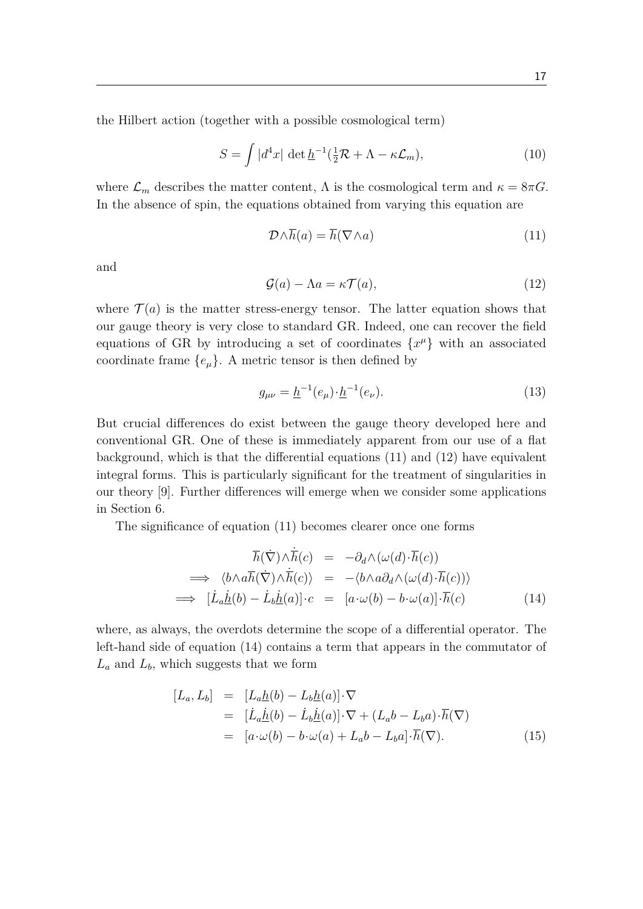the Hilbert action (together with a possible cosmological term)

$$S = \int |d^4x| \, \det \underline{h}^{-1} (\tfrac{1}{2}\mathcal{R} + \Lambda - \kappa \mathcal{L}_m), \tag{10}$$

where $\mathcal{L}_m$ describes the matter content, $\Lambda$ is the cosmological term and $\kappa = 8\pi G$. In the absence of spin, the equations obtained from varying this equation are

$$\mathcal{D}\wedge\overline{h}(a) = \overline{h}(\nabla\wedge a) \tag{11}$$

and

$$\mathcal{G}(a) - \Lambda a = \kappa \mathcal{T}(a), \tag{12}$$

where $\mathcal{T}(a)$ is the matter stress-energy tensor. The latter equation shows that our gauge theory is very close to standard GR. Indeed, one can recover the field equations of GR by introducing a set of coordinates $\{x^\mu\}$ with an associated coordinate frame $\{e_\mu\}$. A metric tensor is then defined by

$$g_{\mu\nu} = \underline{h}^{-1}(e_\mu)\cdot\underline{h}^{-1}(e_\nu). \tag{13}$$

But crucial differences do exist between the gauge theory developed here and conventional GR. One of these is immediately apparent from our use of a flat background, which is that the differential equations (11) and (12) have equivalent integral forms. This is particularly significant for the treatment of singularities in our theory [9]. Further differences will emerge when we consider some applications in Section 6.

The significance of equation (11) becomes clearer once one forms

$$\begin{aligned}
\overline{h}(\dot{\nabla})\wedge\dot{\overline{h}}(c) &= -\partial_d\wedge(\omega(d)\cdot\overline{h}(c)) \\
\implies \langle b\wedge a\overline{h}(\dot{\nabla})\wedge\dot{\overline{h}}(c)\rangle &= -\langle b\wedge a\partial_d\wedge(\omega(d)\cdot\overline{h}(c))\rangle \\
\implies [\dot{L}_a\dot{\underline{h}}(b) - \dot{L}_b\dot{\underline{h}}(a)]\cdot c &= [a\cdot\omega(b) - b\cdot\omega(a)]\cdot\overline{h}(c)
\end{aligned} \tag{14}$$

where, as always, the overdots determine the scope of a differential operator. The left-hand side of equation (14) contains a term that appears in the commutator of $L_a$ and $L_b$, which suggests that we form

$$\begin{aligned}
[L_a, L_b] &= [L_a\underline{h}(b) - L_b\underline{h}(a)]\cdot\nabla \\
&= [\dot{L}_a\dot{\underline{h}}(b) - \dot{L}_b\dot{\underline{h}}(a)]\cdot\nabla + (L_a b - L_b a)\cdot\overline{h}(\nabla) \\
&= [a\cdot\omega(b) - b\cdot\omega(a) + L_a b - L_b a]\cdot\overline{h}(\nabla).
\end{aligned} \tag{15}$$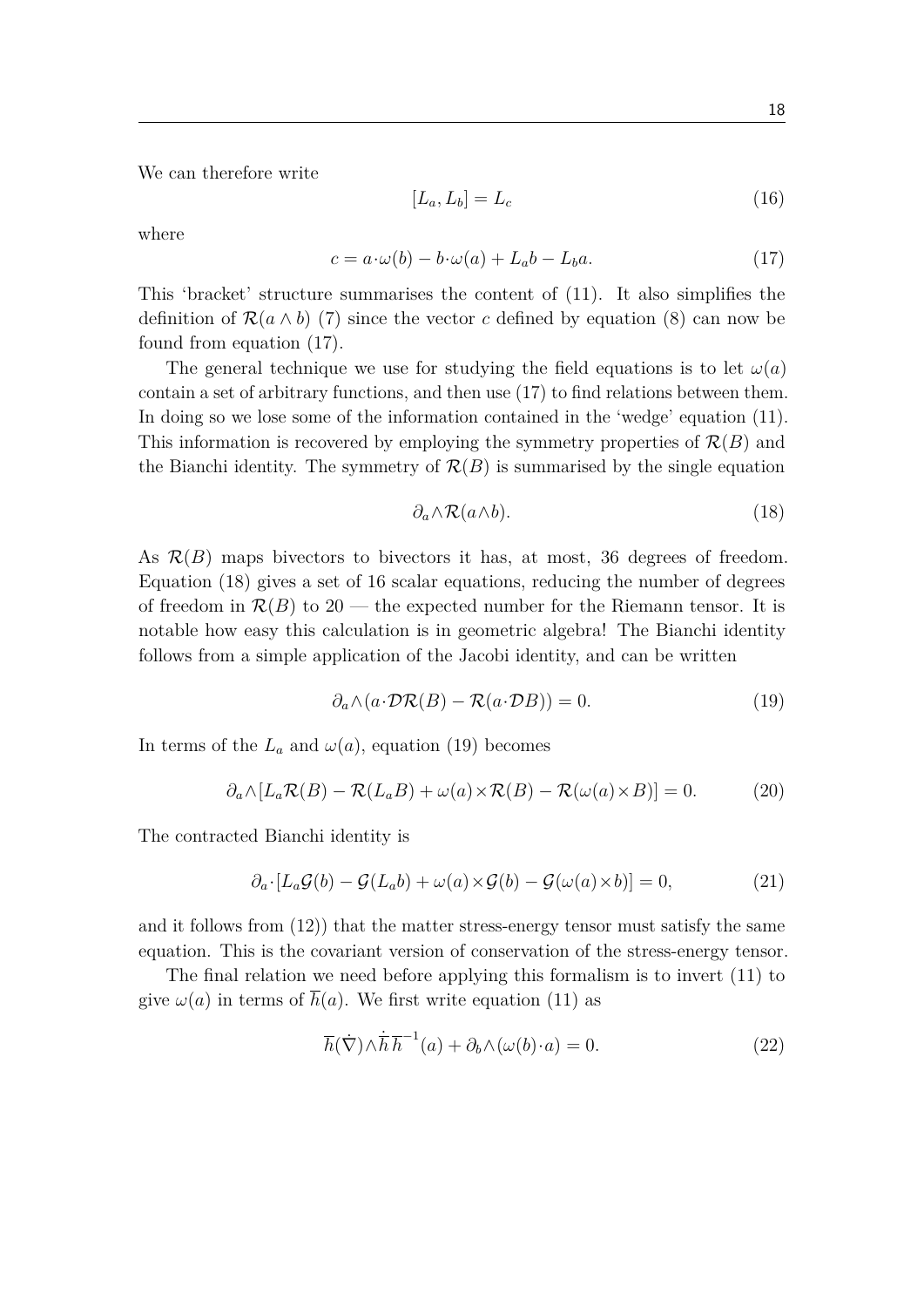We can therefore write

$$[L_a, L_b] = L_c \tag{16}$$

where

$$c = a\cdot\omega(b) - b\cdot\omega(a) + L_a b - L_b a. \tag{17}$$

This 'bracket' structure summarises the content of (11). It also simplifies the definition of $\mathcal{R}(a \wedge b)$ (7) since the vector $c$ defined by equation (8) can now be found from equation (17).

The general technique we use for studying the field equations is to let $\omega(a)$ contain a set of arbitrary functions, and then use (17) to find relations between them. In doing so we lose some of the information contained in the 'wedge' equation (11). This information is recovered by employing the symmetry properties of $\mathcal{R}(B)$ and the Bianchi identity. The symmetry of $\mathcal{R}(B)$ is summarised by the single equation

$$\partial_a \wedge \mathcal{R}(a \wedge b). \tag{18}$$

As $\mathcal{R}(B)$ maps bivectors to bivectors it has, at most, 36 degrees of freedom. Equation (18) gives a set of 16 scalar equations, reducing the number of degrees of freedom in $\mathcal{R}(B)$ to 20 — the expected number for the Riemann tensor. It is notable how easy this calculation is in geometric algebra! The Bianchi identity follows from a simple application of the Jacobi identity, and can be written

$$\partial_a \wedge (a\cdot\mathcal{D}\mathcal{R}(B) - \mathcal{R}(a\cdot\mathcal{D}B)) = 0. \tag{19}$$

In terms of the $L_a$ and $\omega(a)$, equation (19) becomes

$$\partial_a \wedge [L_a \mathcal{R}(B) - \mathcal{R}(L_a B) + \omega(a) \times \mathcal{R}(B) - \mathcal{R}(\omega(a) \times B)] = 0. \tag{20}$$

The contracted Bianchi identity is

$$\partial_a \cdot [L_a \mathcal{G}(b) - \mathcal{G}(L_a b) + \omega(a) \times \mathcal{G}(b) - \mathcal{G}(\omega(a) \times b)] = 0, \tag{21}$$

and it follows from (12)) that the matter stress-energy tensor must satisfy the same equation. This is the covariant version of conservation of the stress-energy tensor.

The final relation we need before applying this formalism is to invert (11) to give $\omega(a)$ in terms of $\overline{h}(a)$. We first write equation (11) as

$$\overline{h}(\dot{\nabla}) \wedge \dot{\overline{h}}\, \overline{h}^{-1}(a) + \partial_b \wedge (\omega(b)\cdot a) = 0. \tag{22}$$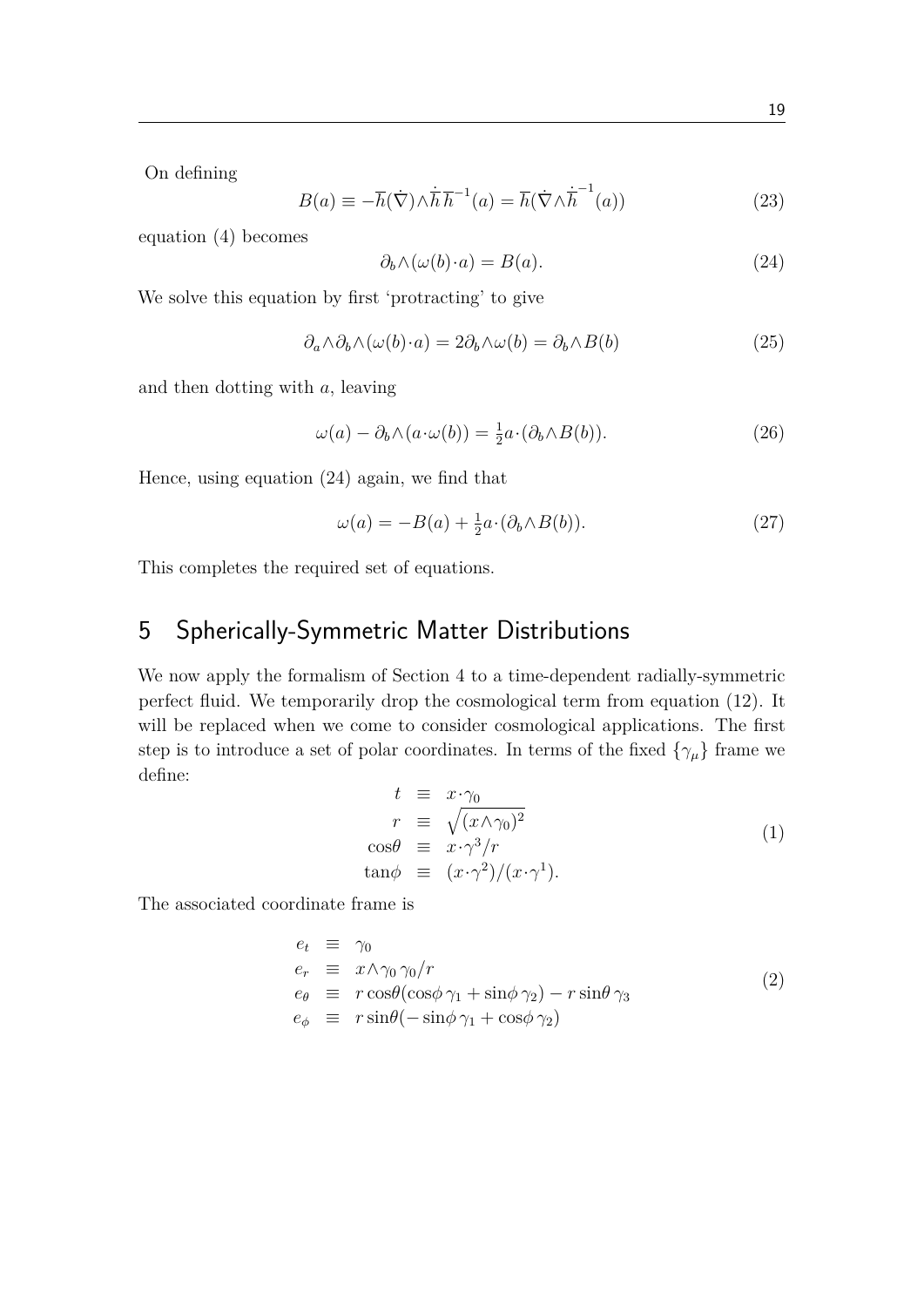On defining

$$B(a) \equiv -\overline{h}(\dot{\nabla}) \wedge \dot{\overline{h}}\, \overline{h}^{-1}(a) = \overline{h}(\dot{\nabla} \wedge \dot{\overline{h}}^{-1}(a)) \tag{23}$$

equation (4) becomes

$$\partial_b \wedge (\omega(b) \cdot a) = B(a). \tag{24}$$

We solve this equation by first 'protracting' to give

$$\partial_a \wedge \partial_b \wedge (\omega(b) \cdot a) = 2\partial_b \wedge \omega(b) = \partial_b \wedge B(b) \tag{25}$$

and then dotting with $a$, leaving

$$\omega(a) - \partial_b \wedge (a \cdot \omega(b)) = \tfrac{1}{2} a \cdot (\partial_b \wedge B(b)). \tag{26}$$

Hence, using equation (24) again, we find that

$$\omega(a) = -B(a) + \tfrac{1}{2} a \cdot (\partial_b \wedge B(b)). \tag{27}$$

This completes the required set of equations.

## 5 Spherically-Symmetric Matter Distributions

We now apply the formalism of Section 4 to a time-dependent radially-symmetric perfect fluid. We temporarily drop the cosmological term from equation (12). It will be replaced when we come to consider cosmological applications. The first step is to introduce a set of polar coordinates. In terms of the fixed $\{\gamma_\mu\}$ frame we define:

$$\begin{aligned} t &\equiv x \cdot \gamma_0 \\ r &\equiv \sqrt{(x \wedge \gamma_0)^2} \\ \cos\theta &\equiv x \cdot \gamma^3 / r \\ \tan\phi &\equiv (x \cdot \gamma^2)/(x \cdot \gamma^1). \end{aligned} \tag{1}$$

The associated coordinate frame is

$$\begin{aligned} e_t &\equiv \gamma_0 \\ e_r &\equiv x \wedge \gamma_0 \, \gamma_0 / r \\ e_\theta &\equiv r\cos\theta(\cos\phi\, \gamma_1 + \sin\phi\, \gamma_2) - r\sin\theta\, \gamma_3 \\ e_\phi &\equiv r\sin\theta(-\sin\phi\, \gamma_1 + \cos\phi\, \gamma_2) \end{aligned} \tag{2}$$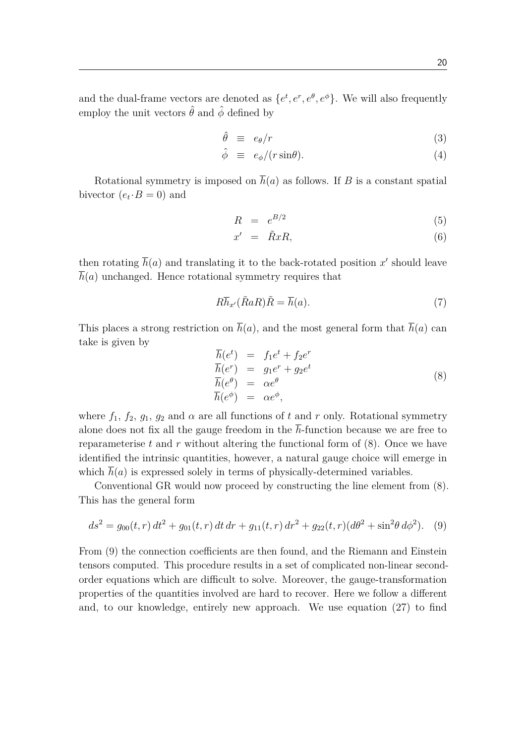and the dual-frame vectors are denoted as $\{e^t, e^r, e^\theta, e^\phi\}$. We will also frequently employ the unit vectors $\hat{\theta}$ and $\hat{\phi}$ defined by

$$
\begin{aligned}
\hat{\theta} &\equiv e_\theta / r && (3)\\
\hat{\phi} &\equiv e_\phi / (r \sin\theta). && (4)
\end{aligned}
$$

Rotational symmetry is imposed on $\overline{h}(a)$ as follows. If $B$ is a constant spatial bivector ($e_t \cdot B = 0$) and

$$
\begin{aligned}
R &= e^{B/2} && (5)\\
x' &= \tilde{R} x R, && (6)
\end{aligned}
$$

then rotating $\overline{h}(a)$ and translating it to the back-rotated position $x'$ should leave $\overline{h}(a)$ unchanged. Hence rotational symmetry requires that

$$
R \overline{h}_{x'}(\tilde{R} a R) \tilde{R} = \overline{h}(a). \tag{7}
$$

This places a strong restriction on $\overline{h}(a)$, and the most general form that $\overline{h}(a)$ can take is given by

$$
\begin{aligned}
\overline{h}(e^t) &= f_1 e^t + f_2 e^r \\
\overline{h}(e^r) &= g_1 e^r + g_2 e^t \\
\overline{h}(e^\theta) &= \alpha e^\theta \\
\overline{h}(e^\phi) &= \alpha e^\phi,
\end{aligned} \tag{8}
$$

where $f_1$, $f_2$, $g_1$, $g_2$ and $\alpha$ are all functions of $t$ and $r$ only. Rotational symmetry alone does not fix all the gauge freedom in the $\overline{h}$-function because we are free to reparameterise $t$ and $r$ without altering the functional form of (8). Once we have identified the intrinsic quantities, however, a natural gauge choice will emerge in which $\overline{h}(a)$ is expressed solely in terms of physically-determined variables.

Conventional GR would now proceed by constructing the line element from (8). This has the general form

$$
ds^2 = g_{00}(t,r)\,dt^2 + g_{01}(t,r)\,dt\,dr + g_{11}(t,r)\,dr^2 + g_{22}(t,r)(d\theta^2 + \sin^2\theta\,d\phi^2). \tag{9}
$$

From (9) the connection coefficients are then found, and the Riemann and Einstein tensors computed. This procedure results in a set of complicated non-linear second-order equations which are difficult to solve. Moreover, the gauge-transformation properties of the quantities involved are hard to recover. Here we follow a different and, to our knowledge, entirely new approach. We use equation (27) to find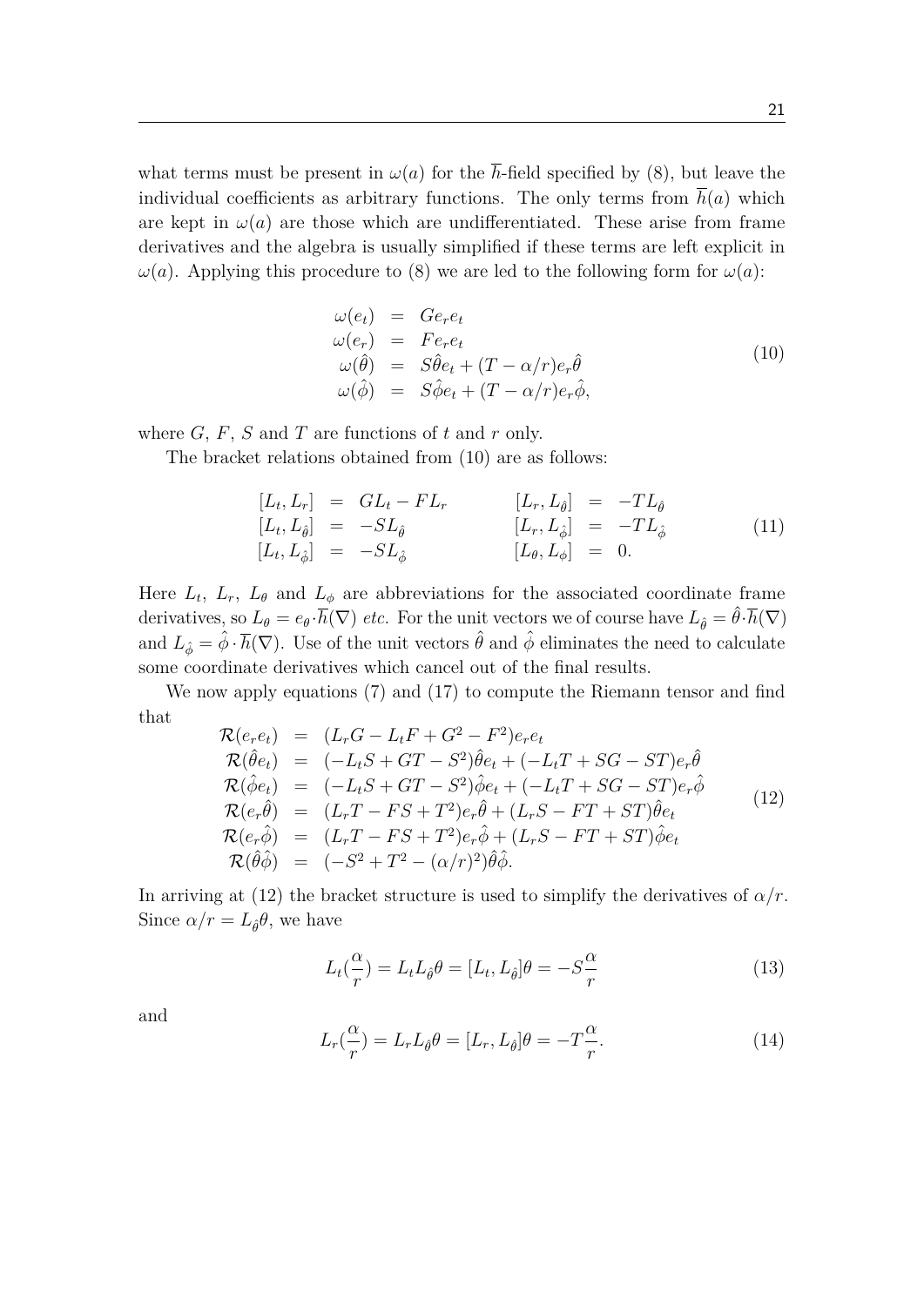what terms must be present in $\omega(a)$ for the $\overline{h}$-field specified by (8), but leave the individual coefficients as arbitrary functions. The only terms from $\overline{h}(a)$ which are kept in $\omega(a)$ are those which are undifferentiated. These arise from frame derivatives and the algebra is usually simplified if these terms are left explicit in $\omega(a)$. Applying this procedure to (8) we are led to the following form for $\omega(a)$:

$$
\begin{array}{rcl}
\omega(e_t) &=& G e_r e_t \\
\omega(e_r) &=& F e_r e_t \\
\omega(\hat{\theta}) &=& S\hat{\theta} e_t + (T - \alpha/r) e_r \hat{\theta} \\
\omega(\hat{\phi}) &=& S\hat{\phi} e_t + (T - \alpha/r) e_r \hat{\phi},
\end{array}
\tag{10}
$$

where $G$, $F$, $S$ and $T$ are functions of $t$ and $r$ only.

The bracket relations obtained from (10) are as follows:

$$
\begin{array}{rclcrcl}
[L_t, L_r] &=& G L_t - F L_r & \qquad & [L_r, L_{\hat{\theta}}] &=& -T L_{\hat{\theta}} \\
[L_t, L_{\hat{\theta}}] &=& -S L_{\hat{\theta}} & & [L_r, L_{\hat{\phi}}] &=& -T L_{\hat{\phi}} \\
[L_t, L_{\hat{\phi}}] &=& -S L_{\hat{\phi}} & & [L_\theta, L_\phi] &=& 0.
\end{array}
\tag{11}
$$

Here $L_t$, $L_r$, $L_\theta$ and $L_\phi$ are abbreviations for the associated coordinate frame derivatives, so $L_\theta = e_\theta \cdot \overline{h}(\nabla)$ *etc.* For the unit vectors we of course have $L_{\hat{\theta}} = \hat{\theta} \cdot \overline{h}(\nabla)$ and $L_{\hat{\phi}} = \hat{\phi} \cdot \overline{h}(\nabla)$. Use of the unit vectors $\hat{\theta}$ and $\hat{\phi}$ eliminates the need to calculate some coordinate derivatives which cancel out of the final results.

We now apply equations (7) and (17) to compute the Riemann tensor and find that

$$
\begin{array}{rcl}
\mathcal{R}(e_r e_t) &=& (L_r G - L_t F + G^2 - F^2) e_r e_t \\
\mathcal{R}(\hat{\theta} e_t) &=& (-L_t S + G T - S^2) \hat{\theta} e_t + (-L_t T + S G - S T) e_r \hat{\theta} \\
\mathcal{R}(\hat{\phi} e_t) &=& (-L_t S + G T - S^2) \hat{\phi} e_t + (-L_t T + S G - S T) e_r \hat{\phi} \\
\mathcal{R}(e_r \hat{\theta}) &=& (L_r T - F S + T^2) e_r \hat{\theta} + (L_r S - F T + S T) \hat{\theta} e_t \\
\mathcal{R}(e_r \hat{\phi}) &=& (L_r T - F S + T^2) e_r \hat{\phi} + (L_r S - F T + S T) \hat{\phi} e_t \\
\mathcal{R}(\hat{\theta} \hat{\phi}) &=& (-S^2 + T^2 - (\alpha/r)^2) \hat{\theta} \hat{\phi}.
\end{array}
\tag{12}
$$

In arriving at (12) the bracket structure is used to simplify the derivatives of $\alpha/r$. Since $\alpha/r = L_{\hat{\theta}}\theta$, we have

$$
L_t\left(\frac{\alpha}{r}\right) = L_t L_{\hat{\theta}} \theta = [L_t, L_{\hat{\theta}}]\theta = -S\frac{\alpha}{r}
\tag{13}
$$

and

$$
L_r\left(\frac{\alpha}{r}\right) = L_r L_{\hat{\theta}} \theta = [L_r, L_{\hat{\theta}}]\theta = -T\frac{\alpha}{r}.
\tag{14}
$$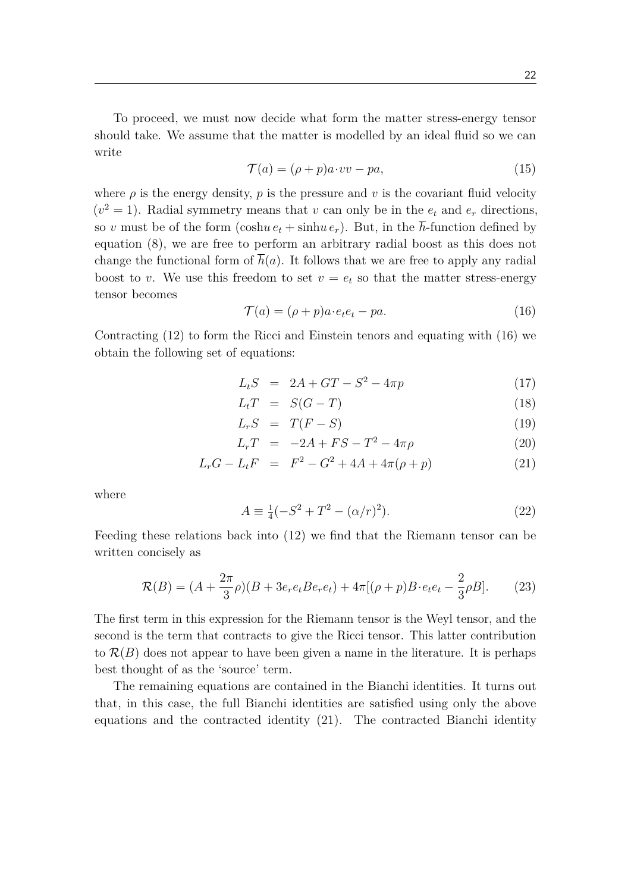To proceed, we must now decide what form the matter stress-energy tensor should take. We assume that the matter is modelled by an ideal fluid so we can write

$$\mathcal{T}(a) = (\rho + p)a\cdot vv - pa, \tag{15}$$

where $\rho$ is the energy density, $p$ is the pressure and $v$ is the covariant fluid velocity ($v^2 = 1$). Radial symmetry means that $v$ can only be in the $e_t$ and $e_r$ directions, so $v$ must be of the form $(\cosh u\, e_t + \sinh u\, e_r)$. But, in the $\overline{h}$-function defined by equation (8), we are free to perform an arbitrary radial boost as this does not change the functional form of $\overline{h}(a)$. It follows that we are free to apply any radial boost to $v$. We use this freedom to set $v = e_t$ so that the matter stress-energy tensor becomes

$$\mathcal{T}(a) = (\rho + p)a\cdot e_t e_t - pa. \tag{16}$$

Contracting (12) to form the Ricci and Einstein tenors and equating with (16) we obtain the following set of equations:

$$L_t S = 2A + GT - S^2 - 4\pi p \tag{17}$$

$$L_t T = S(G - T) \tag{18}$$

$$L_r S = T(F - S) \tag{19}$$

$$L_r T = -2A + FS - T^2 - 4\pi\rho \tag{20}$$

$$L_r G - L_t F = F^2 - G^2 + 4A + 4\pi(\rho + p) \tag{21}$$

where

$$A \equiv \tfrac{1}{4}(-S^2 + T^2 - (\alpha/r)^2). \tag{22}$$

Feeding these relations back into (12) we find that the Riemann tensor can be written concisely as

$$\mathcal{R}(B) = (A + \frac{2\pi}{3}\rho)(B + 3e_r e_t B e_r e_t) + 4\pi[(\rho + p)B\cdot e_t e_t - \frac{2}{3}\rho B]. \tag{23}$$

The first term in this expression for the Riemann tensor is the Weyl tensor, and the second is the term that contracts to give the Ricci tensor. This latter contribution to $\mathcal{R}(B)$ does not appear to have been given a name in the literature. It is perhaps best thought of as the 'source' term.

The remaining equations are contained in the Bianchi identities. It turns out that, in this case, the full Bianchi identities are satisfied using only the above equations and the contracted identity (21). The contracted Bianchi identity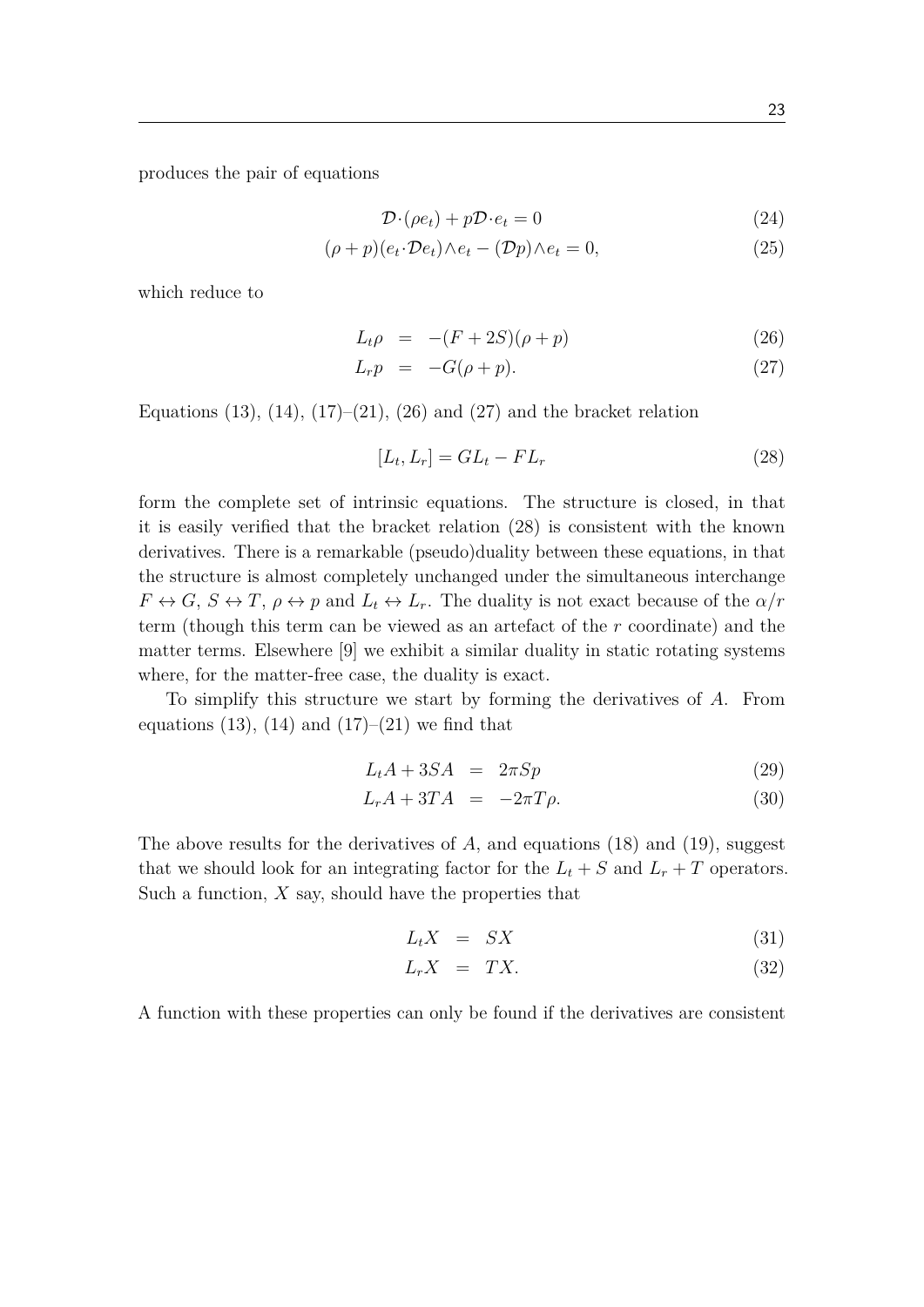produces the pair of equations

$$\mathcal{D}\cdot(\rho e_t) + p\mathcal{D}\cdot e_t = 0 \tag{24}$$

$$(\rho + p)(e_t\cdot\mathcal{D}e_t)\wedge e_t - (\mathcal{D}p)\wedge e_t = 0, \tag{25}$$

which reduce to

$$L_t\rho = -(F + 2S)(\rho + p) \tag{26}$$

$$L_r p = -G(\rho + p). \tag{27}$$

Equations (13), (14), (17)–(21), (26) and (27) and the bracket relation

$$[L_t, L_r] = GL_t - FL_r \tag{28}$$

form the complete set of intrinsic equations. The structure is closed, in that it is easily verified that the bracket relation (28) is consistent with the known derivatives. There is a remarkable (pseudo)duality between these equations, in that the structure is almost completely unchanged under the simultaneous interchange $F \leftrightarrow G$, $S \leftrightarrow T$, $\rho \leftrightarrow p$ and $L_t \leftrightarrow L_r$. The duality is not exact because of the $\alpha/r$ term (though this term can be viewed as an artefact of the $r$ coordinate) and the matter terms. Elsewhere [9] we exhibit a similar duality in static rotating systems where, for the matter-free case, the duality is exact.

To simplify this structure we start by forming the derivatives of $A$. From equations (13), (14) and (17)–(21) we find that

$$L_t A + 3SA = 2\pi Sp \tag{29}$$

$$L_r A + 3TA = -2\pi T\rho. \tag{30}$$

The above results for the derivatives of $A$, and equations (18) and (19), suggest that we should look for an integrating factor for the $L_t + S$ and $L_r + T$ operators. Such a function, $X$ say, should have the properties that

$$L_t X = SX \tag{31}$$

$$L_r X = TX. \tag{32}$$

A function with these properties can only be found if the derivatives are consistent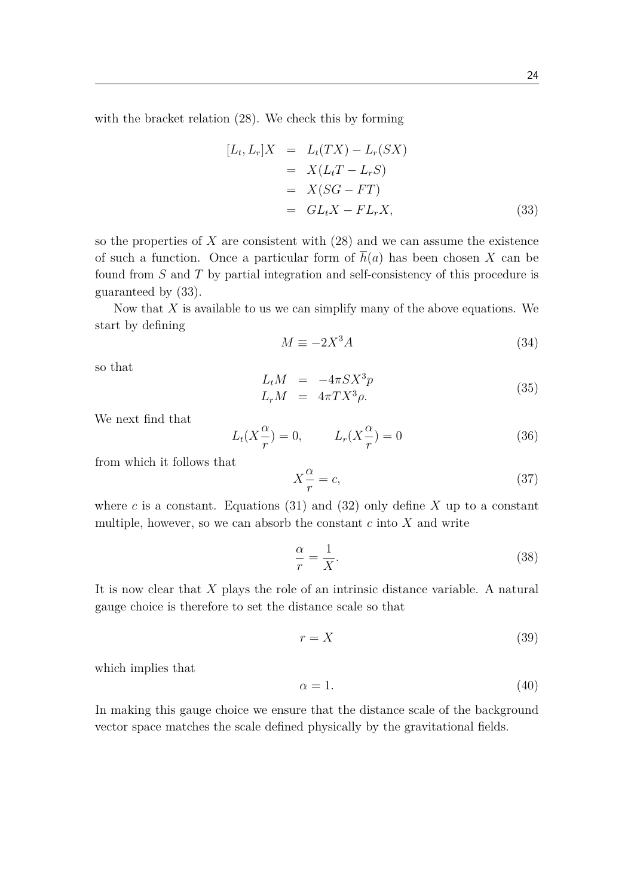with the bracket relation (28). We check this by forming

$$
\begin{aligned}
[L_t, L_r]X &= L_t(TX) - L_r(SX) \\
&= X(L_t T - L_r S) \\
&= X(SG - FT) \\
&= G L_t X - F L_r X,
\end{aligned} \tag{33}
$$

so the properties of $X$ are consistent with (28) and we can assume the existence of such a function. Once a particular form of $\overline{h}(a)$ has been chosen $X$ can be found from $S$ and $T$ by partial integration and self-consistency of this procedure is guaranteed by (33).

Now that $X$ is available to us we can simplify many of the above equations. We start by defining

$$
M \equiv -2X^3 A \tag{34}
$$

so that

$$
\begin{aligned}
L_t M &= -4\pi S X^3 p \\
L_r M &= 4\pi T X^3 \rho.
\end{aligned} \tag{35}
$$

We next find that

$$
L_t(X\frac{\alpha}{r}) = 0, \qquad L_r(X\frac{\alpha}{r}) = 0 \tag{36}
$$

from which it follows that

$$
X\frac{\alpha}{r} = c, \tag{37}
$$

where $c$ is a constant. Equations (31) and (32) only define $X$ up to a constant multiple, however, so we can absorb the constant $c$ into $X$ and write

$$
\frac{\alpha}{r} = \frac{1}{X}. \tag{38}
$$

It is now clear that $X$ plays the role of an intrinsic distance variable. A natural gauge choice is therefore to set the distance scale so that

$$
r = X \tag{39}
$$

which implies that

$$
\alpha = 1. \tag{40}
$$

In making this gauge choice we ensure that the distance scale of the background vector space matches the scale defined physically by the gravitational fields.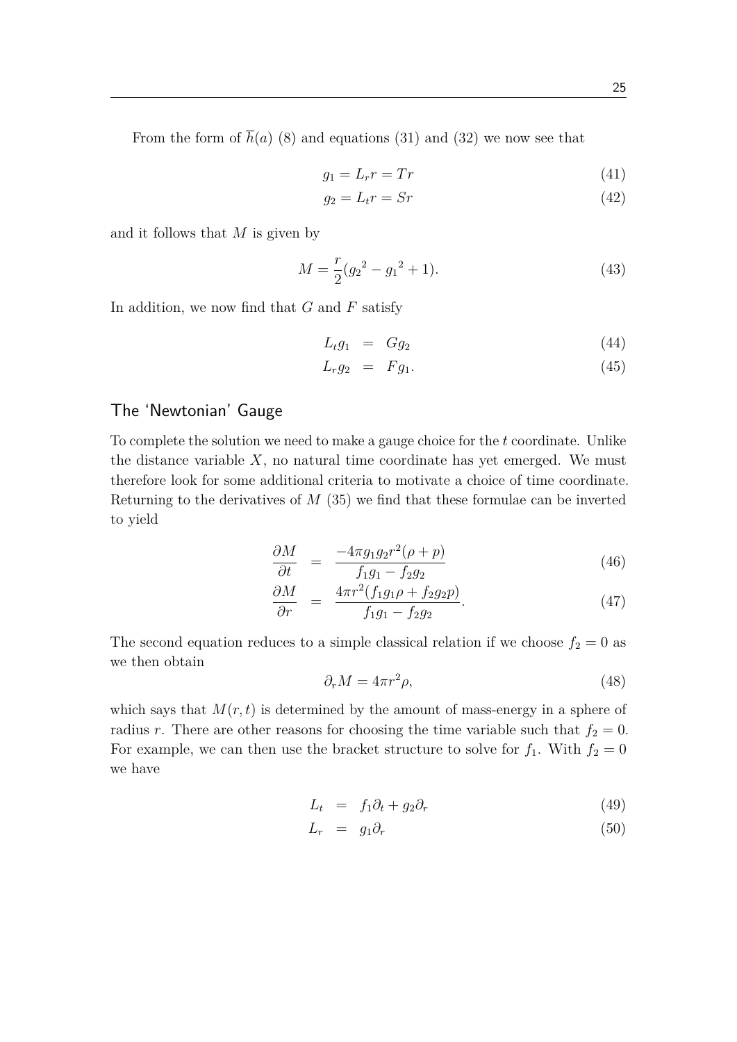From the form of $\overline{h}(a)$ (8) and equations (31) and (32) we now see that

$$g_1 = L_r r = Tr \tag{41}$$

$$g_2 = L_t r = Sr \tag{42}$$

and it follows that $M$ is given by

$$M = \frac{r}{2}({g_2}^2 - {g_1}^2 + 1). \tag{43}$$

In addition, we now find that $G$ and $F$ satisfy

$$L_t g_1 = G g_2 \tag{44}$$

$$L_r g_2 = F g_1. \tag{45}$$

## The 'Newtonian' Gauge

To complete the solution we need to make a gauge choice for the $t$ coordinate. Unlike the distance variable $X$, no natural time coordinate has yet emerged. We must therefore look for some additional criteria to motivate a choice of time coordinate. Returning to the derivatives of $M$ (35) we find that these formulae can be inverted to yield

$$\frac{\partial M}{\partial t} = \frac{-4\pi g_1 g_2 r^2(\rho + p)}{f_1 g_1 - f_2 g_2} \tag{46}$$

$$\frac{\partial M}{\partial r} = \frac{4\pi r^2(f_1 g_1 \rho + f_2 g_2 p)}{f_1 g_1 - f_2 g_2}. \tag{47}$$

The second equation reduces to a simple classical relation if we choose $f_2 = 0$ as we then obtain

$$\partial_r M = 4\pi r^2 \rho, \tag{48}$$

which says that $M(r,t)$ is determined by the amount of mass-energy in a sphere of radius $r$. There are other reasons for choosing the time variable such that $f_2 = 0$. For example, we can then use the bracket structure to solve for $f_1$. With $f_2 = 0$ we have

$$L_t = f_1 \partial_t + g_2 \partial_r \tag{49}$$

$$L_r = g_1 \partial_r \tag{50}$$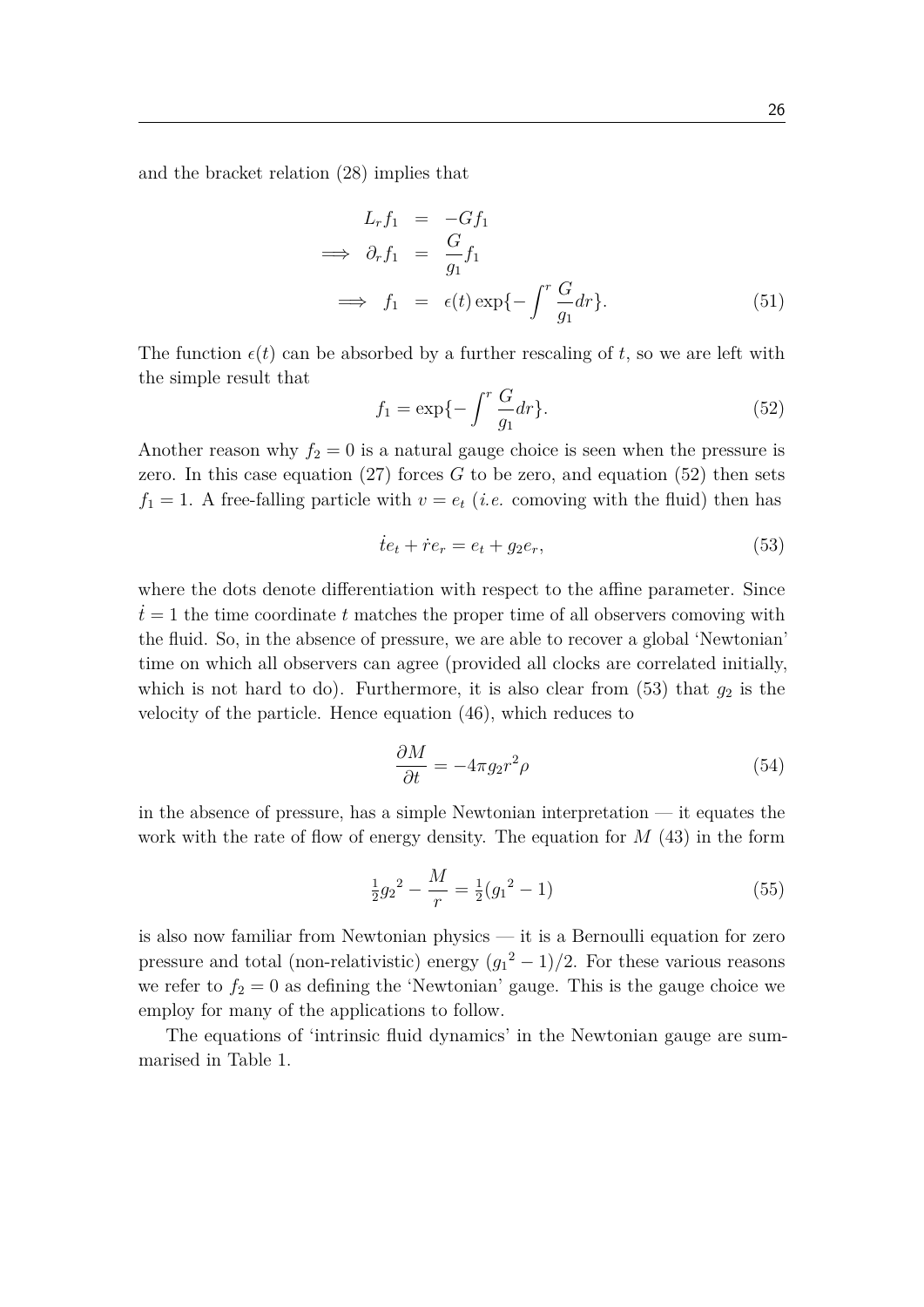and the bracket relation (28) implies that

$$
\begin{aligned}
L_r f_1 &= -G f_1 \\
\implies \partial_r f_1 &= \frac{G}{g_1} f_1 \\
\implies f_1 &= \epsilon(t) \exp\{-\int^r \frac{G}{g_1} dr\}.
\end{aligned}
\tag{51}
$$

The function $\epsilon(t)$ can be absorbed by a further rescaling of $t$, so we are left with the simple result that

$$
f_1 = \exp\{-\int^r \frac{G}{g_1} dr\}. \tag{52}
$$

Another reason why $f_2 = 0$ is a natural gauge choice is seen when the pressure is zero. In this case equation (27) forces $G$ to be zero, and equation (52) then sets $f_1 = 1$. A free-falling particle with $v = e_t$ (*i.e.* comoving with the fluid) then has

$$
\dot{t} e_t + \dot{r} e_r = e_t + g_2 e_r, \tag{53}
$$

where the dots denote differentiation with respect to the affine parameter. Since $\dot{t} = 1$ the time coordinate $t$ matches the proper time of all observers comoving with the fluid. So, in the absence of pressure, we are able to recover a global 'Newtonian' time on which all observers can agree (provided all clocks are correlated initially, which is not hard to do). Furthermore, it is also clear from (53) that $g_2$ is the velocity of the particle. Hence equation (46), which reduces to

$$
\frac{\partial M}{\partial t} = -4\pi g_2 r^2 \rho \tag{54}
$$

in the absence of pressure, has a simple Newtonian interpretation — it equates the work with the rate of flow of energy density. The equation for $M$ (43) in the form

$$
\tfrac{1}{2} {g_2}^2 - \frac{M}{r} = \tfrac{1}{2}({g_1}^2 - 1) \tag{55}
$$

is also now familiar from Newtonian physics — it is a Bernoulli equation for zero pressure and total (non-relativistic) energy $({g_1}^2 - 1)/2$. For these various reasons we refer to $f_2 = 0$ as defining the 'Newtonian' gauge. This is the gauge choice we employ for many of the applications to follow.

The equations of 'intrinsic fluid dynamics' in the Newtonian gauge are summarised in Table 1.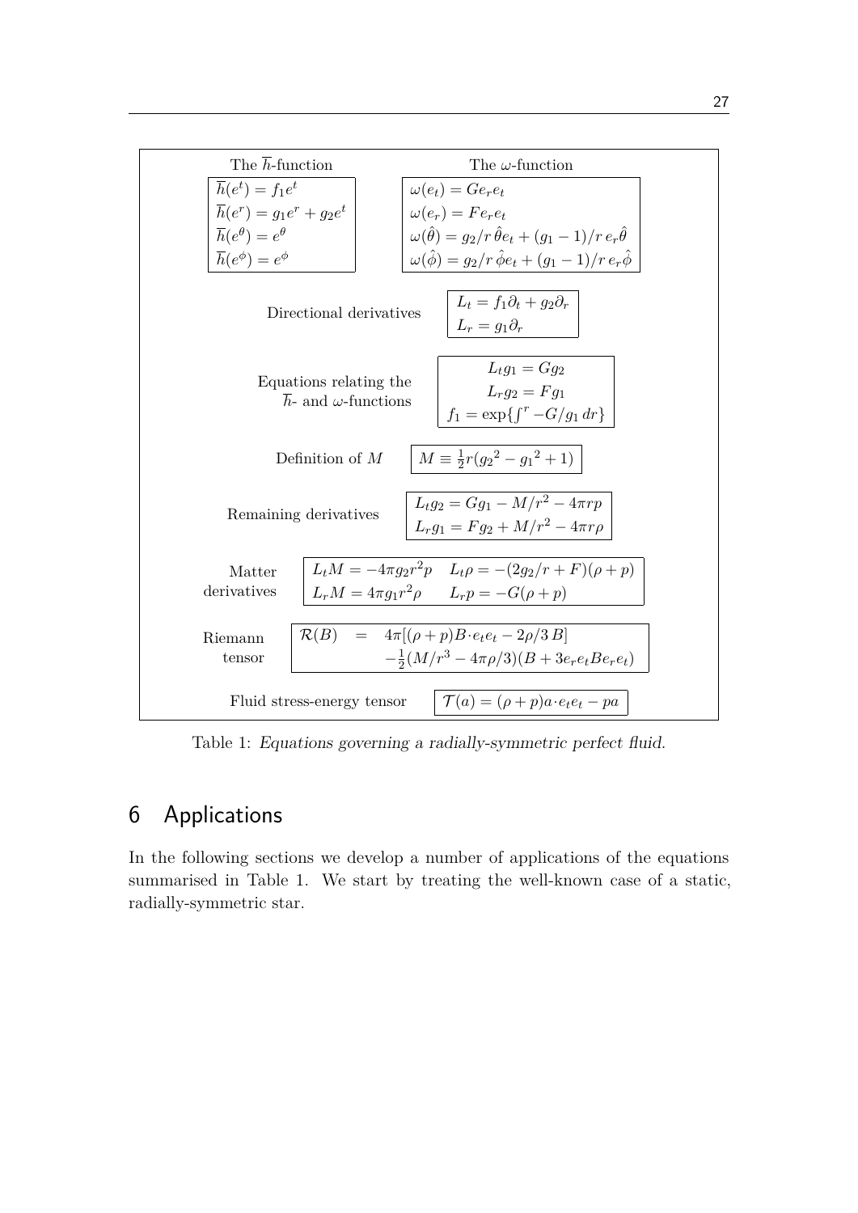**The $\overline{h}$-function**

$$\overline{h}(e^t) = f_1 e^t$$
$$\overline{h}(e^r) = g_1 e^r + g_2 e^t$$
$$\overline{h}(e^\theta) = e^\theta$$
$$\overline{h}(e^\phi) = e^\phi$$

**The $\omega$-function**

$$\omega(e_t) = G e_r e_t$$
$$\omega(e_r) = F e_r e_t$$
$$\omega(\hat{\theta}) = g_2/r\,\hat{\theta} e_t + (g_1 - 1)/r\, e_r \hat{\theta}$$
$$\omega(\hat{\phi}) = g_2/r\,\hat{\phi} e_t + (g_1 - 1)/r\, e_r \hat{\phi}$$

**Directional derivatives**

$$L_t = f_1 \partial_t + g_2 \partial_r$$
$$L_r = g_1 \partial_r$$

**Equations relating the $\overline{h}$- and $\omega$-functions**

$$L_t g_1 = G g_2$$
$$L_r g_2 = F g_1$$
$$f_1 = \exp\{\textstyle\int^r -G/g_1\, dr\}$$

**Definition of $M$**

$$M \equiv \tfrac{1}{2} r ({g_2}^2 - {g_1}^2 + 1)$$

**Remaining derivatives**

$$L_t g_2 = G g_1 - M/r^2 - 4\pi r p$$
$$L_r g_1 = F g_2 + M/r^2 - 4\pi r \rho$$

**Matter derivatives**

$$L_t M = -4\pi g_2 r^2 p \qquad L_t \rho = -(2g_2/r + F)(\rho + p)$$
$$L_r M = 4\pi g_1 r^2 \rho \qquad L_r p = -G(\rho + p)$$

**Riemann tensor**

$$\mathcal{R}(B) = 4\pi[(\rho + p) B\cdot e_t e_t - 2\rho/3\, B] - \tfrac{1}{2}(M/r^3 - 4\pi\rho/3)(B + 3 e_r e_t B e_r e_t)$$

**Fluid stress-energy tensor**

$$\mathcal{T}(a) = (\rho + p) a\cdot e_t e_t - pa$$

Table 1: *Equations governing a radially-symmetric perfect fluid.*

# 6 Applications

In the following sections we develop a number of applications of the equations summarised in Table 1. We start by treating the well-known case of a static, radially-symmetric star.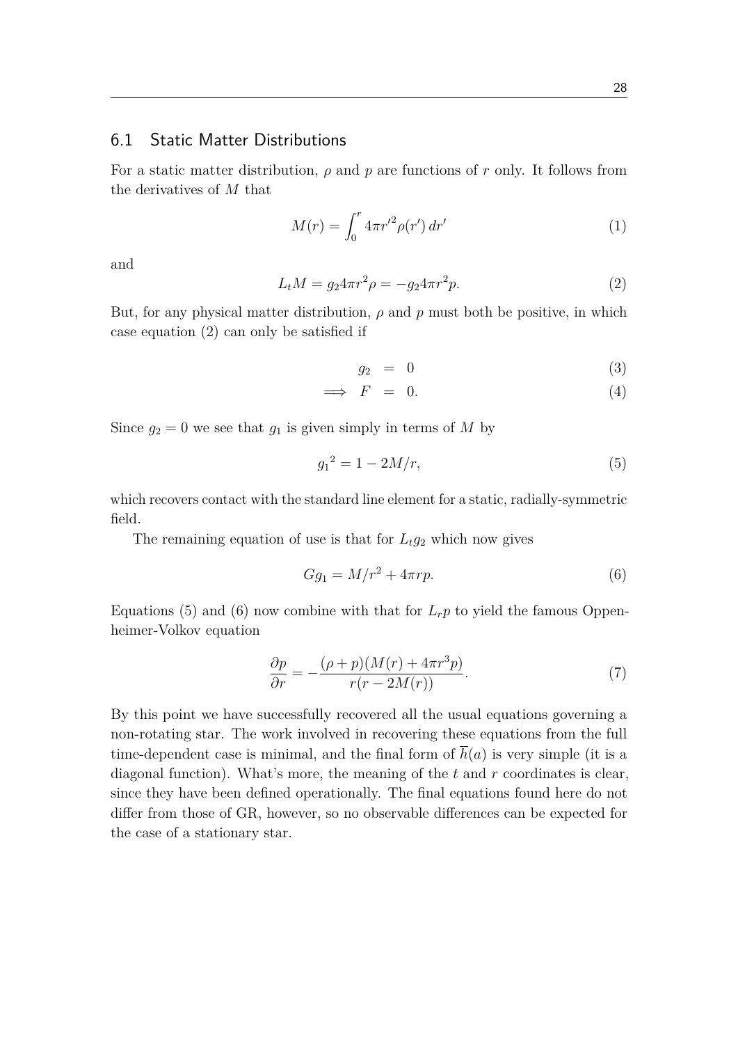## 6.1 Static Matter Distributions

For a static matter distribution, $\rho$ and $p$ are functions of $r$ only. It follows from the derivatives of $M$ that

$$M(r) = \int_0^r 4\pi r'^2 \rho(r')\,dr' \tag{1}$$

and

$$L_t M = g_2 4\pi r^2 \rho = -g_2 4\pi r^2 p. \tag{2}$$

But, for any physical matter distribution, $\rho$ and $p$ must both be positive, in which case equation (2) can only be satisfied if

$$g_2 = 0 \tag{3}$$

$$\implies F = 0. \tag{4}$$

Since $g_2 = 0$ we see that $g_1$ is given simply in terms of $M$ by

$$g_1{}^2 = 1 - 2M/r, \tag{5}$$

which recovers contact with the standard line element for a static, radially-symmetric field.

The remaining equation of use is that for $L_t g_2$ which now gives

$$G g_1 = M/r^2 + 4\pi r p. \tag{6}$$

Equations (5) and (6) now combine with that for $L_r p$ to yield the famous Oppenheimer-Volkov equation

$$\frac{\partial p}{\partial r} = -\frac{(\rho + p)(M(r) + 4\pi r^3 p)}{r(r - 2M(r))}. \tag{7}$$

By this point we have successfully recovered all the usual equations governing a non-rotating star. The work involved in recovering these equations from the full time-dependent case is minimal, and the final form of $\overline{h}(a)$ is very simple (it is a diagonal function). What's more, the meaning of the $t$ and $r$ coordinates is clear, since they have been defined operationally. The final equations found here do not differ from those of GR, however, so no observable differences can be expected for the case of a stationary star.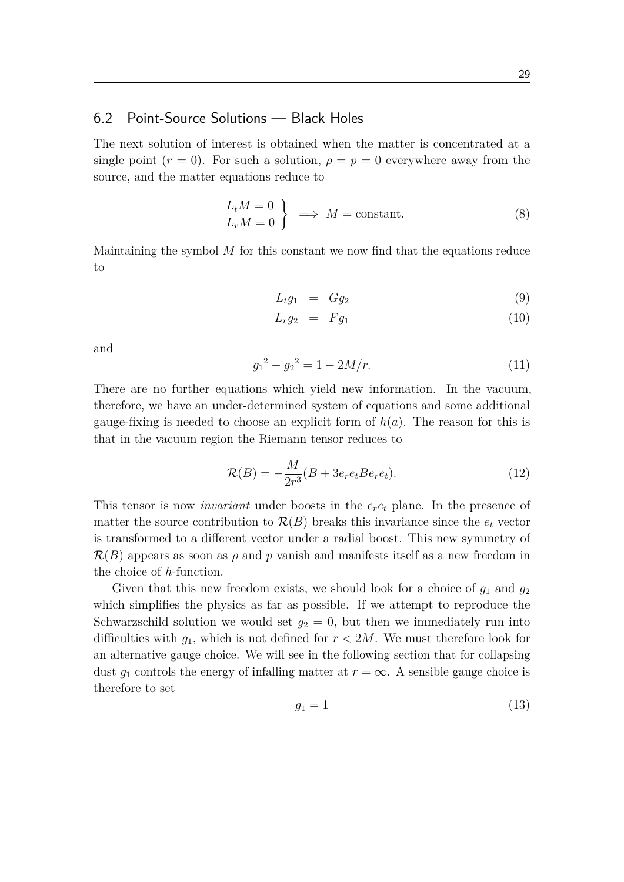## 6.2 Point-Source Solutions — Black Holes

The next solution of interest is obtained when the matter is concentrated at a single point ($r = 0$). For such a solution, $\rho = p = 0$ everywhere away from the source, and the matter equations reduce to

$$\left.\begin{array}{l} L_t M = 0 \\ L_r M = 0 \end{array}\right\} \implies M = \text{constant}. \tag{8}$$

Maintaining the symbol $M$ for this constant we now find that the equations reduce to

$$L_t g_1 = G g_2 \tag{9}$$

$$L_r g_2 = F g_1 \tag{10}$$

and

$$g_1{}^2 - g_2{}^2 = 1 - 2M/r. \tag{11}$$

There are no further equations which yield new information. In the vacuum, therefore, we have an under-determined system of equations and some additional gauge-fixing is needed to choose an explicit form of $\overline{h}(a)$. The reason for this is that in the vacuum region the Riemann tensor reduces to

$$\mathcal{R}(B) = -\frac{M}{2r^3}(B + 3e_r e_t B e_r e_t). \tag{12}$$

This tensor is now *invariant* under boosts in the $e_r e_t$ plane. In the presence of matter the source contribution to $\mathcal{R}(B)$ breaks this invariance since the $e_t$ vector is transformed to a different vector under a radial boost. This new symmetry of $\mathcal{R}(B)$ appears as soon as $\rho$ and $p$ vanish and manifests itself as a new freedom in the choice of $\overline{h}$-function.

Given that this new freedom exists, we should look for a choice of $g_1$ and $g_2$ which simplifies the physics as far as possible. If we attempt to reproduce the Schwarzschild solution we would set $g_2 = 0$, but then we immediately run into difficulties with $g_1$, which is not defined for $r < 2M$. We must therefore look for an alternative gauge choice. We will see in the following section that for collapsing dust $g_1$ controls the energy of infalling matter at $r = \infty$. A sensible gauge choice is therefore to set

$$g_1 = 1 \tag{13}$$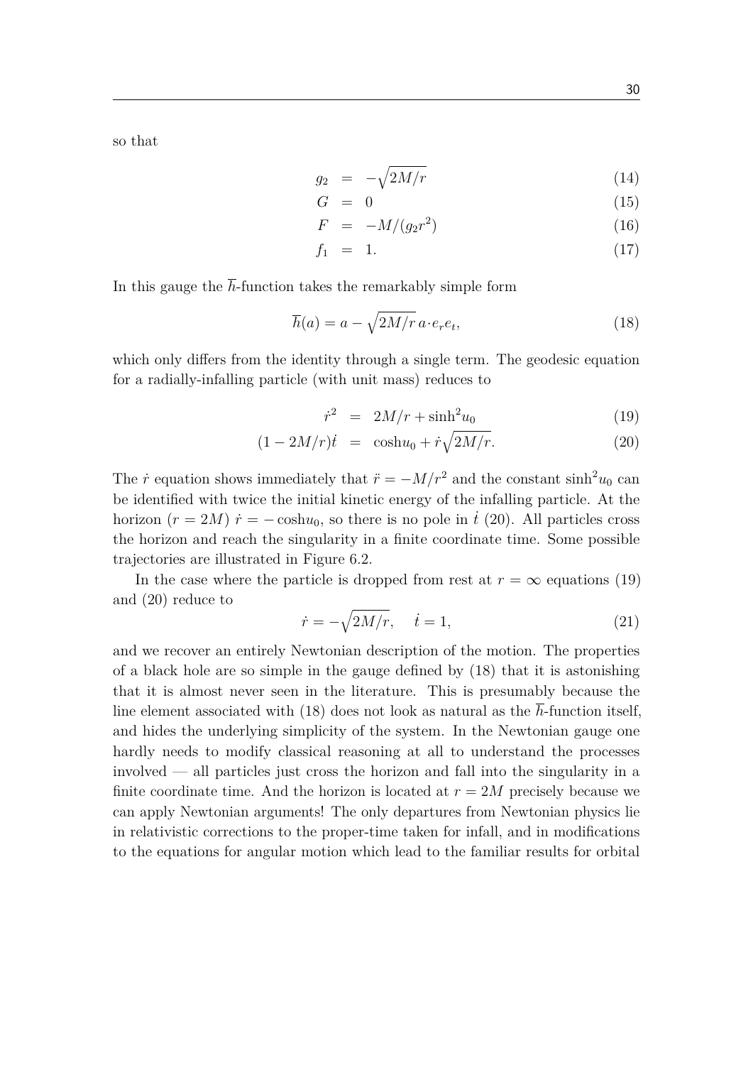so that

$$
\begin{aligned}
g_2 &= -\sqrt{2M/r} && (14)\\
G &= 0 && (15)\\
F &= -M/(g_2 r^2) && (16)\\
f_1 &= 1. && (17)
\end{aligned}
$$

In this gauge the $\overline{h}$-function takes the remarkably simple form

$$
\overline{h}(a) = a - \sqrt{2M/r}\, a\cdot e_r e_t, \tag{18}
$$

which only differs from the identity through a single term. The geodesic equation for a radially-infalling particle (with unit mass) reduces to

$$
\begin{aligned}
\dot{r}^2 &= 2M/r + \sinh^2 u_0 && (19)\\
(1-2M/r)\dot{t} &= \cosh u_0 + \dot{r}\sqrt{2M/r}. && (20)
\end{aligned}
$$

The $\dot{r}$ equation shows immediately that $\ddot{r} = -M/r^2$ and the constant $\sinh^2 u_0$ can be identified with twice the initial kinetic energy of the infalling particle. At the horizon $(r = 2M)$ $\dot{r} = -\cosh u_0$, so there is no pole in $\dot{t}$ (20). All particles cross the horizon and reach the singularity in a finite coordinate time. Some possible trajectories are illustrated in Figure 6.2.

In the case where the particle is dropped from rest at $r = \infty$ equations (19) and (20) reduce to

$$
\dot{r} = -\sqrt{2M/r}, \quad \dot{t} = 1, \tag{21}
$$

and we recover an entirely Newtonian description of the motion. The properties of a black hole are so simple in the gauge defined by (18) that it is astonishing that it is almost never seen in the literature. This is presumably because the line element associated with (18) does not look as natural as the $\overline{h}$-function itself, and hides the underlying simplicity of the system. In the Newtonian gauge one hardly needs to modify classical reasoning at all to understand the processes involved — all particles just cross the horizon and fall into the singularity in a finite coordinate time. And the horizon is located at $r = 2M$ precisely because we can apply Newtonian arguments! The only departures from Newtonian physics lie in relativistic corrections to the proper-time taken for infall, and in modifications to the equations for angular motion which lead to the familiar results for orbital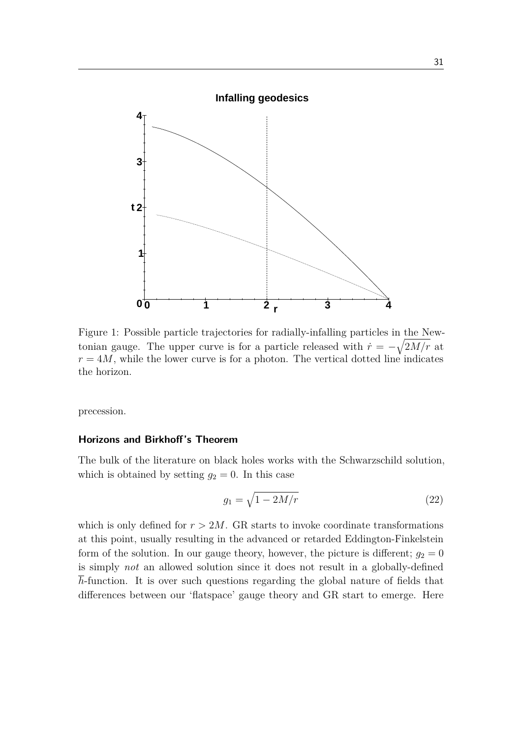Figure 1: Possible particle trajectories for radially-infalling particles in the Newtonian gauge. The upper curve is for a particle released with $\dot{r} = -\sqrt{2M/r}$ at $r = 4M$, while the lower curve is for a photon. The vertical dotted line indicates the horizon.

precession.

#### Horizons and Birkhoff's Theorem

The bulk of the literature on black holes works with the Schwarzschild solution, which is obtained by setting $g_2 = 0$. In this case

$$g_1 = \sqrt{1 - 2M/r} \tag{22}$$

which is only defined for $r > 2M$. GR starts to invoke coordinate transformations at this point, usually resulting in the advanced or retarded Eddington-Finkelstein form of the solution. In our gauge theory, however, the picture is different; $g_2 = 0$ is simply *not* an allowed solution since it does not result in a globally-defined $\overline{h}$-function. It is over such questions regarding the global nature of fields that differences between our 'flatspace' gauge theory and GR start to emerge. Here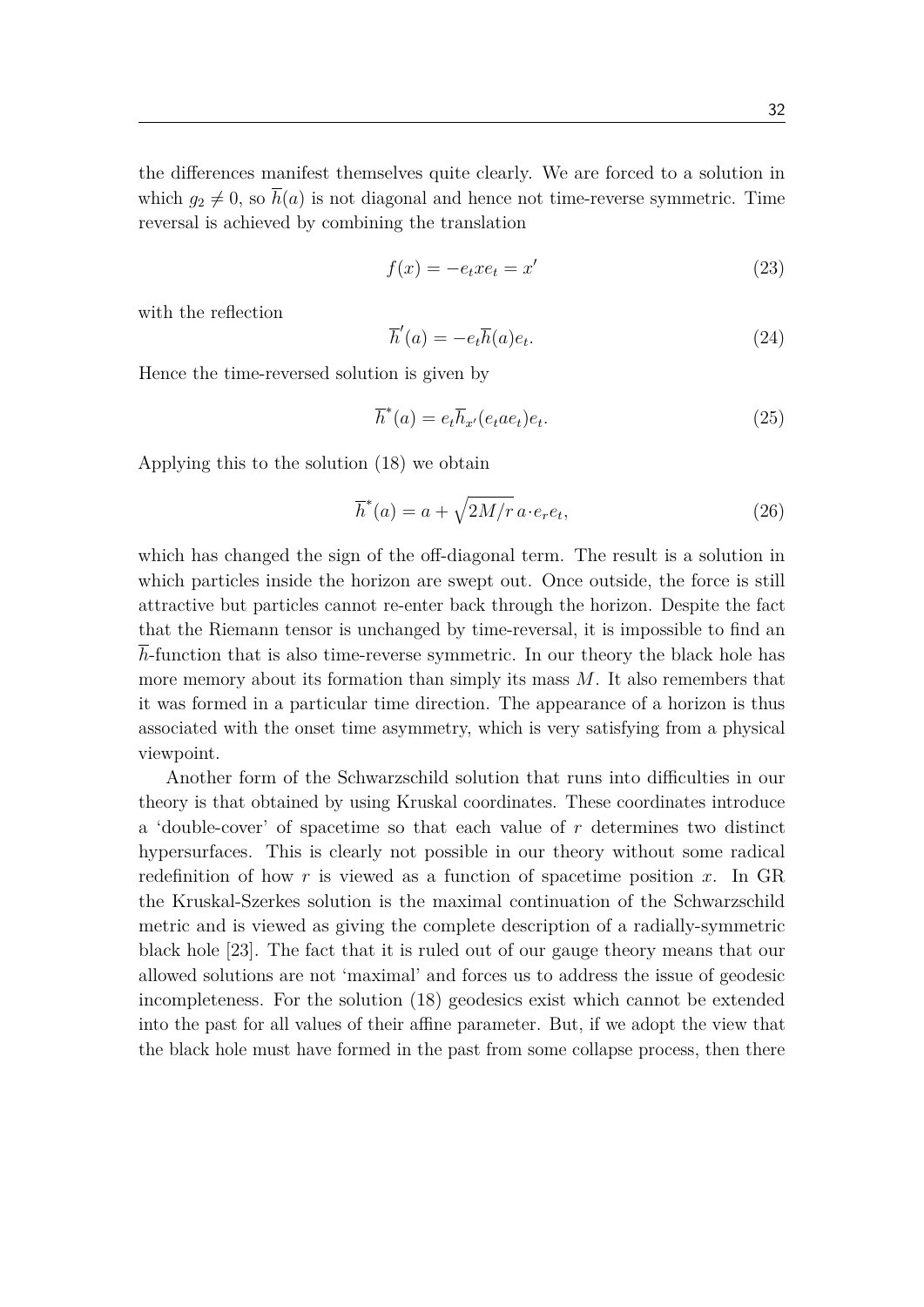the differences manifest themselves quite clearly. We are forced to a solution in which $g_2 \neq 0$, so $\overline{h}(a)$ is not diagonal and hence not time-reverse symmetric. Time reversal is achieved by combining the translation

$$f(x) = -e_t x e_t = x' \tag{23}$$

with the reflection

$$\overline{h}'(a) = -e_t \overline{h}(a) e_t. \tag{24}$$

Hence the time-reversed solution is given by

$$\overline{h}^*(a) = e_t \overline{h}_{x'}(e_t a e_t) e_t. \tag{25}$$

Applying this to the solution (18) we obtain

$$\overline{h}^*(a) = a + \sqrt{2M/r}\, a \cdot e_r e_t, \tag{26}$$

which has changed the sign of the off-diagonal term. The result is a solution in which particles inside the horizon are swept out. Once outside, the force is still attractive but particles cannot re-enter back through the horizon. Despite the fact that the Riemann tensor is unchanged by time-reversal, it is impossible to find an $\overline{h}$-function that is also time-reverse symmetric. In our theory the black hole has more memory about its formation than simply its mass $M$. It also remembers that it was formed in a particular time direction. The appearance of a horizon is thus associated with the onset time asymmetry, which is very satisfying from a physical viewpoint.

Another form of the Schwarzschild solution that runs into difficulties in our theory is that obtained by using Kruskal coordinates. These coordinates introduce a 'double-cover' of spacetime so that each value of $r$ determines two distinct hypersurfaces. This is clearly not possible in our theory without some radical redefinition of how $r$ is viewed as a function of spacetime position $x$. In GR the Kruskal-Szerkes solution is the maximal continuation of the Schwarzschild metric and is viewed as giving the complete description of a radially-symmetric black hole [23]. The fact that it is ruled out of our gauge theory means that our allowed solutions are not 'maximal' and forces us to address the issue of geodesic incompleteness. For the solution (18) geodesics exist which cannot be extended into the past for all values of their affine parameter. But, if we adopt the view that the black hole must have formed in the past from some collapse process, then there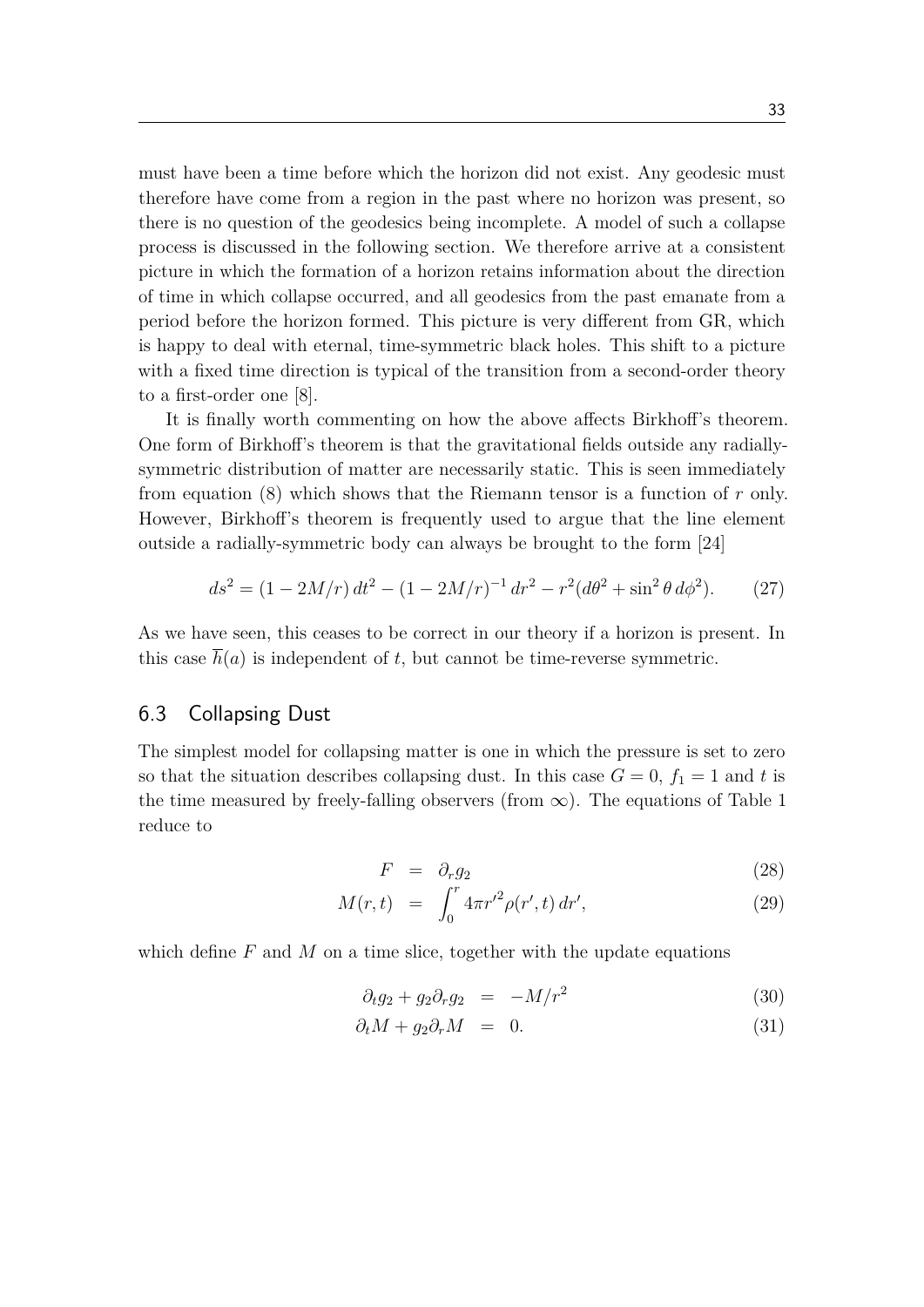must have been a time before which the horizon did not exist. Any geodesic must therefore have come from a region in the past where no horizon was present, so there is no question of the geodesics being incomplete. A model of such a collapse process is discussed in the following section. We therefore arrive at a consistent picture in which the formation of a horizon retains information about the direction of time in which collapse occurred, and all geodesics from the past emanate from a period before the horizon formed. This picture is very different from GR, which is happy to deal with eternal, time-symmetric black holes. This shift to a picture with a fixed time direction is typical of the transition from a second-order theory to a first-order one [8].

It is finally worth commenting on how the above affects Birkhoff's theorem. One form of Birkhoff's theorem is that the gravitational fields outside any radially-symmetric distribution of matter are necessarily static. This is seen immediately from equation (8) which shows that the Riemann tensor is a function of $r$ only. However, Birkhoff's theorem is frequently used to argue that the line element outside a radially-symmetric body can always be brought to the form [24]

$$ds^2 = (1 - 2M/r)\, dt^2 - (1 - 2M/r)^{-1}\, dr^2 - r^2(d\theta^2 + \sin^2\theta\, d\phi^2). \tag{27}$$

As we have seen, this ceases to be correct in our theory if a horizon is present. In this case $\overline{h}(a)$ is independent of $t$, but cannot be time-reverse symmetric.

## 6.3 Collapsing Dust

The simplest model for collapsing matter is one in which the pressure is set to zero so that the situation describes collapsing dust. In this case $G = 0$, $f_1 = 1$ and $t$ is the time measured by freely-falling observers (from $\infty$). The equations of Table 1 reduce to

$$F = \partial_r g_2 \tag{28}$$

$$M(r,t) = \int_0^r 4\pi r'^2 \rho(r', t)\, dr', \tag{29}$$

which define $F$ and $M$ on a time slice, together with the update equations

$$\partial_t g_2 + g_2 \partial_r g_2 = -M/r^2 \tag{30}$$

$$\partial_t M + g_2 \partial_r M = 0. \tag{31}$$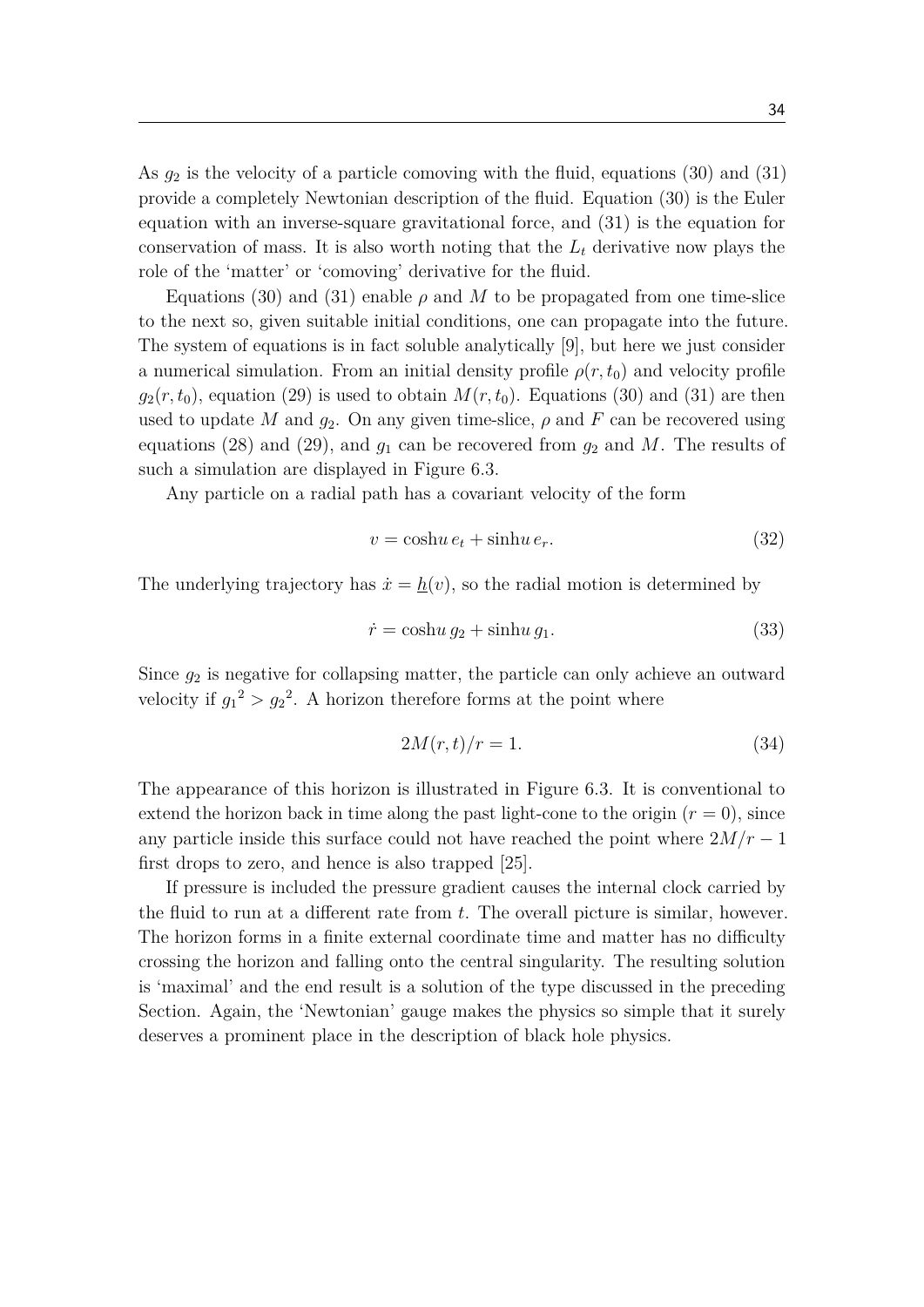As $g_2$ is the velocity of a particle comoving with the fluid, equations (30) and (31) provide a completely Newtonian description of the fluid. Equation (30) is the Euler equation with an inverse-square gravitational force, and (31) is the equation for conservation of mass. It is also worth noting that the $L_t$ derivative now plays the role of the 'matter' or 'comoving' derivative for the fluid.

Equations (30) and (31) enable $\rho$ and $M$ to be propagated from one time-slice to the next so, given suitable initial conditions, one can propagate into the future. The system of equations is in fact soluble analytically [9], but here we just consider a numerical simulation. From an initial density profile $\rho(r, t_0)$ and velocity profile $g_2(r, t_0)$, equation (29) is used to obtain $M(r, t_0)$. Equations (30) and (31) are then used to update $M$ and $g_2$. On any given time-slice, $\rho$ and $F$ can be recovered using equations (28) and (29), and $g_1$ can be recovered from $g_2$ and $M$. The results of such a simulation are displayed in Figure 6.3.

Any particle on a radial path has a covariant velocity of the form

$$v = \cosh u \, e_t + \sinh u \, e_r. \tag{32}$$

The underlying trajectory has $\dot{x} = \underline{h}(v)$, so the radial motion is determined by

$$\dot{r} = \cosh u \, g_2 + \sinh u \, g_1. \tag{33}$$

Since $g_2$ is negative for collapsing matter, the particle can only achieve an outward velocity if ${g_1}^2 > {g_2}^2$. A horizon therefore forms at the point where

$$2M(r, t)/r = 1. \tag{34}$$

The appearance of this horizon is illustrated in Figure 6.3. It is conventional to extend the horizon back in time along the past light-cone to the origin ($r = 0$), since any particle inside this surface could not have reached the point where $2M/r - 1$ first drops to zero, and hence is also trapped [25].

If pressure is included the pressure gradient causes the internal clock carried by the fluid to run at a different rate from $t$. The overall picture is similar, however. The horizon forms in a finite external coordinate time and matter has no difficulty crossing the horizon and falling onto the central singularity. The resulting solution is 'maximal' and the end result is a solution of the type discussed in the preceding Section. Again, the 'Newtonian' gauge makes the physics so simple that it surely deserves a prominent place in the description of black hole physics.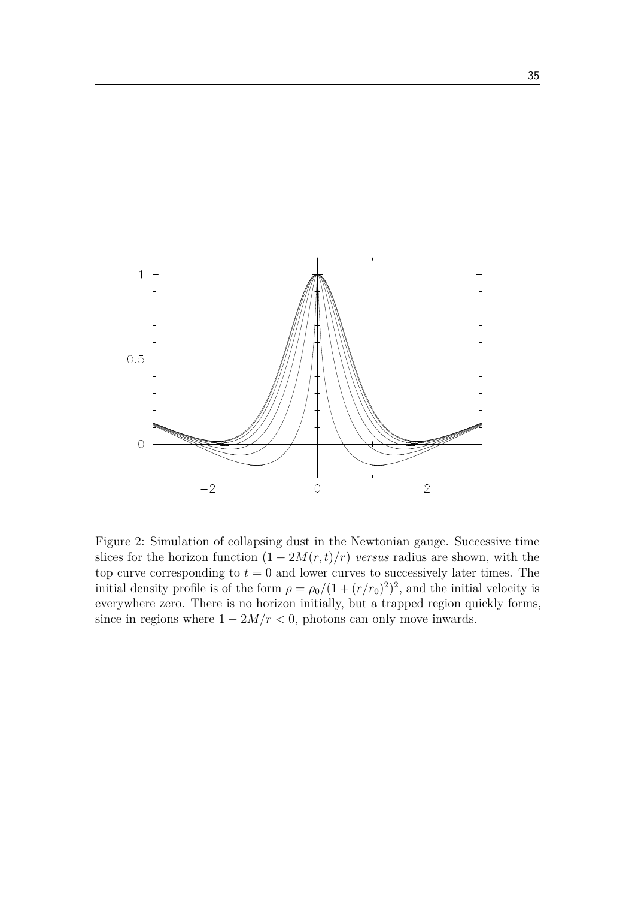Figure 2: Simulation of collapsing dust in the Newtonian gauge. Successive time slices for the horizon function $(1 - 2M(r,t)/r)$ *versus* radius are shown, with the top curve corresponding to $t = 0$ and lower curves to successively later times. The initial density profile is of the form $\rho = \rho_0/(1 + (r/r_0)^2)^2$, and the initial velocity is everywhere zero. There is no horizon initially, but a trapped region quickly forms, since in regions where $1 - 2M/r < 0$, photons can only move inwards.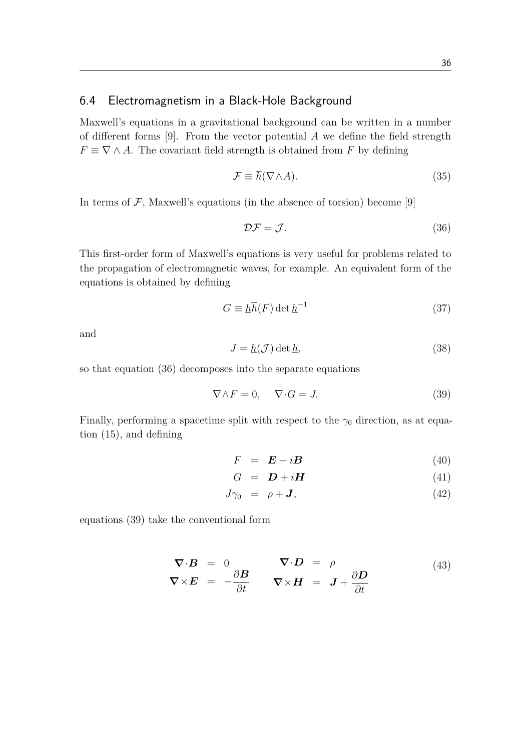### 6.4 Electromagnetism in a Black-Hole Background

Maxwell's equations in a gravitational background can be written in a number of different forms [9]. From the vector potential $A$ we define the field strength $F \equiv \nabla \wedge A$. The covariant field strength is obtained from $F$ by defining

$$\mathcal{F} \equiv \overline{h}(\nabla \wedge A). \tag{35}$$

In terms of $\mathcal{F}$, Maxwell's equations (in the absence of torsion) become [9]

$$\mathcal{D}\mathcal{F} = \mathcal{J}. \tag{36}$$

This first-order form of Maxwell's equations is very useful for problems related to the propagation of electromagnetic waves, for example. An equivalent form of the equations is obtained by defining

$$G \equiv \underline{h}\overline{h}(F) \det \underline{h}^{-1} \tag{37}$$

and

$$J = \underline{h}(\mathcal{J}) \det \underline{h}, \tag{38}$$

so that equation (36) decomposes into the separate equations

$$\nabla \wedge F = 0, \quad \nabla \cdot G = J. \tag{39}$$

Finally, performing a spacetime split with respect to the $\gamma_0$ direction, as at equation (15), and defining

$$F = \boldsymbol{E} + i\boldsymbol{B} \tag{40}$$

$$G = \boldsymbol{D} + i\boldsymbol{H} \tag{41}$$

$$J\gamma_0 = \rho + \boldsymbol{J}, \tag{42}$$

equations (39) take the conventional form

$$\begin{aligned} \boldsymbol{\nabla} \cdot \boldsymbol{B} &= 0 & \qquad \boldsymbol{\nabla} \cdot \boldsymbol{D} &= \rho \\ \boldsymbol{\nabla} \times \boldsymbol{E} &= -\frac{\partial \boldsymbol{B}}{\partial t} & \qquad \boldsymbol{\nabla} \times \boldsymbol{H} &= \boldsymbol{J} + \frac{\partial \boldsymbol{D}}{\partial t} \end{aligned} \tag{43}$$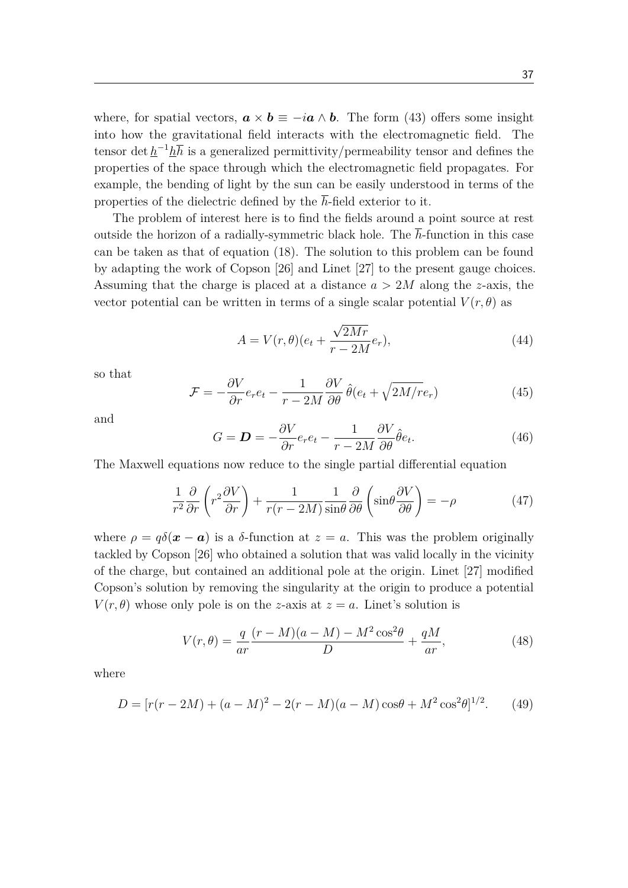where, for spatial vectors, $\boldsymbol{a} \times \boldsymbol{b} \equiv -i\boldsymbol{a} \wedge \boldsymbol{b}$. The form (43) offers some insight into how the gravitational field interacts with the electromagnetic field. The tensor $\det \underline{h}^{-1}\underline{h}\overline{h}$ is a generalized permittivity/permeability tensor and defines the properties of the space through which the electromagnetic field propagates. For example, the bending of light by the sun can be easily understood in terms of the properties of the dielectric defined by the $\overline{h}$-field exterior to it.

The problem of interest here is to find the fields around a point source at rest outside the horizon of a radially-symmetric black hole. The $\overline{h}$-function in this case can be taken as that of equation (18). The solution to this problem can be found by adapting the work of Copson [26] and Linet [27] to the present gauge choices. Assuming that the charge is placed at a distance $a > 2M$ along the $z$-axis, the vector potential can be written in terms of a single scalar potential $V(r,\theta)$ as

$$A = V(r,\theta)(e_t + \frac{\sqrt{2Mr}}{r-2M}e_r), \tag{44}$$

so that

$$\mathcal{F} = -\frac{\partial V}{\partial r}e_r e_t - \frac{1}{r-2M}\frac{\partial V}{\partial \theta}\,\hat{\theta}(e_t + \sqrt{2M/r}e_r) \tag{45}$$

and

$$G = \boldsymbol{D} = -\frac{\partial V}{\partial r}e_r e_t - \frac{1}{r-2M}\frac{\partial V}{\partial \theta}\hat{\theta}e_t. \tag{46}$$

The Maxwell equations now reduce to the single partial differential equation

$$\frac{1}{r^2}\frac{\partial}{\partial r}\left(r^2\frac{\partial V}{\partial r}\right) + \frac{1}{r(r-2M)}\frac{1}{\sin\theta}\frac{\partial}{\partial \theta}\left(\sin\theta\frac{\partial V}{\partial \theta}\right) = -\rho \tag{47}$$

where $\rho = q\delta(\boldsymbol{x}-\boldsymbol{a})$ is a $\delta$-function at $z = a$. This was the problem originally tackled by Copson [26] who obtained a solution that was valid locally in the vicinity of the charge, but contained an additional pole at the origin. Linet [27] modified Copson's solution by removing the singularity at the origin to produce a potential $V(r,\theta)$ whose only pole is on the $z$-axis at $z = a$. Linet's solution is

$$V(r,\theta) = \frac{q}{ar}\frac{(r-M)(a-M) - M^2\cos^2\theta}{D} + \frac{qM}{ar}, \tag{48}$$

where

$$D = [r(r-2M) + (a-M)^2 - 2(r-M)(a-M)\cos\theta + M^2\cos^2\theta]^{1/2}. \tag{49}$$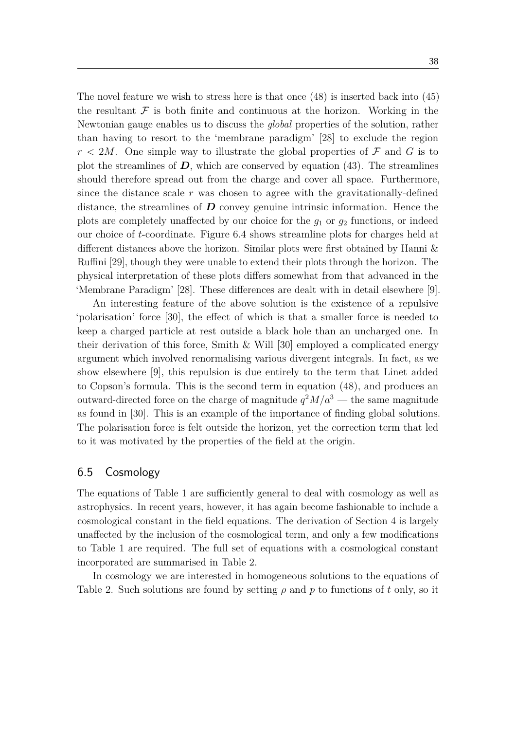The novel feature we wish to stress here is that once (48) is inserted back into (45) the resultant $\mathcal{F}$ is both finite and continuous at the horizon. Working in the Newtonian gauge enables us to discuss the *global* properties of the solution, rather than having to resort to the 'membrane paradigm' [28] to exclude the region $r < 2M$. One simple way to illustrate the global properties of $\mathcal{F}$ and $G$ is to plot the streamlines of $\boldsymbol{D}$, which are conserved by equation (43). The streamlines should therefore spread out from the charge and cover all space. Furthermore, since the distance scale $r$ was chosen to agree with the gravitationally-defined distance, the streamlines of $\boldsymbol{D}$ convey genuine intrinsic information. Hence the plots are completely unaffected by our choice for the $g_1$ or $g_2$ functions, or indeed our choice of $t$-coordinate. Figure 6.4 shows streamline plots for charges held at different distances above the horizon. Similar plots were first obtained by Hanni & Ruffini [29], though they were unable to extend their plots through the horizon. The physical interpretation of these plots differs somewhat from that advanced in the 'Membrane Paradigm' [28]. These differences are dealt with in detail elsewhere [9].

An interesting feature of the above solution is the existence of a repulsive 'polarisation' force [30], the effect of which is that a smaller force is needed to keep a charged particle at rest outside a black hole than an uncharged one. In their derivation of this force, Smith & Will [30] employed a complicated energy argument which involved renormalising various divergent integrals. In fact, as we show elsewhere [9], this repulsion is due entirely to the term that Linet added to Copson's formula. This is the second term in equation (48), and produces an outward-directed force on the charge of magnitude $q^2M/a^3$ — the same magnitude as found in [30]. This is an example of the importance of finding global solutions. The polarisation force is felt outside the horizon, yet the correction term that led to it was motivated by the properties of the field at the origin.

## 6.5 Cosmology

The equations of Table 1 are sufficiently general to deal with cosmology as well as astrophysics. In recent years, however, it has again become fashionable to include a cosmological constant in the field equations. The derivation of Section 4 is largely unaffected by the inclusion of the cosmological term, and only a few modifications to Table 1 are required. The full set of equations with a cosmological constant incorporated are summarised in Table 2.

In cosmology we are interested in homogeneous solutions to the equations of Table 2. Such solutions are found by setting $\rho$ and $p$ to functions of $t$ only, so it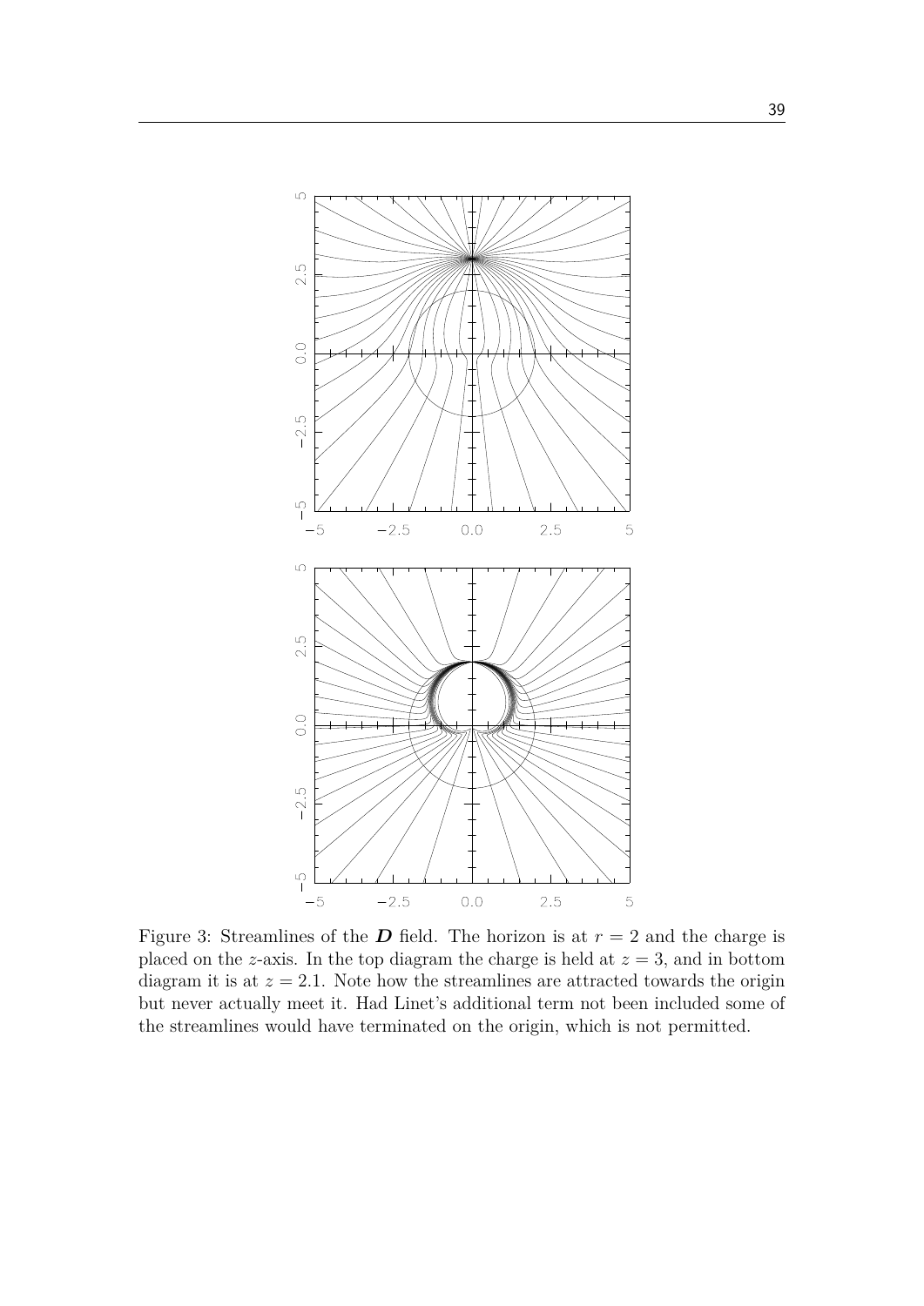Figure 3: Streamlines of the $\boldsymbol{D}$ field. The horizon is at $r = 2$ and the charge is placed on the $z$-axis. In the top diagram the charge is held at $z = 3$, and in bottom diagram it is at $z = 2.1$. Note how the streamlines are attracted towards the origin but never actually meet it. Had Linet's additional term not been included some of the streamlines would have terminated on the origin, which is not permitted.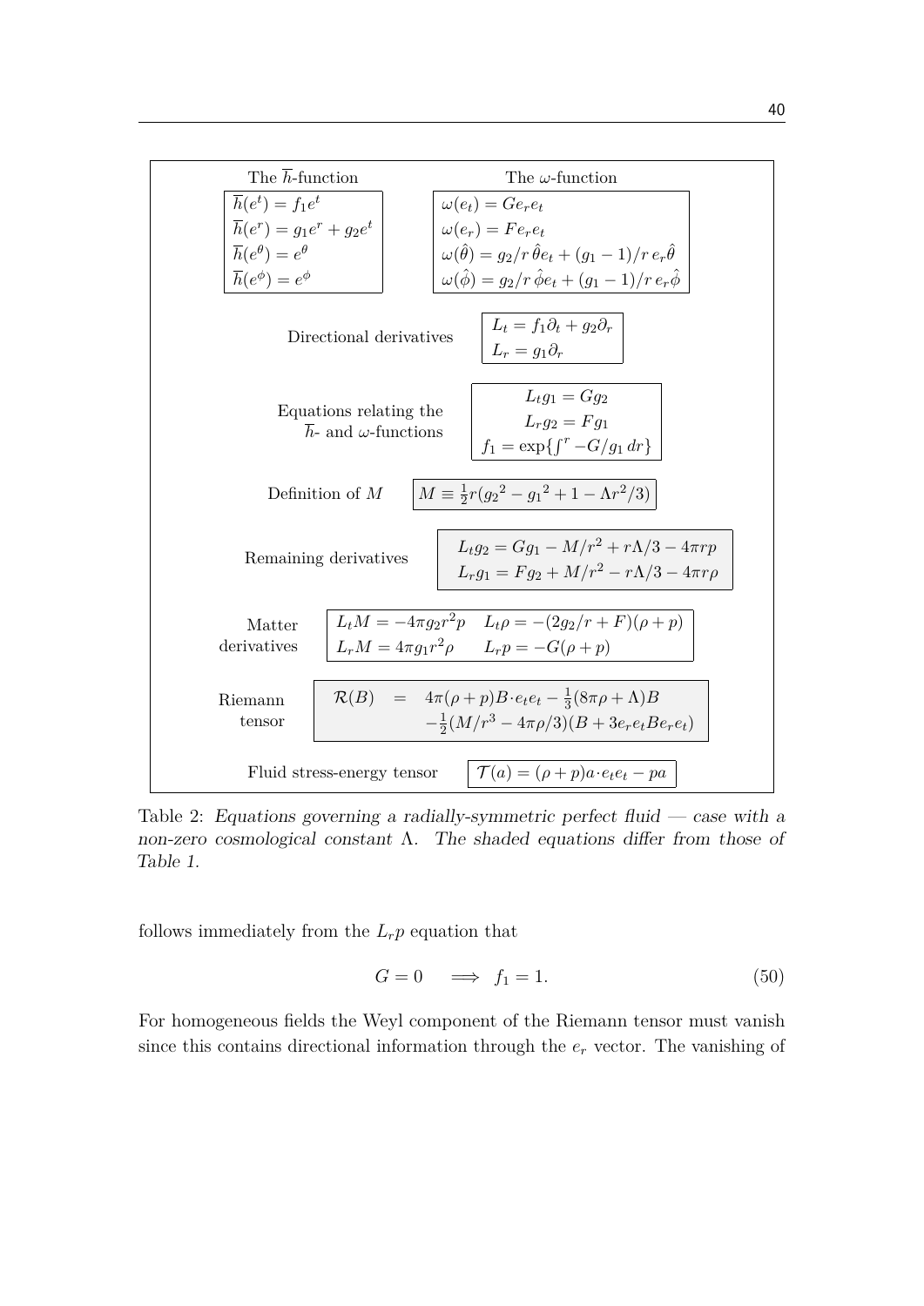| The $\overline{h}$-function | The $\omega$-function |
|---|---|
| $\overline{h}(e^t) = f_1 e^t$ <br> $\overline{h}(e^r) = g_1 e^r + g_2 e^t$ <br> $\overline{h}(e^\theta) = e^\theta$ <br> $\overline{h}(e^\phi) = e^\phi$ | $\omega(e_t) = G e_r e_t$ <br> $\omega(e_r) = F e_r e_t$ <br> $\omega(\hat{\theta}) = g_2/r\, \hat{\theta} e_t + (g_1 - 1)/r\, e_r \hat{\theta}$ <br> $\omega(\hat{\phi}) = g_2/r\, \hat{\phi} e_t + (g_1 - 1)/r\, e_r \hat{\phi}$ |

| | |
|---|---|
| Directional derivatives | $L_t = f_1 \partial_t + g_2 \partial_r$ <br> $L_r = g_1 \partial_r$ |
| Equations relating the $\overline{h}$- and $\omega$-functions | $L_t g_1 = G g_2$ <br> $L_r g_2 = F g_1$ <br> $f_1 = \exp\{\int^r -G/g_1\, dr\}$ |
| Definition of $M$ | $M \equiv \frac{1}{2} r({g_2}^2 - {g_1}^2 + 1 - \Lambda r^2/3)$ |
| Remaining derivatives | $L_t g_2 = G g_1 - M/r^2 + r\Lambda/3 - 4\pi r p$ <br> $L_r g_1 = F g_2 + M/r^2 - r\Lambda/3 - 4\pi r \rho$ |
| Matter derivatives | $L_t M = -4\pi g_2 r^2 p \quad L_t \rho = -(2g_2/r + F)(\rho + p)$ <br> $L_r M = 4\pi g_1 r^2 \rho \quad L_r p = -G(\rho + p)$ |
| Riemann tensor | $\mathcal{R}(B) = 4\pi(\rho + p) B \cdot e_t e_t - \frac{1}{3}(8\pi\rho + \Lambda) B$ <br> $-\frac{1}{2}(M/r^3 - 4\pi\rho/3)(B + 3 e_r e_t B e_r e_t)$ |
| Fluid stress-energy tensor | $\mathcal{T}(a) = (\rho + p) a \cdot e_t e_t - p a$ |

Table 2: *Equations governing a radially-symmetric perfect fluid — case with a non-zero cosmological constant* $\Lambda$. *The shaded equations differ from those of Table 1.*

follows immediately from the $L_r p$ equation that

$$G = 0 \quad \Longrightarrow \quad f_1 = 1. \tag{50}$$

For homogeneous fields the Weyl component of the Riemann tensor must vanish since this contains directional information through the $e_r$ vector. The vanishing of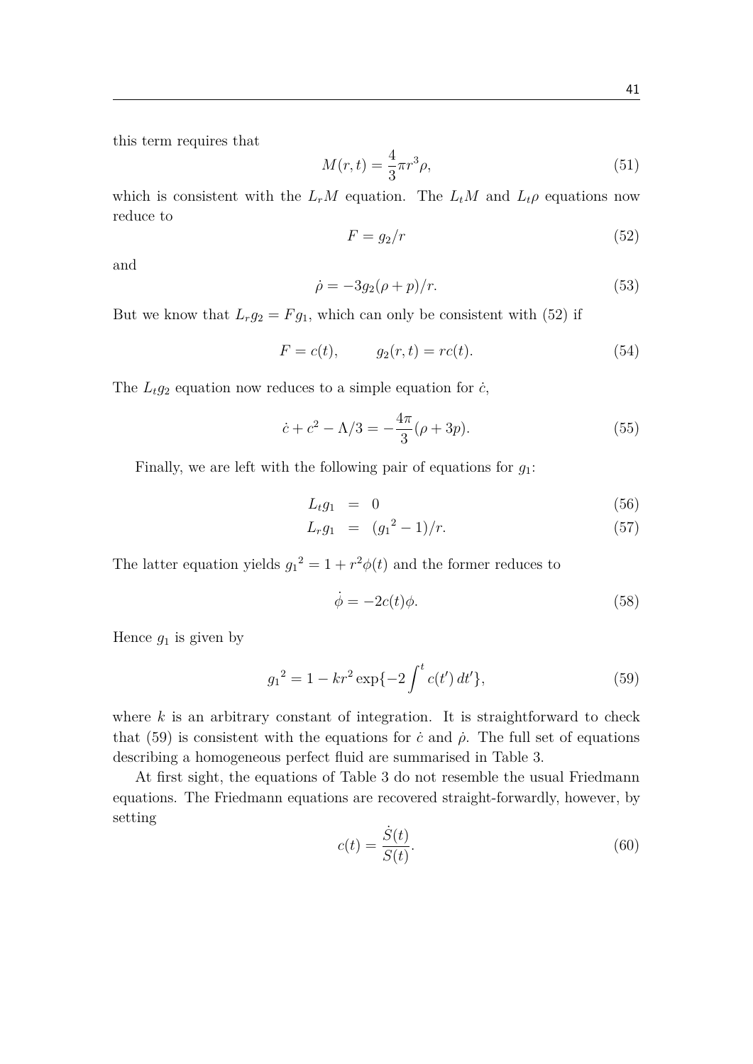this term requires that

$$M(r,t) = \frac{4}{3}\pi r^3 \rho, \tag{51}$$

which is consistent with the $L_r M$ equation. The $L_t M$ and $L_t \rho$ equations now reduce to

$$F = g_2/r \tag{52}$$

and

$$\dot{\rho} = -3g_2(\rho + p)/r. \tag{53}$$

But we know that $L_r g_2 = F g_1$, which can only be consistent with (52) if

$$F = c(t), \qquad g_2(r,t) = rc(t). \tag{54}$$

The $L_t g_2$ equation now reduces to a simple equation for $\dot{c}$,

$$\dot{c} + c^2 - \Lambda/3 = -\frac{4\pi}{3}(\rho + 3p). \tag{55}$$

Finally, we are left with the following pair of equations for $g_1$:

$$L_t g_1 = 0 \tag{56}$$

$$L_r g_1 = ({g_1}^2 - 1)/r. \tag{57}$$

The latter equation yields ${g_1}^2 = 1 + r^2\phi(t)$ and the former reduces to

$$\dot{\phi} = -2c(t)\phi. \tag{58}$$

Hence $g_1$ is given by

$${g_1}^2 = 1 - kr^2 \exp\{-2\int^t c(t')\,dt'\}, \tag{59}$$

where $k$ is an arbitrary constant of integration. It is straightforward to check that (59) is consistent with the equations for $\dot{c}$ and $\dot{\rho}$. The full set of equations describing a homogeneous perfect fluid are summarised in Table 3.

At first sight, the equations of Table 3 do not resemble the usual Friedmann equations. The Friedmann equations are recovered straight-forwardly, however, by setting

$$c(t) = \frac{\dot{S}(t)}{S(t)}. \tag{60}$$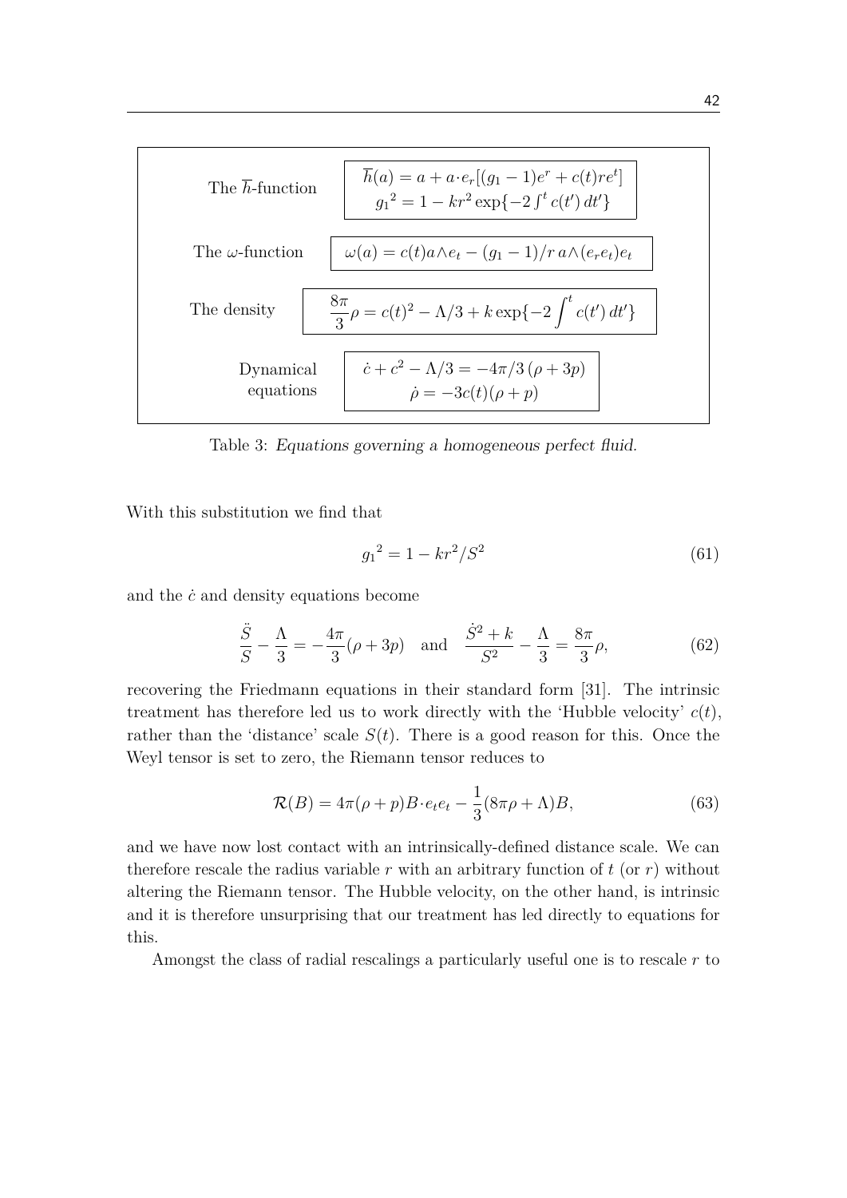| | |
|---|---|
| The $\overline{h}$-function | $\overline{h}(a) = a + a\cdot e_r[(g_1 - 1)e^r + c(t) r e^t]$ <br> ${g_1}^2 = 1 - kr^2 \exp\{-2\int^t c(t')\, dt'\}$ |
| The $\omega$-function | $\omega(a) = c(t) a\wedge e_t - (g_1 - 1)/r\, a\wedge(e_r e_t) e_t$ |
| The density | $\frac{8\pi}{3}\rho = c(t)^2 - \Lambda/3 + k \exp\{-2\int^t c(t')\, dt'\}$ |
| Dynamical equations | $\dot{c} + c^2 - \Lambda/3 = -4\pi/3\,(\rho + 3p)$ <br> $\dot{\rho} = -3c(t)(\rho + p)$ |

Table 3: *Equations governing a homogeneous perfect fluid.*

With this substitution we find that

$$
{g_1}^2 = 1 - kr^2/S^2 \tag{61}
$$

and the $\dot{c}$ and density equations become

$$
\frac{\ddot{S}}{S} - \frac{\Lambda}{3} = -\frac{4\pi}{3}(\rho + 3p) \quad \text{and} \quad \frac{\dot{S}^2 + k}{S^2} - \frac{\Lambda}{3} = \frac{8\pi}{3}\rho, \tag{62}
$$

recovering the Friedmann equations in their standard form [31]. The intrinsic treatment has therefore led us to work directly with the 'Hubble velocity' $c(t)$, rather than the 'distance' scale $S(t)$. There is a good reason for this. Once the Weyl tensor is set to zero, the Riemann tensor reduces to

$$
\mathcal{R}(B) = 4\pi(\rho + p) B\cdot e_t e_t - \frac{1}{3}(8\pi\rho + \Lambda) B, \tag{63}
$$

and we have now lost contact with an intrinsically-defined distance scale. We can therefore rescale the radius variable $r$ with an arbitrary function of $t$ (or $r$) without altering the Riemann tensor. The Hubble velocity, on the other hand, is intrinsic and it is therefore unsurprising that our treatment has led directly to equations for this.

Amongst the class of radial rescalings a particularly useful one is to rescale $r$ to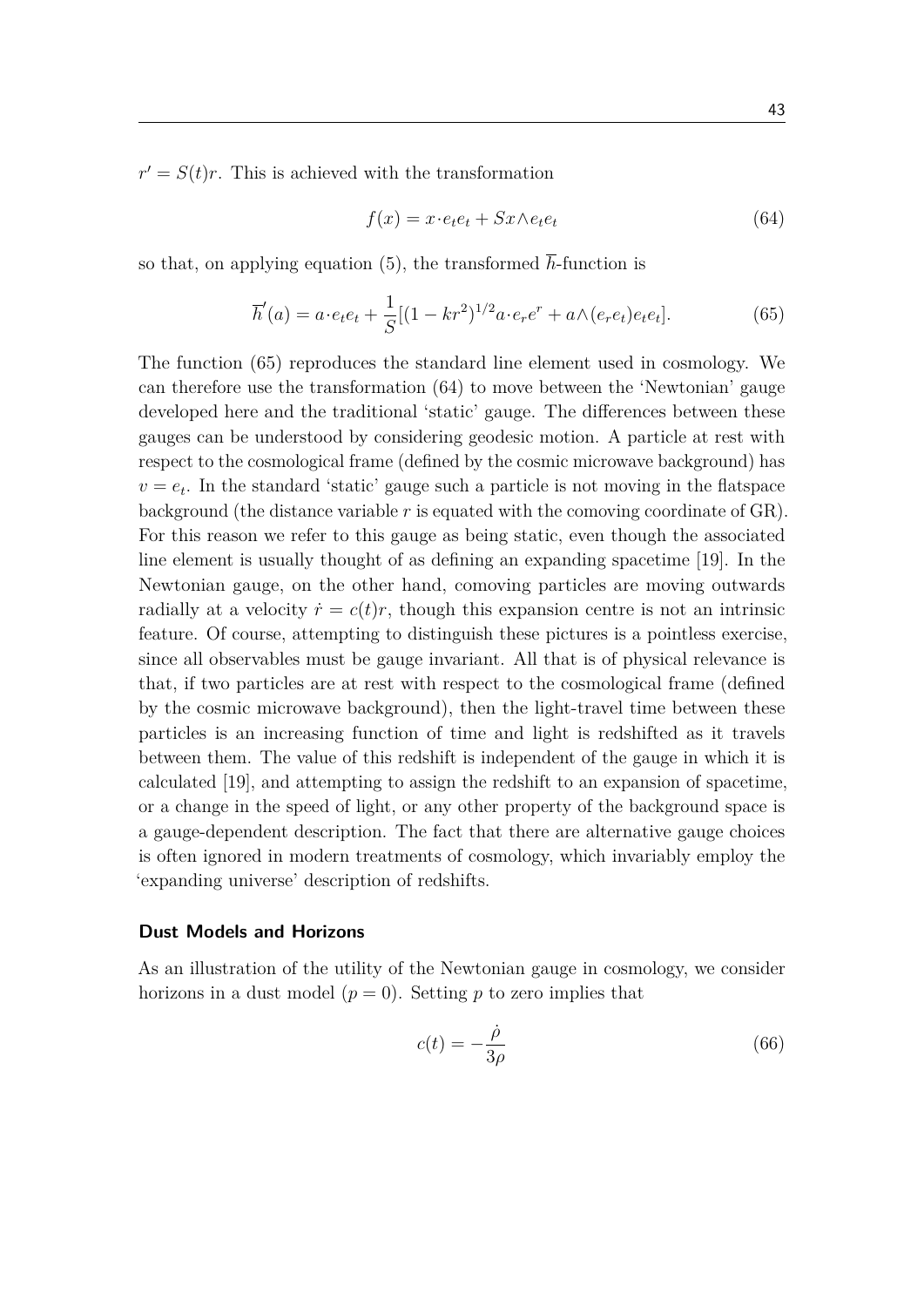$r' = S(t)r$. This is achieved with the transformation

$$f(x) = x \cdot e_t e_t + S x \wedge e_t e_t \tag{64}$$

so that, on applying equation (5), the transformed $\overline{h}$-function is

$$\overline{h}'(a) = a \cdot e_t e_t + \frac{1}{S}[(1 - kr^2)^{1/2} a \cdot e_r e^r + a \wedge (e_r e_t) e_t e_t]. \tag{65}$$

The function (65) reproduces the standard line element used in cosmology. We can therefore use the transformation (64) to move between the 'Newtonian' gauge developed here and the traditional 'static' gauge. The differences between these gauges can be understood by considering geodesic motion. A particle at rest with respect to the cosmological frame (defined by the cosmic microwave background) has $v = e_t$. In the standard 'static' gauge such a particle is not moving in the flatspace background (the distance variable $r$ is equated with the comoving coordinate of GR). For this reason we refer to this gauge as being static, even though the associated line element is usually thought of as defining an expanding spacetime [19]. In the Newtonian gauge, on the other hand, comoving particles are moving outwards radially at a velocity $\dot{r} = c(t)r$, though this expansion centre is not an intrinsic feature. Of course, attempting to distinguish these pictures is a pointless exercise, since all observables must be gauge invariant. All that is of physical relevance is that, if two particles are at rest with respect to the cosmological frame (defined by the cosmic microwave background), then the light-travel time between these particles is an increasing function of time and light is redshifted as it travels between them. The value of this redshift is independent of the gauge in which it is calculated [19], and attempting to assign the redshift to an expansion of spacetime, or a change in the speed of light, or any other property of the background space is a gauge-dependent description. The fact that there are alternative gauge choices is often ignored in modern treatments of cosmology, which invariably employ the 'expanding universe' description of redshifts.

### Dust Models and Horizons

As an illustration of the utility of the Newtonian gauge in cosmology, we consider horizons in a dust model ($p = 0$). Setting $p$ to zero implies that

$$c(t) = -\frac{\dot{\rho}}{3\rho} \tag{66}$$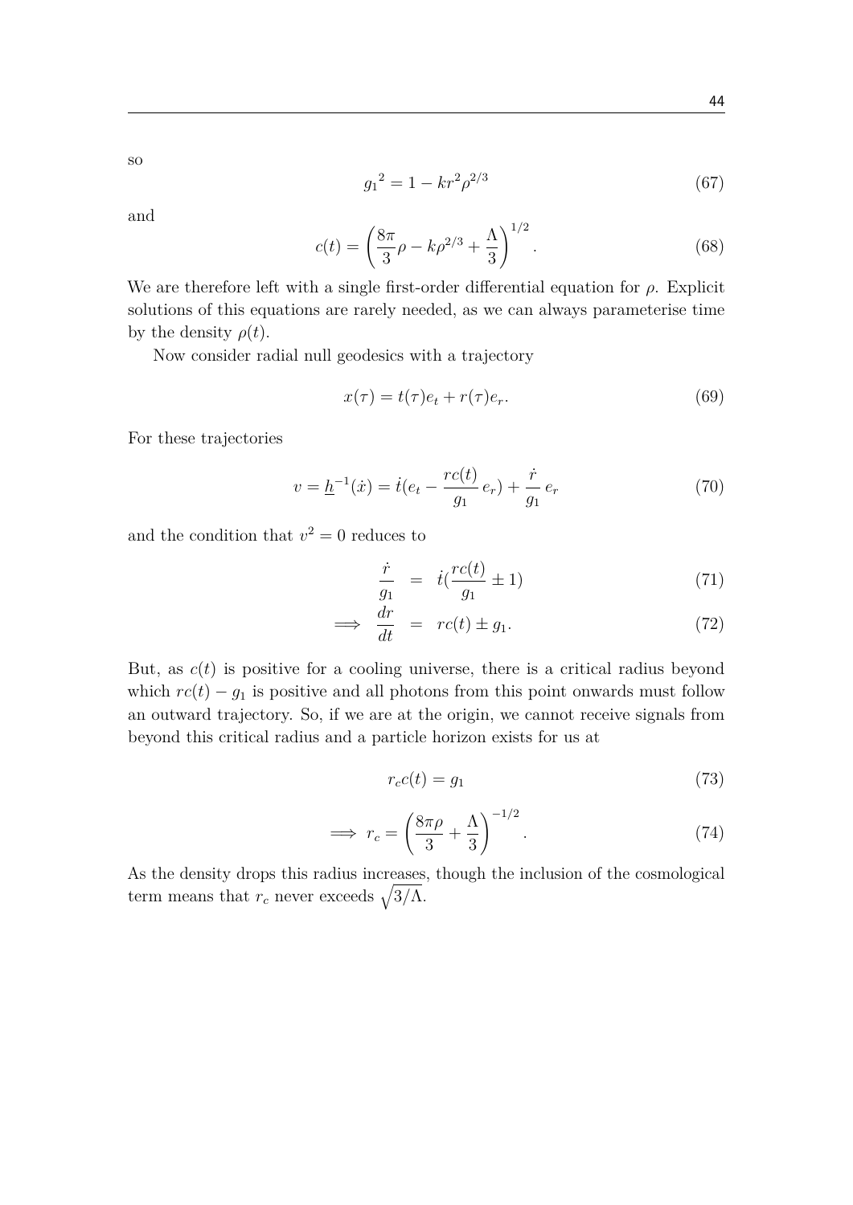so

$$
{g_1}^2 = 1 - kr^2\rho^{2/3} \tag{67}
$$

and

$$
c(t) = \left(\frac{8\pi}{3}\rho - k\rho^{2/3} + \frac{\Lambda}{3}\right)^{1/2}. \tag{68}
$$

We are therefore left with a single first-order differential equation for $\rho$. Explicit solutions of this equations are rarely needed, as we can always parameterise time by the density $\rho(t)$.

Now consider radial null geodesics with a trajectory

$$
x(\tau) = t(\tau)e_t + r(\tau)e_r. \tag{69}
$$

For these trajectories

$$
v = \underline{h}^{-1}(\dot{x}) = \dot{t}(e_t - \frac{rc(t)}{g_1}\, e_r) + \frac{\dot{r}}{g_1}\, e_r \tag{70}
$$

and the condition that $v^2 = 0$ reduces to

$$
\frac{\dot{r}}{g_1} = \dot{t}(\frac{rc(t)}{g_1} \pm 1) \tag{71}
$$

$$
\implies \frac{dr}{dt} = rc(t) \pm g_1. \tag{72}
$$

But, as $c(t)$ is positive for a cooling universe, there is a critical radius beyond which $rc(t) - g_1$ is positive and all photons from this point onwards must follow an outward trajectory. So, if we are at the origin, we cannot receive signals from beyond this critical radius and a particle horizon exists for us at

$$
r_c c(t) = g_1 \tag{73}
$$

$$
\implies r_c = \left(\frac{8\pi\rho}{3} + \frac{\Lambda}{3}\right)^{-1/2}. \tag{74}
$$

As the density drops this radius increases, though the inclusion of the cosmological term means that $r_c$ never exceeds $\sqrt{3/\Lambda}$.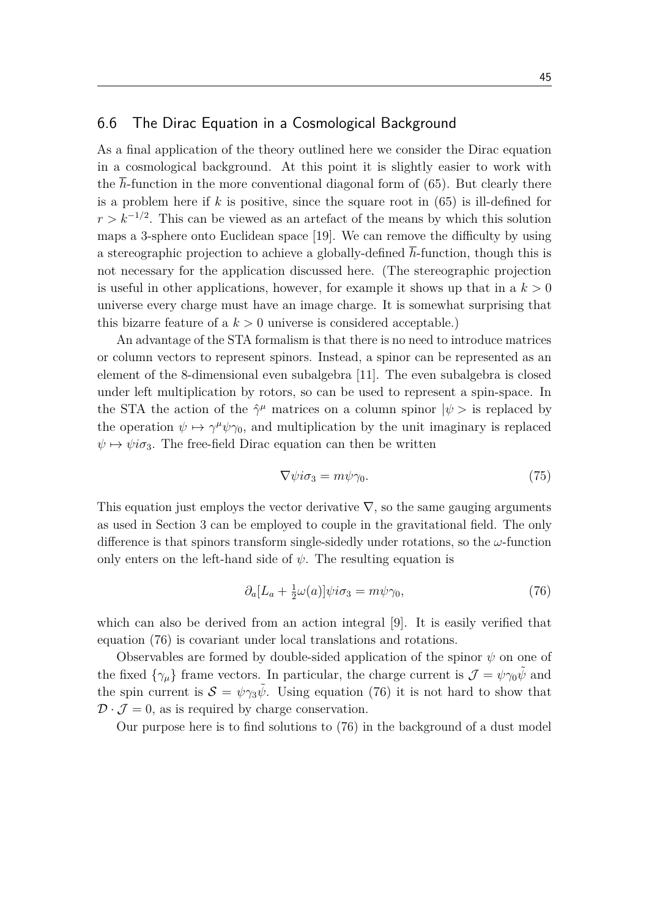## 6.6 The Dirac Equation in a Cosmological Background

As a final application of the theory outlined here we consider the Dirac equation in a cosmological background. At this point it is slightly easier to work with the $\overline{h}$-function in the more conventional diagonal form of (65). But clearly there is a problem here if $k$ is positive, since the square root in (65) is ill-defined for $r > k^{-1/2}$. This can be viewed as an artefact of the means by which this solution maps a 3-sphere onto Euclidean space [19]. We can remove the difficulty by using a stereographic projection to achieve a globally-defined $\overline{h}$-function, though this is not necessary for the application discussed here. (The stereographic projection is useful in other applications, however, for example it shows up that in a $k > 0$ universe every charge must have an image charge. It is somewhat surprising that this bizarre feature of a $k > 0$ universe is considered acceptable.)

An advantage of the STA formalism is that there is no need to introduce matrices or column vectors to represent spinors. Instead, a spinor can be represented as an element of the 8-dimensional even subalgebra [11]. The even subalgebra is closed under left multiplication by rotors, so can be used to represent a spin-space. In the STA the action of the $\hat{\gamma}^\mu$ matrices on a column spinor $|\psi>$ is replaced by the operation $\psi \mapsto \gamma^\mu \psi \gamma_0$, and multiplication by the unit imaginary is replaced $\psi \mapsto \psi i\sigma_3$. The free-field Dirac equation can then be written

$$\nabla \psi i\sigma_3 = m\psi\gamma_0. \tag{75}$$

This equation just employs the vector derivative $\nabla$, so the same gauging arguments as used in Section 3 can be employed to couple in the gravitational field. The only difference is that spinors transform single-sidedly under rotations, so the $\omega$-function only enters on the left-hand side of $\psi$. The resulting equation is

$$\partial_a [L_a + \tfrac{1}{2}\omega(a)]\psi i\sigma_3 = m\psi\gamma_0, \tag{76}$$

which can also be derived from an action integral [9]. It is easily verified that equation (76) is covariant under local translations and rotations.

Observables are formed by double-sided application of the spinor $\psi$ on one of the fixed $\{\gamma_\mu\}$ frame vectors. In particular, the charge current is $\mathcal{J} = \psi\gamma_0\tilde{\psi}$ and the spin current is $\mathcal{S} = \psi\gamma_3\tilde{\psi}$. Using equation (76) it is not hard to show that $\mathcal{D} \cdot \mathcal{J} = 0$, as is required by charge conservation.

Our purpose here is to find solutions to (76) in the background of a dust model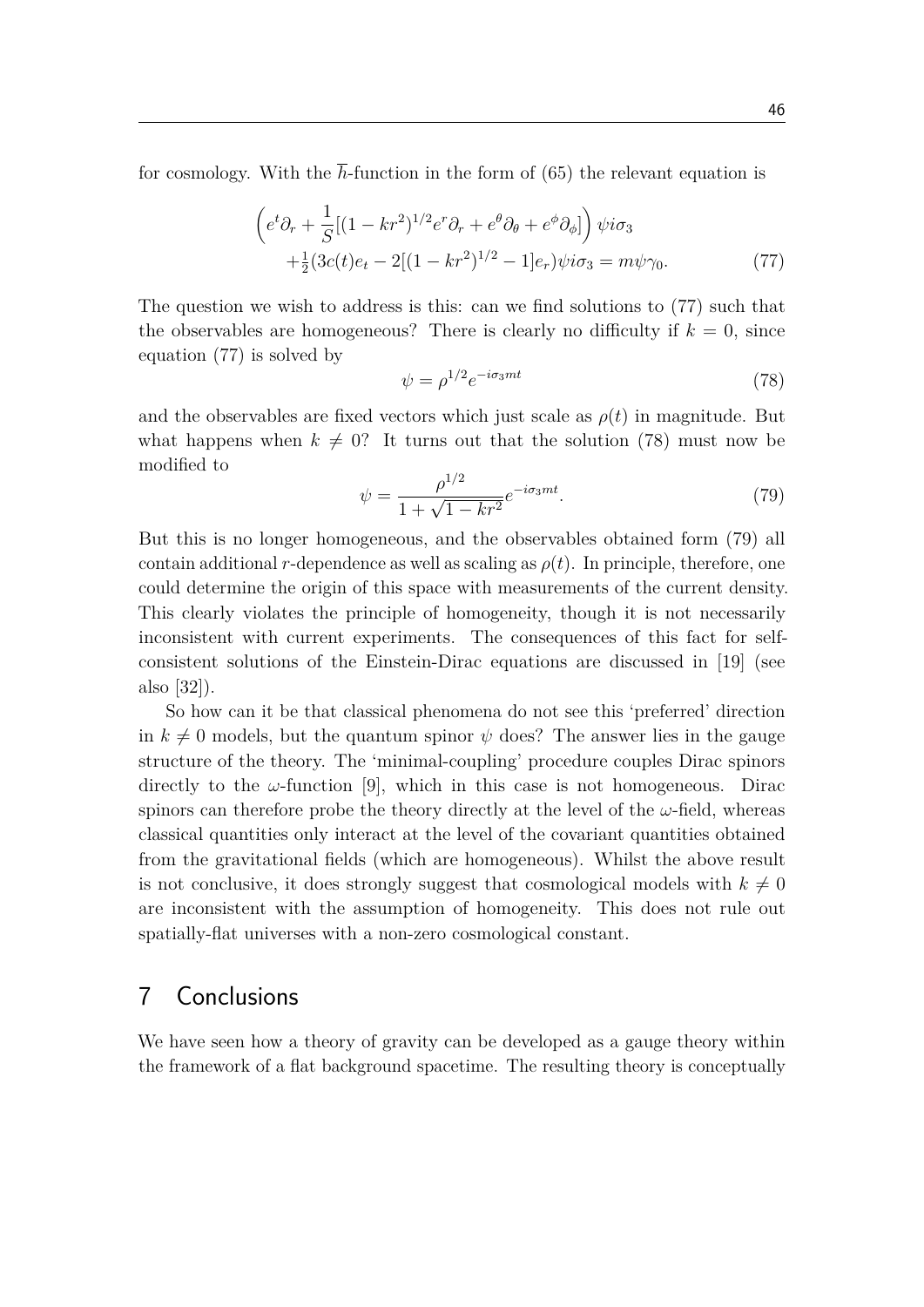for cosmology. With the $\overline{h}$-function in the form of (65) the relevant equation is

$$\left(e^t\partial_r + \frac{1}{S}[(1-kr^2)^{1/2}e^r\partial_r + e^\theta\partial_\theta + e^\phi\partial_\phi]\right)\psi i\sigma_3 \\ +\tfrac{1}{2}(3c(t)e_t - 2[(1-kr^2)^{1/2}-1]e_r)\psi i\sigma_3 = m\psi\gamma_0. \tag{77}$$

The question we wish to address is this: can we find solutions to (77) such that the observables are homogeneous? There is clearly no difficulty if $k=0$, since equation (77) is solved by

$$\psi = \rho^{1/2}e^{-i\sigma_3 mt} \tag{78}$$

and the observables are fixed vectors which just scale as $\rho(t)$ in magnitude. But what happens when $k \neq 0$? It turns out that the solution (78) must now be modified to

$$\psi = \frac{\rho^{1/2}}{1+\sqrt{1-kr^2}}e^{-i\sigma_3 mt}. \tag{79}$$

But this is no longer homogeneous, and the observables obtained form (79) all contain additional $r$-dependence as well as scaling as $\rho(t)$. In principle, therefore, one could determine the origin of this space with measurements of the current density. This clearly violates the principle of homogeneity, though it is not necessarily inconsistent with current experiments. The consequences of this fact for self-consistent solutions of the Einstein-Dirac equations are discussed in [19] (see also [32]).

So how can it be that classical phenomena do not see this 'preferred' direction in $k \neq 0$ models, but the quantum spinor $\psi$ does? The answer lies in the gauge structure of the theory. The 'minimal-coupling' procedure couples Dirac spinors directly to the $\omega$-function [9], which in this case is not homogeneous. Dirac spinors can therefore probe the theory directly at the level of the $\omega$-field, whereas classical quantities only interact at the level of the covariant quantities obtained from the gravitational fields (which are homogeneous). Whilst the above result is not conclusive, it does strongly suggest that cosmological models with $k \neq 0$ are inconsistent with the assumption of homogeneity. This does not rule out spatially-flat universes with a non-zero cosmological constant.

## 7 Conclusions

We have seen how a theory of gravity can be developed as a gauge theory within the framework of a flat background spacetime. The resulting theory is conceptually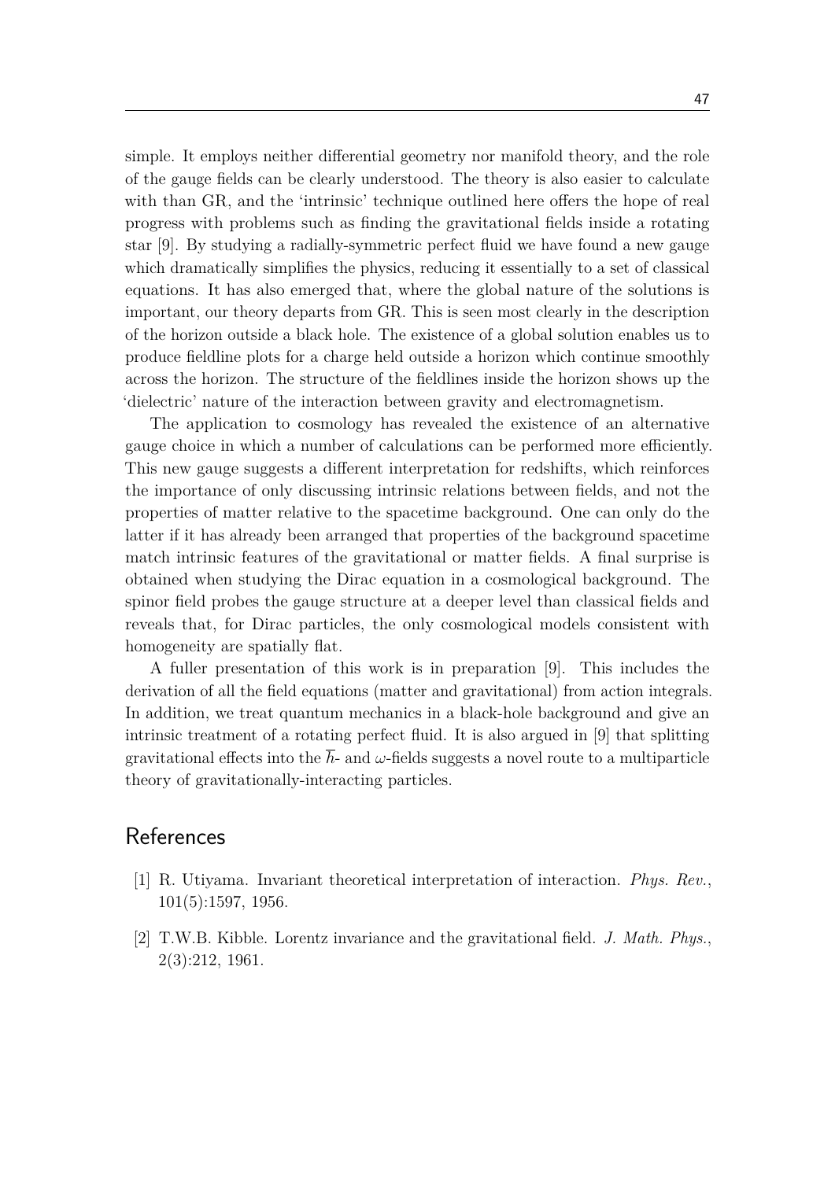simple. It employs neither differential geometry nor manifold theory, and the role of the gauge fields can be clearly understood. The theory is also easier to calculate with than GR, and the 'intrinsic' technique outlined here offers the hope of real progress with problems such as finding the gravitational fields inside a rotating star [9]. By studying a radially-symmetric perfect fluid we have found a new gauge which dramatically simplifies the physics, reducing it essentially to a set of classical equations. It has also emerged that, where the global nature of the solutions is important, our theory departs from GR. This is seen most clearly in the description of the horizon outside a black hole. The existence of a global solution enables us to produce fieldline plots for a charge held outside a horizon which continue smoothly across the horizon. The structure of the fieldlines inside the horizon shows up the 'dielectric' nature of the interaction between gravity and electromagnetism.

The application to cosmology has revealed the existence of an alternative gauge choice in which a number of calculations can be performed more efficiently. This new gauge suggests a different interpretation for redshifts, which reinforces the importance of only discussing intrinsic relations between fields, and not the properties of matter relative to the spacetime background. One can only do the latter if it has already been arranged that properties of the background spacetime match intrinsic features of the gravitational or matter fields. A final surprise is obtained when studying the Dirac equation in a cosmological background. The spinor field probes the gauge structure at a deeper level than classical fields and reveals that, for Dirac particles, the only cosmological models consistent with homogeneity are spatially flat.

A fuller presentation of this work is in preparation [9]. This includes the derivation of all the field equations (matter and gravitational) from action integrals. In addition, we treat quantum mechanics in a black-hole background and give an intrinsic treatment of a rotating perfect fluid. It is also argued in [9] that splitting gravitational effects into the $\overline{h}$- and $\omega$-fields suggests a novel route to a multiparticle theory of gravitationally-interacting particles.

## References

[1] R. Utiyama. Invariant theoretical interpretation of interaction. *Phys. Rev.*, 101(5):1597, 1956.

[2] T.W.B. Kibble. Lorentz invariance and the gravitational field. *J. Math. Phys.*, 2(3):212, 1961.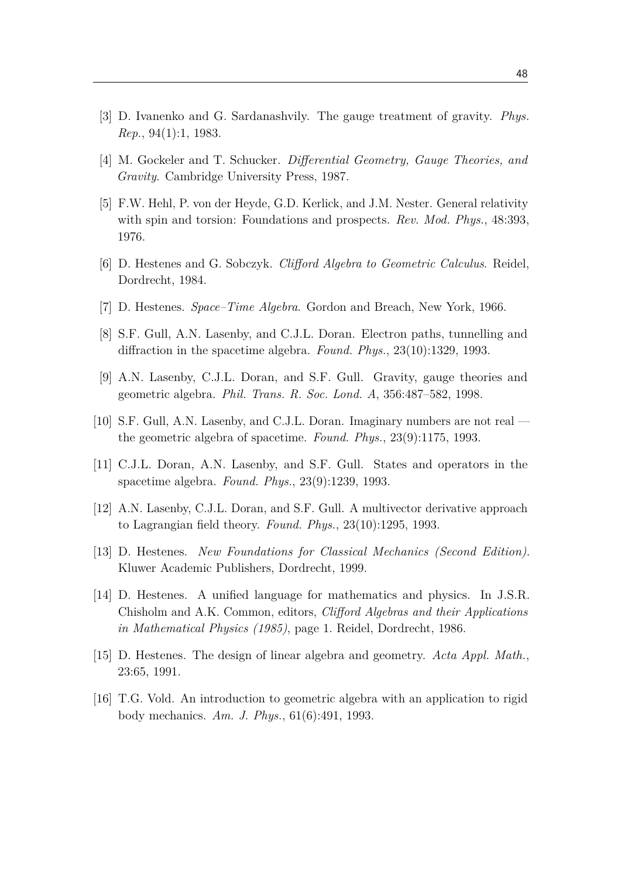[3] D. Ivanenko and G. Sardanashvily. The gauge treatment of gravity. *Phys. Rep.*, 94(1):1, 1983.

[4] M. Gockeler and T. Schucker. *Differential Geometry, Gauge Theories, and Gravity*. Cambridge University Press, 1987.

[5] F.W. Hehl, P. von der Heyde, G.D. Kerlick, and J.M. Nester. General relativity with spin and torsion: Foundations and prospects. *Rev. Mod. Phys.*, 48:393, 1976.

[6] D. Hestenes and G. Sobczyk. *Clifford Algebra to Geometric Calculus*. Reidel, Dordrecht, 1984.

[7] D. Hestenes. *Space–Time Algebra*. Gordon and Breach, New York, 1966.

[8] S.F. Gull, A.N. Lasenby, and C.J.L. Doran. Electron paths, tunnelling and diffraction in the spacetime algebra. *Found. Phys.*, 23(10):1329, 1993.

[9] A.N. Lasenby, C.J.L. Doran, and S.F. Gull. Gravity, gauge theories and geometric algebra. *Phil. Trans. R. Soc. Lond. A*, 356:487–582, 1998.

[10] S.F. Gull, A.N. Lasenby, and C.J.L. Doran. Imaginary numbers are not real — the geometric algebra of spacetime. *Found. Phys.*, 23(9):1175, 1993.

[11] C.J.L. Doran, A.N. Lasenby, and S.F. Gull. States and operators in the spacetime algebra. *Found. Phys.*, 23(9):1239, 1993.

[12] A.N. Lasenby, C.J.L. Doran, and S.F. Gull. A multivector derivative approach to Lagrangian field theory. *Found. Phys.*, 23(10):1295, 1993.

[13] D. Hestenes. *New Foundations for Classical Mechanics (Second Edition)*. Kluwer Academic Publishers, Dordrecht, 1999.

[14] D. Hestenes. A unified language for mathematics and physics. In J.S.R. Chisholm and A.K. Common, editors, *Clifford Algebras and their Applications in Mathematical Physics (1985)*, page 1. Reidel, Dordrecht, 1986.

[15] D. Hestenes. The design of linear algebra and geometry. *Acta Appl. Math.*, 23:65, 1991.

[16] T.G. Vold. An introduction to geometric algebra with an application to rigid body mechanics. *Am. J. Phys.*, 61(6):491, 1993.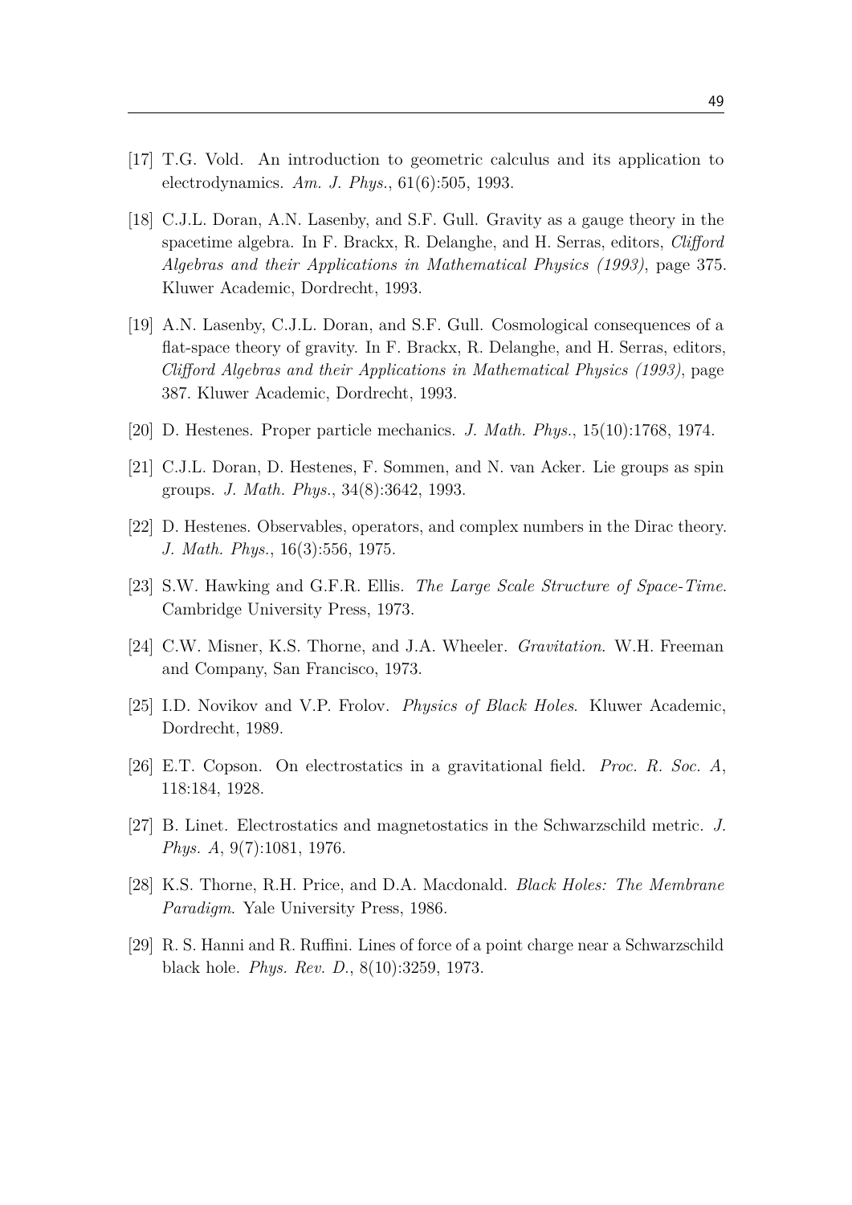[17] T.G. Vold. An introduction to geometric calculus and its application to electrodynamics. *Am. J. Phys.*, 61(6):505, 1993.

[18] C.J.L. Doran, A.N. Lasenby, and S.F. Gull. Gravity as a gauge theory in the spacetime algebra. In F. Brackx, R. Delanghe, and H. Serras, editors, *Clifford Algebras and their Applications in Mathematical Physics (1993)*, page 375. Kluwer Academic, Dordrecht, 1993.

[19] A.N. Lasenby, C.J.L. Doran, and S.F. Gull. Cosmological consequences of a flat-space theory of gravity. In F. Brackx, R. Delanghe, and H. Serras, editors, *Clifford Algebras and their Applications in Mathematical Physics (1993)*, page 387. Kluwer Academic, Dordrecht, 1993.

[20] D. Hestenes. Proper particle mechanics. *J. Math. Phys.*, 15(10):1768, 1974.

[21] C.J.L. Doran, D. Hestenes, F. Sommen, and N. van Acker. Lie groups as spin groups. *J. Math. Phys.*, 34(8):3642, 1993.

[22] D. Hestenes. Observables, operators, and complex numbers in the Dirac theory. *J. Math. Phys.*, 16(3):556, 1975.

[23] S.W. Hawking and G.F.R. Ellis. *The Large Scale Structure of Space-Time*. Cambridge University Press, 1973.

[24] C.W. Misner, K.S. Thorne, and J.A. Wheeler. *Gravitation*. W.H. Freeman and Company, San Francisco, 1973.

[25] I.D. Novikov and V.P. Frolov. *Physics of Black Holes*. Kluwer Academic, Dordrecht, 1989.

[26] E.T. Copson. On electrostatics in a gravitational field. *Proc. R. Soc. A*, 118:184, 1928.

[27] B. Linet. Electrostatics and magnetostatics in the Schwarzschild metric. *J. Phys. A*, 9(7):1081, 1976.

[28] K.S. Thorne, R.H. Price, and D.A. Macdonald. *Black Holes: The Membrane Paradigm*. Yale University Press, 1986.

[29] R. S. Hanni and R. Ruffini. Lines of force of a point charge near a Schwarzschild black hole. *Phys. Rev. D.*, 8(10):3259, 1973.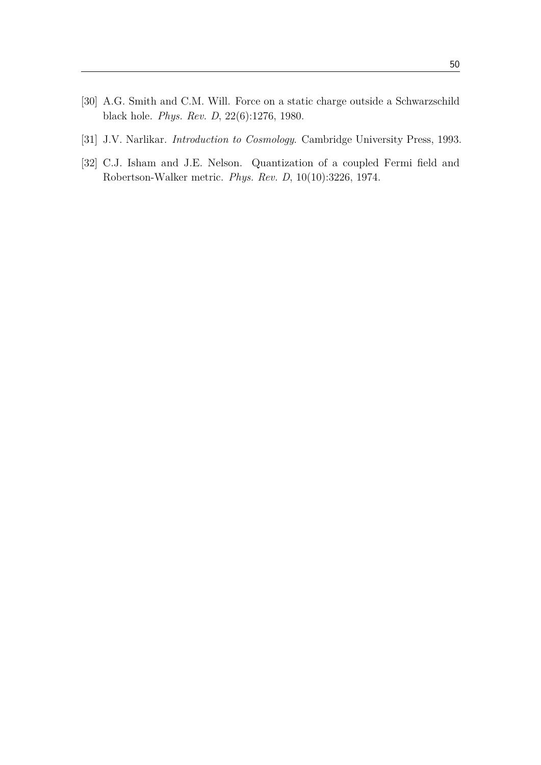[30] A.G. Smith and C.M. Will. Force on a static charge outside a Schwarzschild black hole. *Phys. Rev. D*, 22(6):1276, 1980.

[31] J.V. Narlikar. *Introduction to Cosmology*. Cambridge University Press, 1993.

[32] C.J. Isham and J.E. Nelson. Quantization of a coupled Fermi field and Robertson-Walker metric. *Phys. Rev. D*, 10(10):3226, 1974.